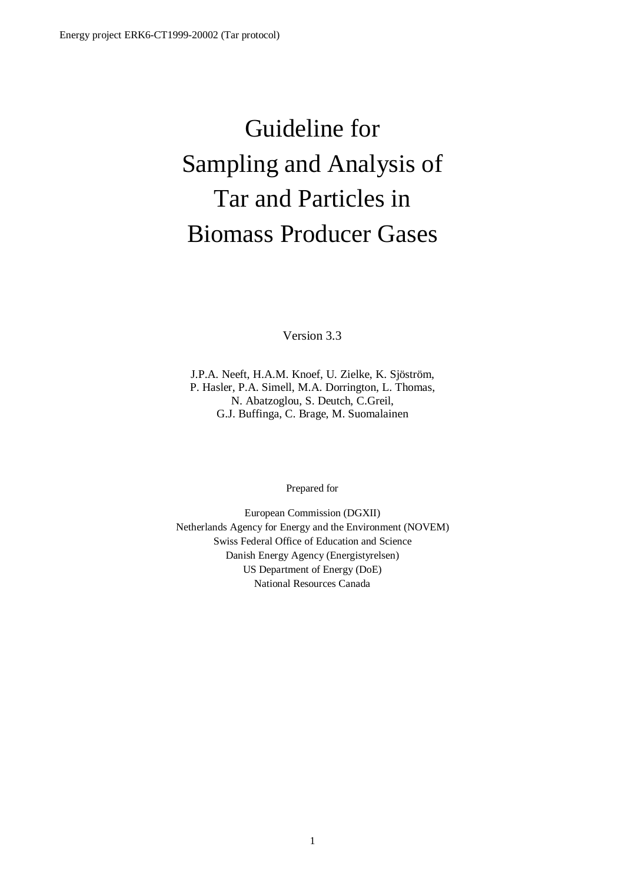# Guideline for Sampling and Analysis of Tar and Particles in Biomass Producer Gases

Version 3.3

J.P.A. Neeft, H.A.M. Knoef, U. Zielke, K. Sjöström, P. Hasler, P.A. Simell, M.A. Dorrington, L. Thomas, N. Abatzoglou, S. Deutch, C.Greil, G.J. Buffinga, C. Brage, M. Suomalainen

Prepared for

European Commission (DGXII)
Netherlands Agency for Energy and the Environment (NOVEM)
Swiss Federal Office of Education and Science
Danish Energy Agency (Energistyrelsen)
US Department of Energy (DoE)
National Resources Canada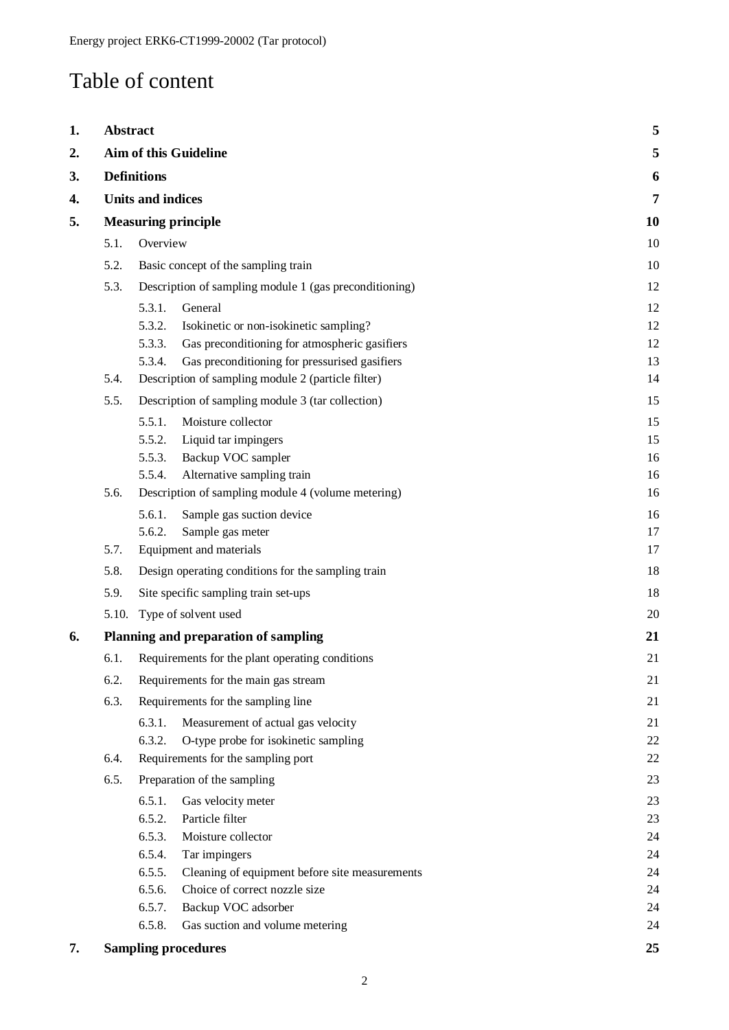# Table of content

| | | | |
|---|---|---|---|
| **1.** | **Abstract** | | **5** |
| **2.** | **Aim of this Guideline** | | **5** |
| **3.** | **Definitions** | | **6** |
| **4.** | **Units and indices** | | **7** |
| **5.** | **Measuring principle** | | **10** |
| | 5.1. | Overview | 10 |
| | 5.2. | Basic concept of the sampling train | 10 |
| | 5.3. | Description of sampling module 1 (gas preconditioning) | 12 |
| | | 5.3.1. General | 12 |
| | | 5.3.2. Isokinetic or non-isokinetic sampling? | 12 |
| | | 5.3.3. Gas preconditioning for atmospheric gasifiers | 12 |
| | | 5.3.4. Gas preconditioning for pressurised gasifiers | 13 |
| | 5.4. | Description of sampling module 2 (particle filter) | 14 |
| | 5.5. | Description of sampling module 3 (tar collection) | 15 |
| | | 5.5.1. Moisture collector | 15 |
| | | 5.5.2. Liquid tar impingers | 15 |
| | | 5.5.3. Backup VOC sampler | 16 |
| | | 5.5.4. Alternative sampling train | 16 |
| | 5.6. | Description of sampling module 4 (volume metering) | 16 |
| | | 5.6.1. Sample gas suction device | 16 |
| | | 5.6.2. Sample gas meter | 17 |
| | 5.7. | Equipment and materials | 17 |
| | 5.8. | Design operating conditions for the sampling train | 18 |
| | 5.9. | Site specific sampling train set-ups | 18 |
| | 5.10. | Type of solvent used | 20 |
| **6.** | **Planning and preparation of sampling** | | **21** |
| | 6.1. | Requirements for the plant operating conditions | 21 |
| | 6.2. | Requirements for the main gas stream | 21 |
| | 6.3. | Requirements for the sampling line | 21 |
| | | 6.3.1. Measurement of actual gas velocity | 21 |
| | | 6.3.2. O-type probe for isokinetic sampling | 22 |
| | 6.4. | Requirements for the sampling port | 22 |
| | 6.5. | Preparation of the sampling | 23 |
| | | 6.5.1. Gas velocity meter | 23 |
| | | 6.5.2. Particle filter | 23 |
| | | 6.5.3. Moisture collector | 24 |
| | | 6.5.4. Tar impingers | 24 |
| | | 6.5.5. Cleaning of equipment before site measurements | 24 |
| | | 6.5.6. Choice of correct nozzle size | 24 |
| | | 6.5.7. Backup VOC adsorber | 24 |
| | | 6.5.8. Gas suction and volume metering | 24 |
| **7.** | **Sampling procedures** | | **25** |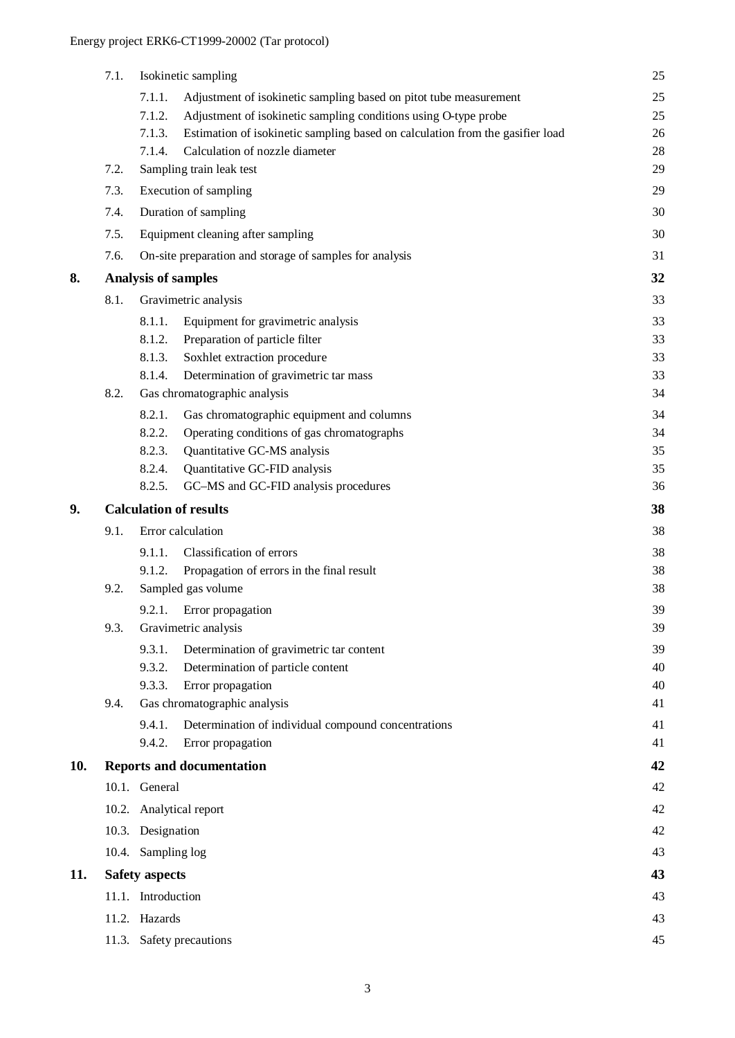| | | | |
|---|---|---|---|
| 7.1. | Isokinetic sampling | | 25 |
| | 7.1.1. | Adjustment of isokinetic sampling based on pitot tube measurement | 25 |
| | 7.1.2. | Adjustment of isokinetic sampling conditions using O-type probe | 25 |
| | 7.1.3. | Estimation of isokinetic sampling based on calculation from the gasifier load | 26 |
| | 7.1.4. | Calculation of nozzle diameter | 28 |
| 7.2. | Sampling train leak test | | 29 |
| 7.3. | Execution of sampling | | 29 |
| 7.4. | Duration of sampling | | 30 |
| 7.5. | Equipment cleaning after sampling | | 30 |
| 7.6. | On-site preparation and storage of samples for analysis | | 31 |
| **8.** | **Analysis of samples** | | **32** |
| 8.1. | Gravimetric analysis | | 33 |
| | 8.1.1. | Equipment for gravimetric analysis | 33 |
| | 8.1.2. | Preparation of particle filter | 33 |
| | 8.1.3. | Soxhlet extraction procedure | 33 |
| | 8.1.4. | Determination of gravimetric tar mass | 33 |
| 8.2. | Gas chromatographic analysis | | 34 |
| | 8.2.1. | Gas chromatographic equipment and columns | 34 |
| | 8.2.2. | Operating conditions of gas chromatographs | 34 |
| | 8.2.3. | Quantitative GC-MS analysis | 35 |
| | 8.2.4. | Quantitative GC-FID analysis | 35 |
| | 8.2.5. | GC–MS and GC-FID analysis procedures | 36 |
| **9.** | **Calculation of results** | | **38** |
| 9.1. | Error calculation | | 38 |
| | 9.1.1. | Classification of errors | 38 |
| | 9.1.2. | Propagation of errors in the final result | 38 |
| 9.2. | Sampled gas volume | | 38 |
| | 9.2.1. | Error propagation | 39 |
| 9.3. | Gravimetric analysis | | 39 |
| | 9.3.1. | Determination of gravimetric tar content | 39 |
| | 9.3.2. | Determination of particle content | 40 |
| | 9.3.3. | Error propagation | 40 |
| 9.4. | Gas chromatographic analysis | | 41 |
| | 9.4.1. | Determination of individual compound concentrations | 41 |
| | 9.4.2. | Error propagation | 41 |
| **10.** | **Reports and documentation** | | **42** |
| 10.1. | General | | 42 |
| 10.2. | Analytical report | | 42 |
| 10.3. | Designation | | 42 |
| 10.4. | Sampling log | | 43 |
| **11.** | **Safety aspects** | | **43** |
| 11.1. | Introduction | | 43 |
| 11.2. | Hazards | | 43 |
| 11.3. | Safety precautions | | 45 |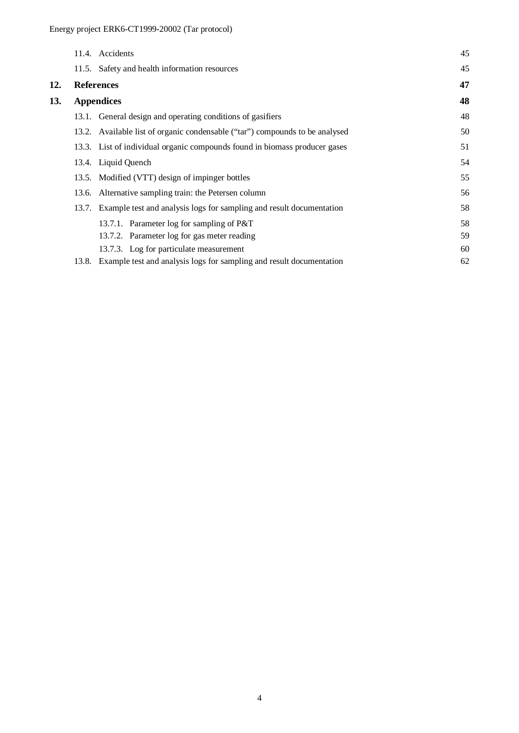11.4. Accidents 45

11.5. Safety and health information resources 45

**12. References 47**

**13. Appendices 48**

13.1. General design and operating conditions of gasifiers 48

13.2. Available list of organic condensable ("tar") compounds to be analysed 50

13.3. List of individual organic compounds found in biomass producer gases 51

13.4. Liquid Quench 54

13.5. Modified (VTT) design of impinger bottles 55

13.6. Alternative sampling train: the Petersen column 56

13.7. Example test and analysis logs for sampling and result documentation 58

13.7.1. Parameter log for sampling of P&T 58

13.7.2. Parameter log for gas meter reading 59

13.7.3. Log for particulate measurement 60

13.8. Example test and analysis logs for sampling and result documentation 62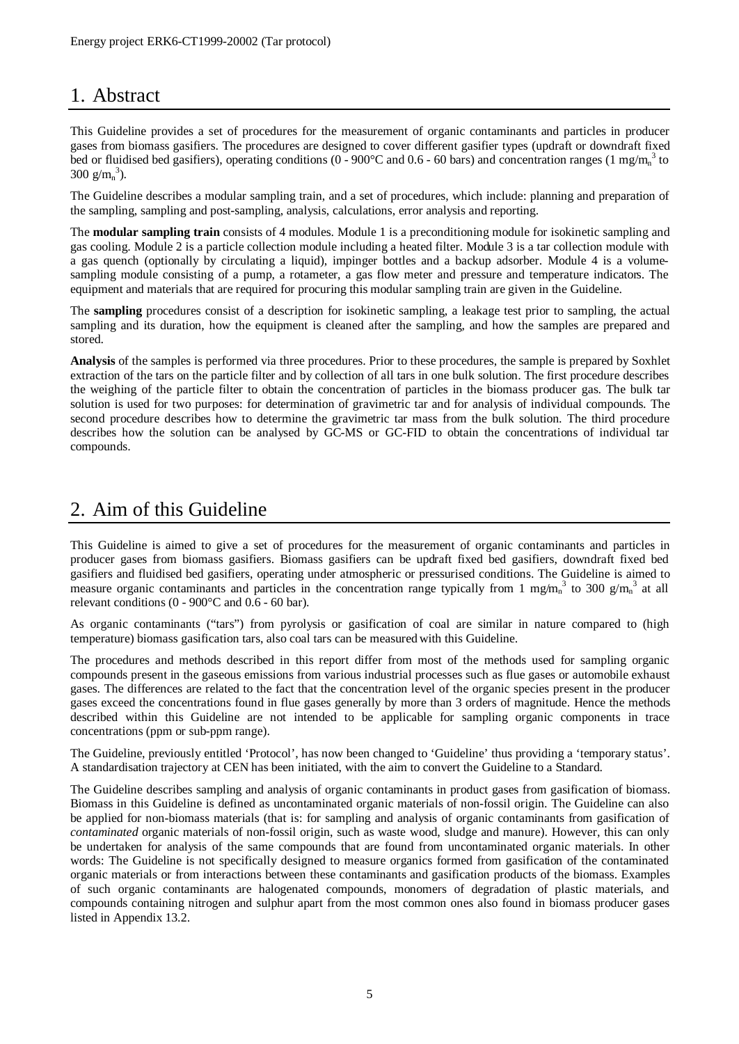# 1. Abstract

This Guideline provides a set of procedures for the measurement of organic contaminants and particles in producer gases from biomass gasifiers. The procedures are designed to cover different gasifier types (updraft or downdraft fixed bed or fluidised bed gasifiers), operating conditions (0 - 900°C and 0.6 - 60 bars) and concentration ranges (1 mg/$m_n^3$ to 300 g/$m_n^3$).

The Guideline describes a modular sampling train, and a set of procedures, which include: planning and preparation of the sampling, sampling and post-sampling, analysis, calculations, error analysis and reporting.

The **modular sampling train** consists of 4 modules. Module 1 is a preconditioning module for isokinetic sampling and gas cooling. Module 2 is a particle collection module including a heated filter. Module 3 is a tar collection module with a gas quench (optionally by circulating a liquid), impinger bottles and a backup adsorber. Module 4 is a volume-sampling module consisting of a pump, a rotameter, a gas flow meter and pressure and temperature indicators. The equipment and materials that are required for procuring this modular sampling train are given in the Guideline.

The **sampling** procedures consist of a description for isokinetic sampling, a leakage test prior to sampling, the actual sampling and its duration, how the equipment is cleaned after the sampling, and how the samples are prepared and stored.

**Analysis** of the samples is performed via three procedures. Prior to these procedures, the sample is prepared by Soxhlet extraction of the tars on the particle filter and by collection of all tars in one bulk solution. The first procedure describes the weighing of the particle filter to obtain the concentration of particles in the biomass producer gas. The bulk tar solution is used for two purposes: for determination of gravimetric tar and for analysis of individual compounds. The second procedure describes how to determine the gravimetric tar mass from the bulk solution. The third procedure describes how the solution can be analysed by GC-MS or GC-FID to obtain the concentrations of individual tar compounds.

# 2. Aim of this Guideline

This Guideline is aimed to give a set of procedures for the measurement of organic contaminants and particles in producer gases from biomass gasifiers. Biomass gasifiers can be updraft fixed bed gasifiers, downdraft fixed bed gasifiers and fluidised bed gasifiers, operating under atmospheric or pressurised conditions. The Guideline is aimed to measure organic contaminants and particles in the concentration range typically from 1 mg/$m_n^3$ to 300 g/$m_n^3$ at all relevant conditions (0 - 900°C and 0.6 - 60 bar).

As organic contaminants ("tars") from pyrolysis or gasification of coal are similar in nature compared to (high temperature) biomass gasification tars, also coal tars can be measured with this Guideline.

The procedures and methods described in this report differ from most of the methods used for sampling organic compounds present in the gaseous emissions from various industrial processes such as flue gases or automobile exhaust gases. The differences are related to the fact that the concentration level of the organic species present in the producer gases exceed the concentrations found in flue gases generally by more than 3 orders of magnitude. Hence the methods described within this Guideline are not intended to be applicable for sampling organic components in trace concentrations (ppm or sub-ppm range).

The Guideline, previously entitled 'Protocol', has now been changed to 'Guideline' thus providing a 'temporary status'. A standardisation trajectory at CEN has been initiated, with the aim to convert the Guideline to a Standard.

The Guideline describes sampling and analysis of organic contaminants in product gases from gasification of biomass. Biomass in this Guideline is defined as uncontaminated organic materials of non-fossil origin. The Guideline can also be applied for non-biomass materials (that is: for sampling and analysis of organic contaminants from gasification of *contaminated* organic materials of non-fossil origin, such as waste wood, sludge and manure). However, this can only be undertaken for analysis of the same compounds that are found from uncontaminated organic materials. In other words: The Guideline is not specifically designed to measure organics formed from gasification of the contaminated organic materials or from interactions between these contaminants and gasification products of the biomass. Examples of such organic contaminants are halogenated compounds, monomers of degradation of plastic materials, and compounds containing nitrogen and sulphur apart from the most common ones also found in biomass producer gases listed in Appendix 13.2.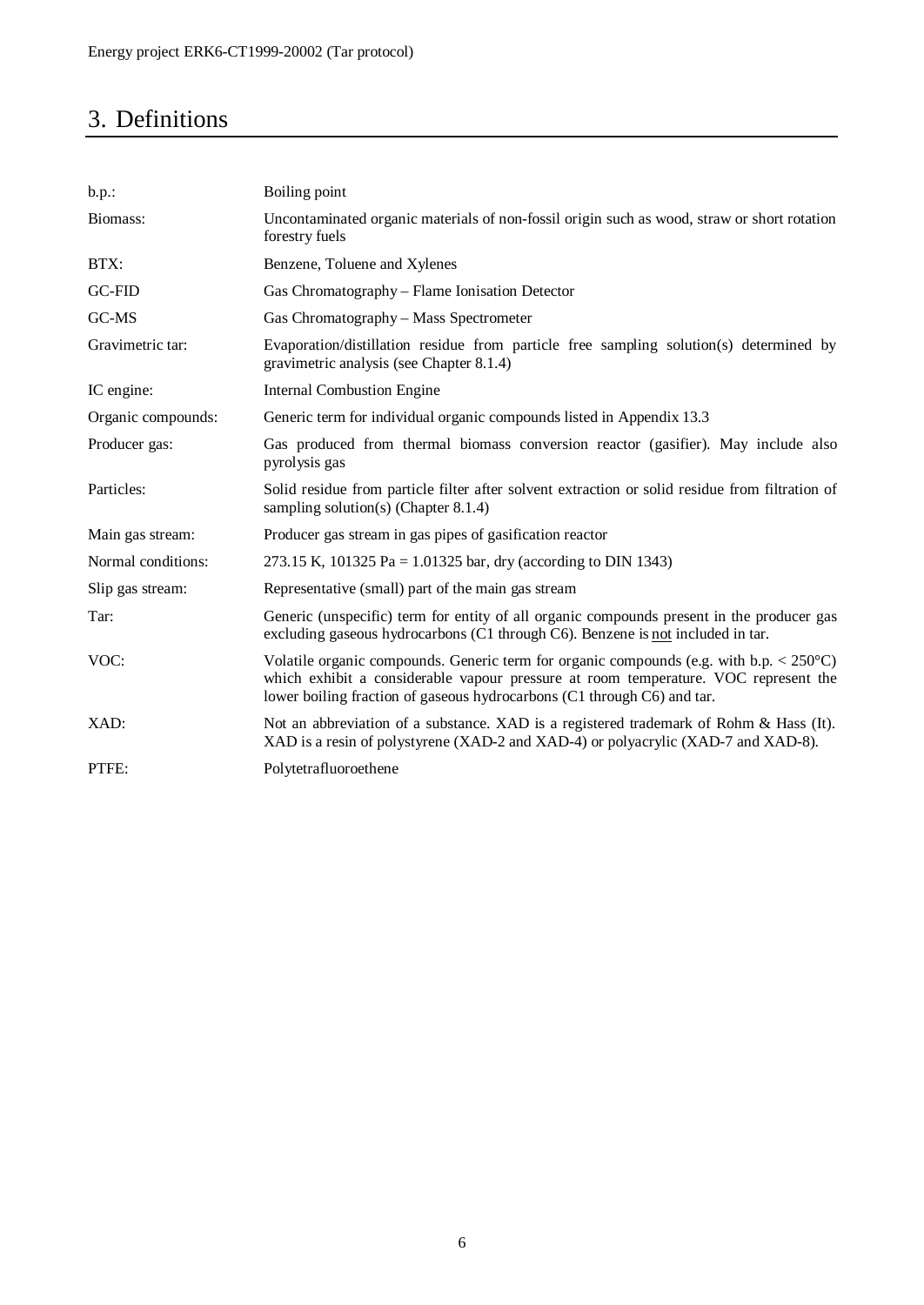# 3. Definitions

| | |
|---|---|
| b.p.: | Boiling point |
| Biomass: | Uncontaminated organic materials of non-fossil origin such as wood, straw or short rotation forestry fuels |
| BTX: | Benzene, Toluene and Xylenes |
| GC-FID | Gas Chromatography – Flame Ionisation Detector |
| GC-MS | Gas Chromatography – Mass Spectrometer |
| Gravimetric tar: | Evaporation/distillation residue from particle free sampling solution(s) determined by gravimetric analysis (see Chapter 8.1.4) |
| IC engine: | Internal Combustion Engine |
| Organic compounds: | Generic term for individual organic compounds listed in Appendix 13.3 |
| Producer gas: | Gas produced from thermal biomass conversion reactor (gasifier). May include also pyrolysis gas |
| Particles: | Solid residue from particle filter after solvent extraction or solid residue from filtration of sampling solution(s) (Chapter 8.1.4) |
| Main gas stream: | Producer gas stream in gas pipes of gasification reactor |
| Normal conditions: | 273.15 K, 101325 Pa = 1.01325 bar, dry (according to DIN 1343) |
| Slip gas stream: | Representative (small) part of the main gas stream |
| Tar: | Generic (unspecific) term for entity of all organic compounds present in the producer gas excluding gaseous hydrocarbons (C1 through C6). Benzene is not included in tar. |
| VOC: | Volatile organic compounds. Generic term for organic compounds (e.g. with b.p. < 250°C) which exhibit a considerable vapour pressure at room temperature. VOC represent the lower boiling fraction of gaseous hydrocarbons (C1 through C6) and tar. |
| XAD: | Not an abbreviation of a substance. XAD is a registered trademark of Rohm & Hass (It). XAD is a resin of polystyrene (XAD-2 and XAD-4) or polyacrylic (XAD-7 and XAD-8). |
| PTFE: | Polytetrafluoroethene |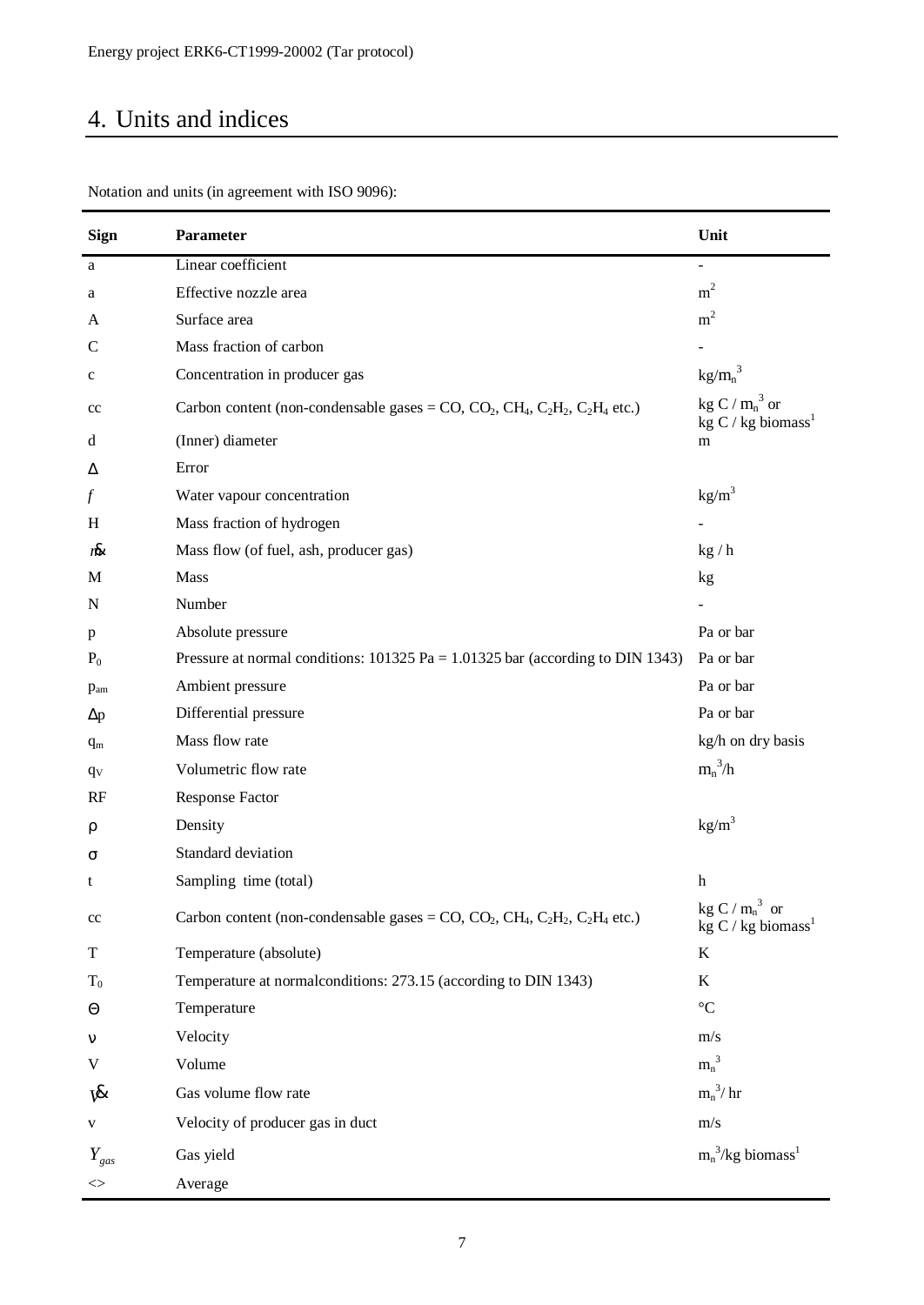# 4. Units and indices

Notation and units (in agreement with ISO 9096):

| Sign | Parameter | Unit |
|---|---|---|
| a | Linear coefficient | - |
| a | Effective nozzle area | $m^2$ |
| A | Surface area | $m^2$ |
| C | Mass fraction of carbon | - |
| c | Concentration in producer gas | $kg/m_n^3$ |
| cc | Carbon content (non-condensable gases = CO, $CO_2$, $CH_4$, $C_2H_2$, $C_2H_4$ etc.) | kg C / $m_n^3$ or kg C / kg biomass[1] |
| d | (Inner) diameter | m |
| $\Delta$ | Error | |
| $f$ | Water vapour concentration | $kg/m^3$ |
| H | Mass fraction of hydrogen | - |
| $\dot{m}$ | Mass flow (of fuel, ash, producer gas) | kg / h |
| M | Mass | kg |
| N | Number | - |
| p | Absolute pressure | Pa or bar |
| $P_0$ | Pressure at normal conditions: 101325 Pa = 1.01325 bar (according to DIN 1343) | Pa or bar |
| $p_{am}$ | Ambient pressure | Pa or bar |
| $\Delta p$ | Differential pressure | Pa or bar |
| $q_m$ | Mass flow rate | kg/h on dry basis |
| $q_V$ | Volumetric flow rate | $m_n^3/h$ |
| RF | Response Factor | |
| $\rho$ | Density | $kg/m^3$ |
| $\sigma$ | Standard deviation | |
| t | Sampling time (total) | h |
| cc | Carbon content (non-condensable gases = CO, $CO_2$, $CH_4$, $C_2H_2$, $C_2H_4$ etc.) | kg C / $m_n^3$ or kg C / kg biomass[1] |
| T | Temperature (absolute) | K |
| $T_0$ | Temperature at normalconditions: 273.15 (according to DIN 1343) | K |
| $\Theta$ | Temperature | °C |
| $\nu$ | Velocity | m/s |
| V | Volume | $m_n^3$ |
| $\dot{V}$ | Gas volume flow rate | $m_n^3$/ hr |
| v | Velocity of producer gas in duct | m/s |
| $Y_{gas}$ | Gas yield | $m_n^3$/kg biomass[1] |
| <> | Average | |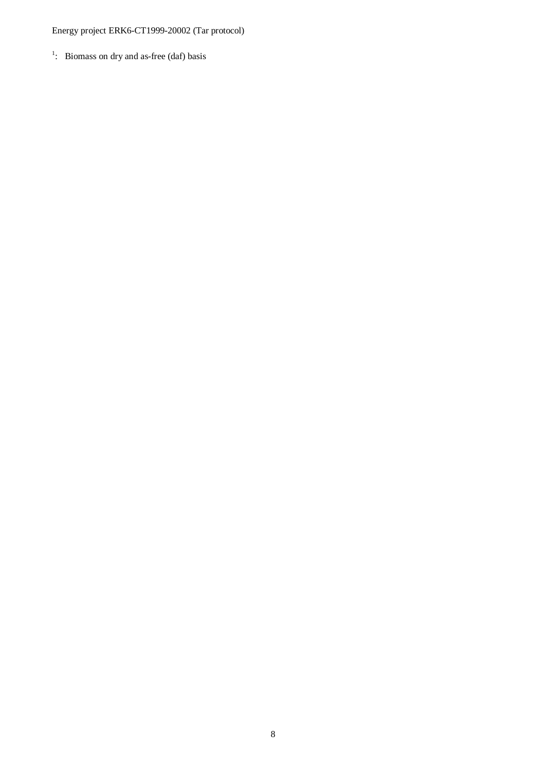[1]: Biomass on dry and as-free (daf) basis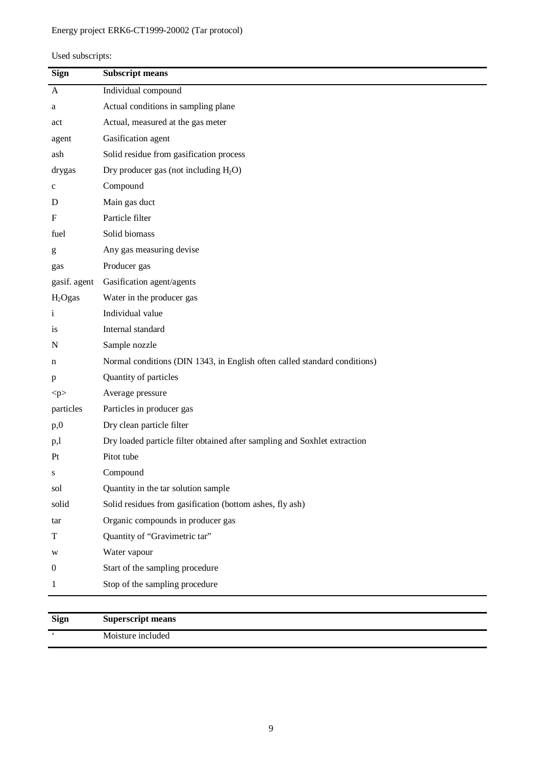Used subscripts:

| Sign | Subscript means |
|---|---|
| A | Individual compound |
| a | Actual conditions in sampling plane |
| act | Actual, measured at the gas meter |
| agent | Gasification agent |
| ash | Solid residue from gasification process |
| drygas | Dry producer gas (not including $H_2O$) |
| c | Compound |
| D | Main gas duct |
| F | Particle filter |
| fuel | Solid biomass |
| g | Any gas measuring devise |
| gas | Producer gas |
| gasif. agent | Gasification agent/agents |
| $H_2Ogas$ | Water in the producer gas |
| i | Individual value |
| is | Internal standard |
| N | Sample nozzle |
| n | Normal conditions (DIN 1343, in English often called standard conditions) |
| p | Quantity of particles |
| <p> | Average pressure |
| particles | Particles in producer gas |
| p,0 | Dry clean particle filter |
| p,l | Dry loaded particle filter obtained after sampling and Soxhlet extraction |
| Pt | Pitot tube |
| s | Compound |
| sol | Quantity in the tar solution sample |
| solid | Solid residues from gasification (bottom ashes, fly ash) |
| tar | Organic compounds in producer gas |
| T | Quantity of "Gravimetric tar" |
| w | Water vapour |
| 0 | Start of the sampling procedure |
| 1 | Stop of the sampling procedure |

| Sign | Superscript means |
|---|---|
| ' | Moisture included |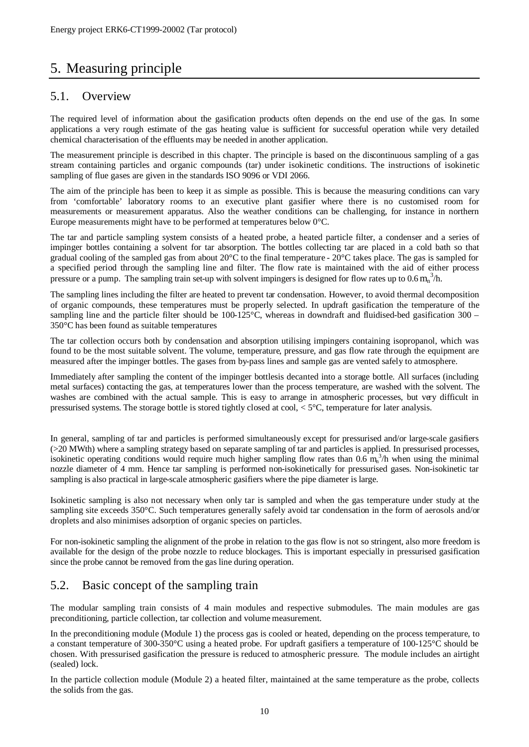# 5. Measuring principle

## 5.1. Overview

The required level of information about the gasification products often depends on the end use of the gas. In some applications a very rough estimate of the gas heating value is sufficient for successful operation while very detailed chemical characterisation of the effluents may be needed in another application.

The measurement principle is described in this chapter. The principle is based on the discontinuous sampling of a gas stream containing particles and organic compounds (tar) under isokinetic conditions. The instructions of isokinetic sampling of flue gases are given in the standards ISO 9096 or VDI 2066.

The aim of the principle has been to keep it as simple as possible. This is because the measuring conditions can vary from 'comfortable' laboratory rooms to an executive plant gasifier where there is no customised room for measurements or measurement apparatus. Also the weather conditions can be challenging, for instance in northern Europe measurements might have to be performed at temperatures below 0°C.

The tar and particle sampling system consists of a heated probe, a heated particle filter, a condenser and a series of impinger bottles containing a solvent for tar absorption. The bottles collecting tar are placed in a cold bath so that gradual cooling of the sampled gas from about 20°C to the final temperature - 20°C takes place. The gas is sampled for a specified period through the sampling line and filter. The flow rate is maintained with the aid of either process pressure or a pump. The sampling train set-up with solvent impingers is designed for flow rates up to 0.6 $m_n^3$/h.

The sampling lines including the filter are heated to prevent tar condensation. However, to avoid thermal decomposition of organic compounds, these temperatures must be properly selected. In updraft gasification the temperature of the sampling line and the particle filter should be 100-125°C, whereas in downdraft and fluidised-bed gasification 300 – 350°C has been found as suitable temperatures

The tar collection occurs both by condensation and absorption utilising impingers containing isopropanol, which was found to be the most suitable solvent. The volume, temperature, pressure, and gas flow rate through the equipment are measured after the impinger bottles. The gases from by-pass lines and sample gas are vented safely to atmosphere.

Immediately after sampling the content of the impinger bottlesis decanted into a storage bottle. All surfaces (including metal surfaces) contacting the gas, at temperatures lower than the process temperature, are washed with the solvent. The washes are combined with the actual sample. This is easy to arrange in atmospheric processes, but very difficult in pressurised systems. The storage bottle is stored tightly closed at cool, < 5°C, temperature for later analysis.

In general, sampling of tar and particles is performed simultaneously except for pressurised and/or large-scale gasifiers (>20 MWth) where a sampling strategy based on separate sampling of tar and particles is applied. In pressurised processes, isokinetic operating conditions would require much higher sampling flow rates than 0.6 $m_n^3$/h when using the minimal nozzle diameter of 4 mm. Hence tar sampling is performed non-isokinetically for pressurised gases. Non-isokinetic tar sampling is also practical in large-scale atmospheric gasifiers where the pipe diameter is large.

Isokinetic sampling is also not necessary when only tar is sampled and when the gas temperature under study at the sampling site exceeds 350°C. Such temperatures generally safely avoid tar condensation in the form of aerosols and/or droplets and also minimises adsorption of organic species on particles.

For non-isokinetic sampling the alignment of the probe in relation to the gas flow is not so stringent, also more freedom is available for the design of the probe nozzle to reduce blockages. This is important especially in pressurised gasification since the probe cannot be removed from the gas line during operation.

## 5.2. Basic concept of the sampling train

The modular sampling train consists of 4 main modules and respective submodules. The main modules are gas preconditioning, particle collection, tar collection and volume measurement.

In the preconditioning module (Module 1) the process gas is cooled or heated, depending on the process temperature, to a constant temperature of 300-350°C using a heated probe. For updraft gasifiers a temperature of 100-125°C should be chosen. With pressurised gasification the pressure is reduced to atmospheric pressure. The module includes an airtight (sealed) lock.

In the particle collection module (Module 2) a heated filter, maintained at the same temperature as the probe, collects the solids from the gas.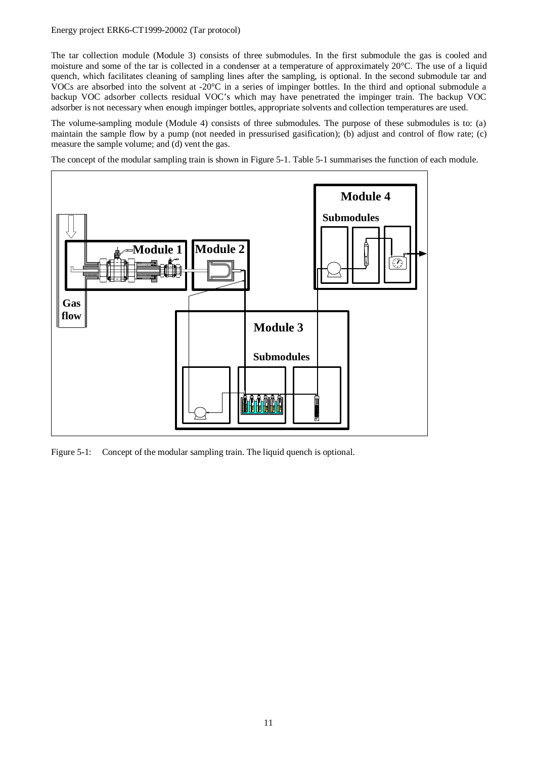The tar collection module (Module 3) consists of three submodules. In the first submodule the gas is cooled and moisture and some of the tar is collected in a condenser at a temperature of approximately 20°C. The use of a liquid quench, which facilitates cleaning of sampling lines after the sampling, is optional. In the second submodule tar and VOCs are absorbed into the solvent at -20°C in a series of impinger bottles. In the third and optional submodule a backup VOC adsorber collects residual VOC's which may have penetrated the impinger train. The backup VOC adsorber is not necessary when enough impinger bottles, appropriate solvents and collection temperatures are used.

The volume-sampling module (Module 4) consists of three submodules. The purpose of these submodules is to: (a) maintain the sample flow by a pump (not needed in pressurised gasification); (b) adjust and control of flow rate; (c) measure the sample volume; and (d) vent the gas.

The concept of the modular sampling train is shown in Figure 5-1. Table 5-1 summarises the function of each module.

Figure 5-1: Concept of the modular sampling train. The liquid quench is optional.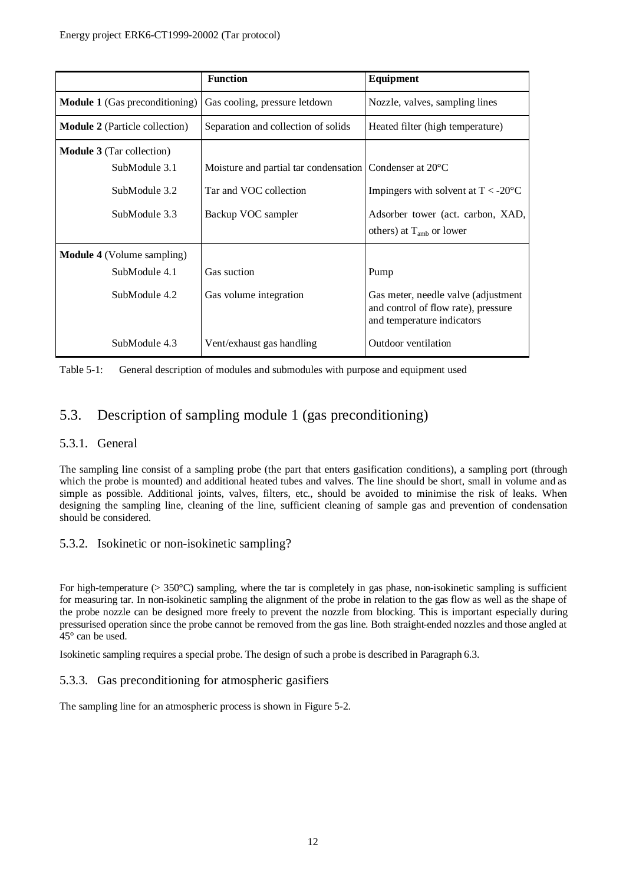| | Function | Equipment |
|---|---|---|
| **Module 1** (Gas preconditioning) | Gas cooling, pressure letdown | Nozzle, valves, sampling lines |
| **Module 2** (Particle collection) | Separation and collection of solids | Heated filter (high temperature) |
| **Module 3** (Tar collection) | | |
| SubModule 3.1 | Moisture and partial tar condensation | Condenser at 20°C |
| SubModule 3.2 | Tar and VOC collection | Impingers with solvent at T < -20°C |
| SubModule 3.3 | Backup VOC sampler | Adsorber tower (act. carbon, XAD, others) at $T_{amb}$ or lower |
| **Module 4** (Volume sampling) | | |
| SubModule 4.1 | Gas suction | Pump |
| SubModule 4.2 | Gas volume integration | Gas meter, needle valve (adjustment and control of flow rate), pressure and temperature indicators |
| SubModule 4.3 | Vent/exhaust gas handling | Outdoor ventilation |

Table 5-1: General description of modules and submodules with purpose and equipment used

## 5.3. Description of sampling module 1 (gas preconditioning)

### 5.3.1. General

The sampling line consist of a sampling probe (the part that enters gasification conditions), a sampling port (through which the probe is mounted) and additional heated tubes and valves. The line should be short, small in volume and as simple as possible. Additional joints, valves, filters, etc., should be avoided to minimise the risk of leaks. When designing the sampling line, cleaning of the line, sufficient cleaning of sample gas and prevention of condensation should be considered.

### 5.3.2. Isokinetic or non-isokinetic sampling?

For high-temperature (> 350°C) sampling, where the tar is completely in gas phase, non-isokinetic sampling is sufficient for measuring tar. In non-isokinetic sampling the alignment of the probe in relation to the gas flow as well as the shape of the probe nozzle can be designed more freely to prevent the nozzle from blocking. This is important especially during pressurised operation since the probe cannot be removed from the gas line. Both straight-ended nozzles and those angled at 45° can be used.

Isokinetic sampling requires a special probe. The design of such a probe is described in Paragraph 6.3.

### 5.3.3. Gas preconditioning for atmospheric gasifiers

The sampling line for an atmospheric process is shown in Figure 5-2.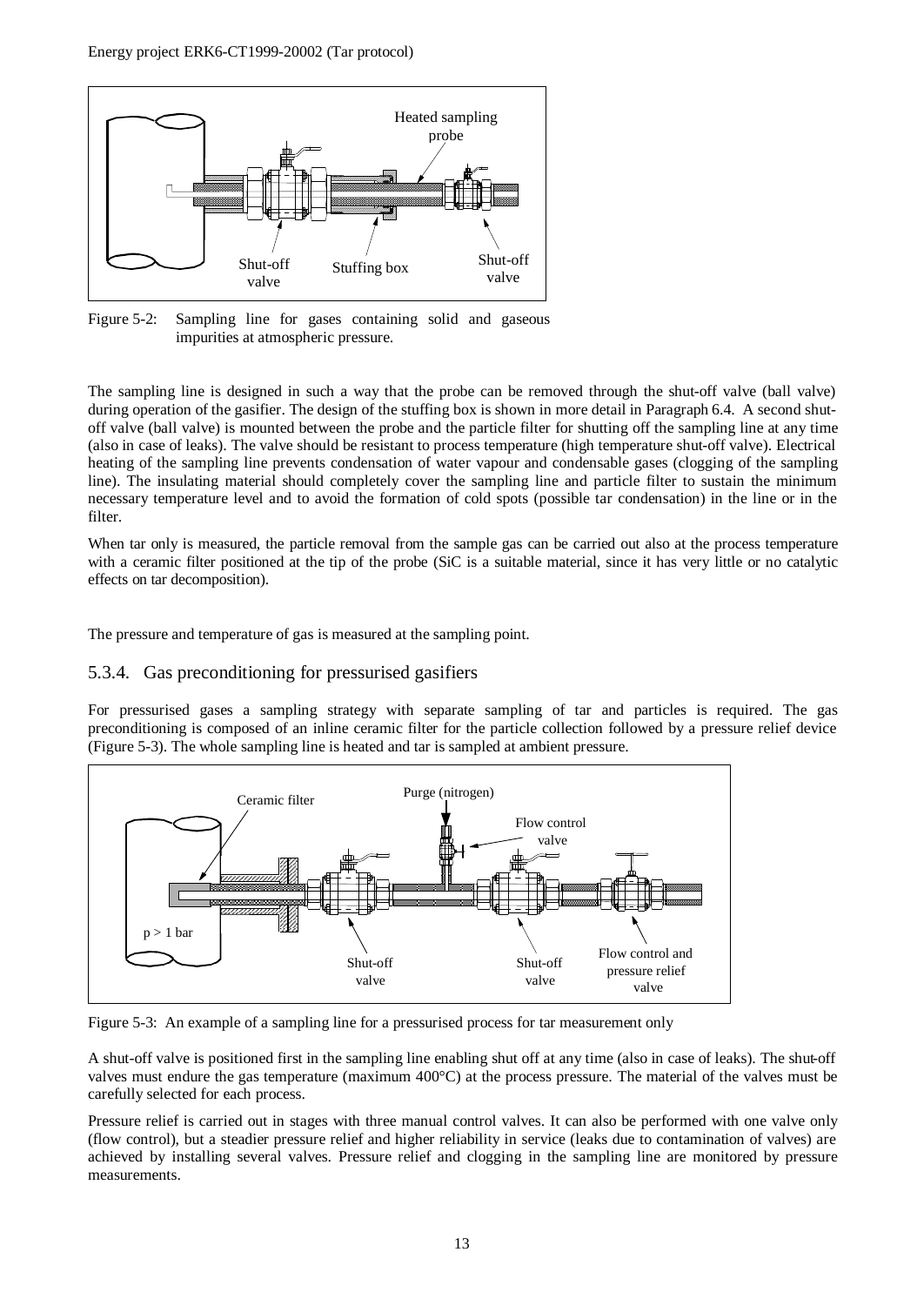Figure 5-2: Sampling line for gases containing solid and gaseous impurities at atmospheric pressure.

The sampling line is designed in such a way that the probe can be removed through the shut-off valve (ball valve) during operation of the gasifier. The design of the stuffing box is shown in more detail in Paragraph 6.4. A second shut-off valve (ball valve) is mounted between the probe and the particle filter for shutting off the sampling line at any time (also in case of leaks). The valve should be resistant to process temperature (high temperature shut-off valve). Electrical heating of the sampling line prevents condensation of water vapour and condensable gases (clogging of the sampling line). The insulating material should completely cover the sampling line and particle filter to sustain the minimum necessary temperature level and to avoid the formation of cold spots (possible tar condensation) in the line or in the filter.

When tar only is measured, the particle removal from the sample gas can be carried out also at the process temperature with a ceramic filter positioned at the tip of the probe (SiC is a suitable material, since it has very little or no catalytic effects on tar decomposition).

The pressure and temperature of gas is measured at the sampling point.

### 5.3.4. Gas preconditioning for pressurised gasifiers

For pressurised gases a sampling strategy with separate sampling of tar and particles is required. The gas preconditioning is composed of an inline ceramic filter for the particle collection followed by a pressure relief device (Figure 5-3). The whole sampling line is heated and tar is sampled at ambient pressure.

Figure 5-3: An example of a sampling line for a pressurised process for tar measurement only

A shut-off valve is positioned first in the sampling line enabling shut off at any time (also in case of leaks). The shut-off valves must endure the gas temperature (maximum 400°C) at the process pressure. The material of the valves must be carefully selected for each process.

Pressure relief is carried out in stages with three manual control valves. It can also be performed with one valve only (flow control), but a steadier pressure relief and higher reliability in service (leaks due to contamination of valves) are achieved by installing several valves. Pressure relief and clogging in the sampling line are monitored by pressure measurements.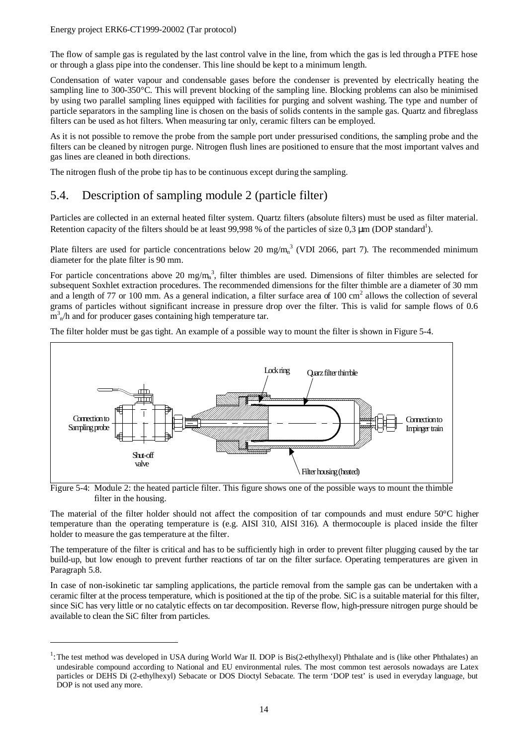The flow of sample gas is regulated by the last control valve in the line, from which the gas is led through a PTFE hose or through a glass pipe into the condenser. This line should be kept to a minimum length.

Condensation of water vapour and condensable gases before the condenser is prevented by electrically heating the sampling line to 300-350°C. This will prevent blocking of the sampling line. Blocking problems can also be minimised by using two parallel sampling lines equipped with facilities for purging and solvent washing. The type and number of particle separators in the sampling line is chosen on the basis of solids contents in the sample gas. Quartz and fibreglass filters can be used as hot filters. When measuring tar only, ceramic filters can be employed.

As it is not possible to remove the probe from the sample port under pressurised conditions, the sampling probe and the filters can be cleaned by nitrogen purge. Nitrogen flush lines are positioned to ensure that the most important valves and gas lines are cleaned in both directions.

The nitrogen flush of the probe tip has to be continuous except during the sampling.

## 5.4. Description of sampling module 2 (particle filter)

Particles are collected in an external heated filter system. Quartz filters (absolute filters) must be used as filter material. Retention capacity of the filters should be at least 99,998 % of the particles of size 0,3 μm (DOP standard[1]).

Plate filters are used for particle concentrations below 20 mg/$m_n^3$ (VDI 2066, part 7). The recommended minimum diameter for the plate filter is 90 mm.

For particle concentrations above 20 mg/$m_n^3$, filter thimbles are used. Dimensions of filter thimbles are selected for subsequent Soxhlet extraction procedures. The recommended dimensions for the filter thimble are a diameter of 30 mm and a length of 77 or 100 mm. As a general indication, a filter surface area of 100 $cm^2$ allows the collection of several grams of particles without significant increase in pressure drop over the filter. This is valid for sample flows of 0.6 $m_n^3$/h and for producer gases containing high temperature tar.

The filter holder must be gas tight. An example of a possible way to mount the filter is shown in Figure 5-4.

Figure 5-4: Module 2: the heated particle filter. This figure shows one of the possible ways to mount the thimble filter in the housing.

The material of the filter holder should not affect the composition of tar compounds and must endure 50°C higher temperature than the operating temperature is (e.g. AISI 310, AISI 316). A thermocouple is placed inside the filter holder to measure the gas temperature at the filter.

The temperature of the filter is critical and has to be sufficiently high in order to prevent filter plugging caused by the tar build-up, but low enough to prevent further reactions of tar on the filter surface. Operating temperatures are given in Paragraph 5.8.

In case of non-isokinetic tar sampling applications, the particle removal from the sample gas can be undertaken with a ceramic filter at the process temperature, which is positioned at the tip of the probe. SiC is a suitable material for this filter, since SiC has very little or no catalytic effects on tar decomposition. Reverse flow, high-pressure nitrogen purge should be available to clean the SiC filter from particles.

---

[1]: The test method was developed in USA during World War II. DOP is Bis(2-ethylhexyl) Phthalate and is (like other Phthalates) an undesirable compound according to National and EU environmental rules. The most common test aerosols nowadays are Latex particles or DEHS Di (2-ethylhexyl) Sebacate or DOS Dioctyl Sebacate. The term 'DOP test' is used in everyday language, but DOP is not used any more.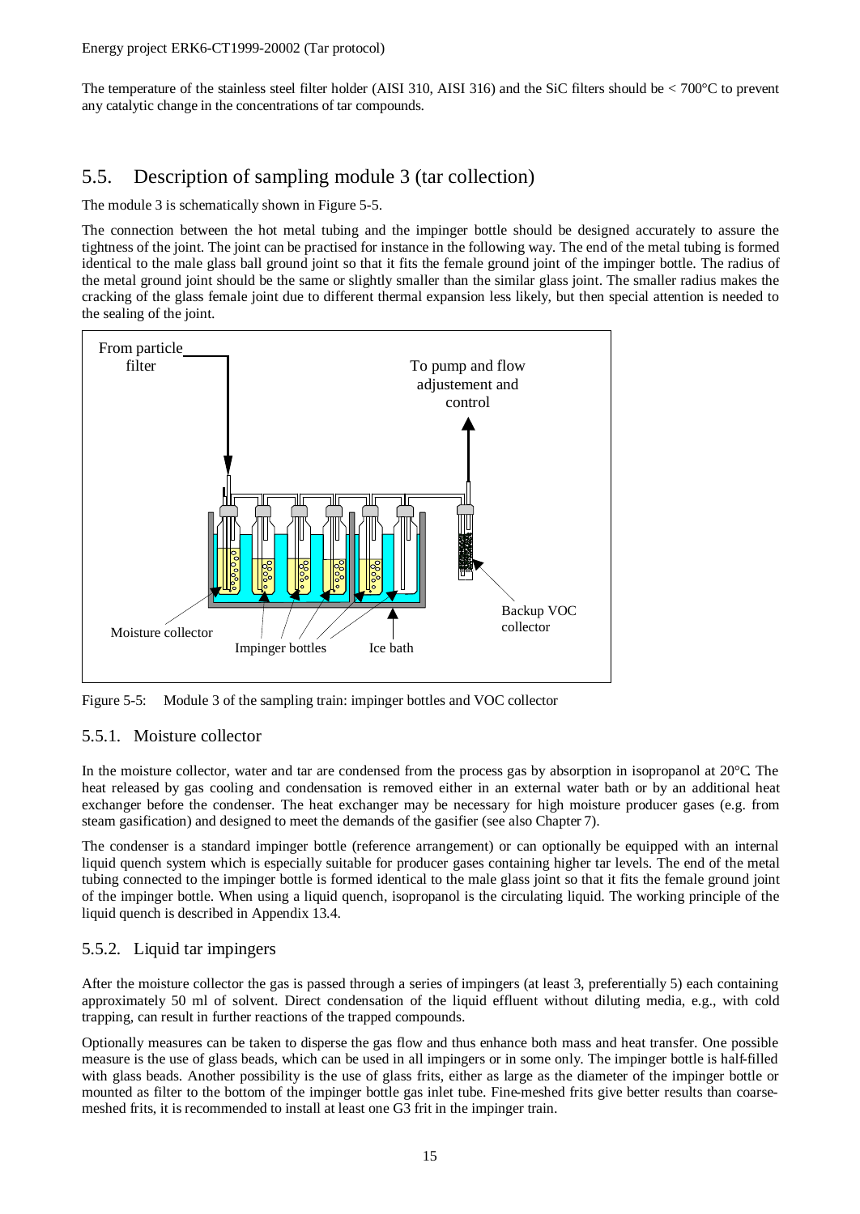The temperature of the stainless steel filter holder (AISI 310, AISI 316) and the SiC filters should be < 700°C to prevent any catalytic change in the concentrations of tar compounds.

## 5.5. Description of sampling module 3 (tar collection)

The module 3 is schematically shown in Figure 5-5.

The connection between the hot metal tubing and the impinger bottle should be designed accurately to assure the tightness of the joint. The joint can be practised for instance in the following way. The end of the metal tubing is formed identical to the male glass ball ground joint so that it fits the female ground joint of the impinger bottle. The radius of the metal ground joint should be the same or slightly smaller than the similar glass joint. The smaller radius makes the cracking of the glass female joint due to different thermal expansion less likely, but then special attention is needed to the sealing of the joint.

Figure 5-5: Module 3 of the sampling train: impinger bottles and VOC collector

### 5.5.1. Moisture collector

In the moisture collector, water and tar are condensed from the process gas by absorption in isopropanol at 20°C. The heat released by gas cooling and condensation is removed either in an external water bath or by an additional heat exchanger before the condenser. The heat exchanger may be necessary for high moisture producer gases (e.g. from steam gasification) and designed to meet the demands of the gasifier (see also Chapter 7).

The condenser is a standard impinger bottle (reference arrangement) or can optionally be equipped with an internal liquid quench system which is especially suitable for producer gases containing higher tar levels. The end of the metal tubing connected to the impinger bottle is formed identical to the male glass joint so that it fits the female ground joint of the impinger bottle. When using a liquid quench, isopropanol is the circulating liquid. The working principle of the liquid quench is described in Appendix 13.4.

### 5.5.2. Liquid tar impingers

After the moisture collector the gas is passed through a series of impingers (at least 3, preferentially 5) each containing approximately 50 ml of solvent. Direct condensation of the liquid effluent without diluting media, e.g., with cold trapping, can result in further reactions of the trapped compounds.

Optionally measures can be taken to disperse the gas flow and thus enhance both mass and heat transfer. One possible measure is the use of glass beads, which can be used in all impingers or in some only. The impinger bottle is half-filled with glass beads. Another possibility is the use of glass frits, either as large as the diameter of the impinger bottle or mounted as filter to the bottom of the impinger bottle gas inlet tube. Fine-meshed frits give better results than coarse-meshed frits, it is recommended to install at least one G3 frit in the impinger train.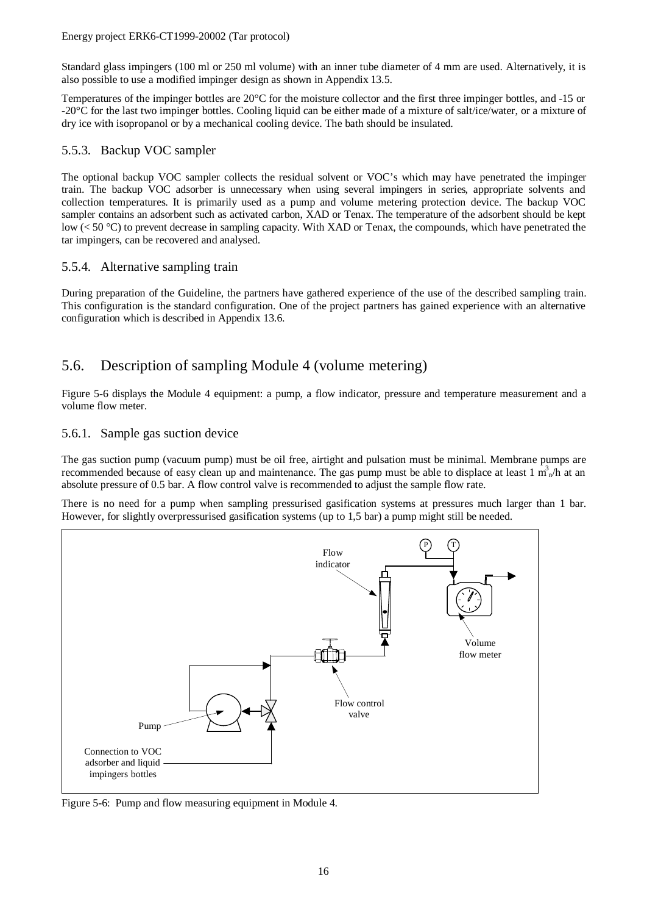Standard glass impingers (100 ml or 250 ml volume) with an inner tube diameter of 4 mm are used. Alternatively, it is also possible to use a modified impinger design as shown in Appendix 13.5.

Temperatures of the impinger bottles are 20°C for the moisture collector and the first three impinger bottles, and -15 or -20°C for the last two impinger bottles. Cooling liquid can be either made of a mixture of salt/ice/water, or a mixture of dry ice with isopropanol or by a mechanical cooling device. The bath should be insulated.

### 5.5.3. Backup VOC sampler

The optional backup VOC sampler collects the residual solvent or VOC's which may have penetrated the impinger train. The backup VOC adsorber is unnecessary when using several impingers in series, appropriate solvents and collection temperatures. It is primarily used as a pump and volume metering protection device. The backup VOC sampler contains an adsorbent such as activated carbon, XAD or Tenax. The temperature of the adsorbent should be kept low (< 50 °C) to prevent decrease in sampling capacity. With XAD or Tenax, the compounds, which have penetrated the tar impingers, can be recovered and analysed.

### 5.5.4. Alternative sampling train

During preparation of the Guideline, the partners have gathered experience of the use of the described sampling train. This configuration is the standard configuration. One of the project partners has gained experience with an alternative configuration which is described in Appendix 13.6.

## 5.6. Description of sampling Module 4 (volume metering)

Figure 5-6 displays the Module 4 equipment: a pump, a flow indicator, pressure and temperature measurement and a volume flow meter.

### 5.6.1. Sample gas suction device

The gas suction pump (vacuum pump) must be oil free, airtight and pulsation must be minimal. Membrane pumps are recommended because of easy clean up and maintenance. The gas pump must be able to displace at least 1 $m^3_n$/h at an absolute pressure of 0.5 bar. A flow control valve is recommended to adjust the sample flow rate.

There is no need for a pump when sampling pressurised gasification systems at pressures much larger than 1 bar. However, for slightly overpressurised gasification systems (up to 1,5 bar) a pump might still be needed.

Figure 5-6: Pump and flow measuring equipment in Module 4.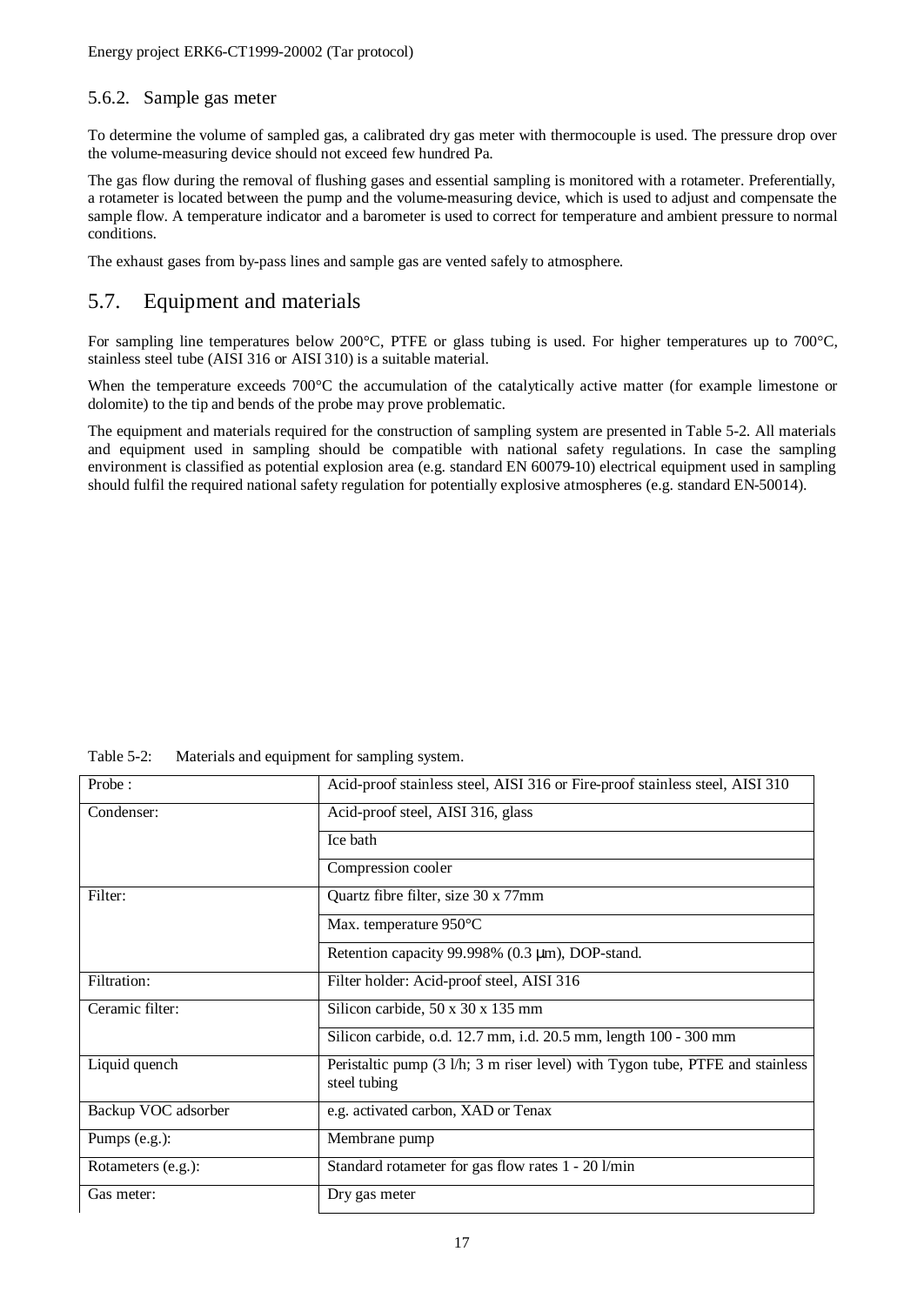### 5.6.2. Sample gas meter

To determine the volume of sampled gas, a calibrated dry gas meter with thermocouple is used. The pressure drop over the volume-measuring device should not exceed few hundred Pa.

The gas flow during the removal of flushing gases and essential sampling is monitored with a rotameter. Preferentially, a rotameter is located between the pump and the volume-measuring device, which is used to adjust and compensate the sample flow. A temperature indicator and a barometer is used to correct for temperature and ambient pressure to normal conditions.

The exhaust gases from by-pass lines and sample gas are vented safely to atmosphere.

## 5.7. Equipment and materials

For sampling line temperatures below 200°C, PTFE or glass tubing is used. For higher temperatures up to 700°C, stainless steel tube (AISI 316 or AISI 310) is a suitable material.

When the temperature exceeds 700°C the accumulation of the catalytically active matter (for example limestone or dolomite) to the tip and bends of the probe may prove problematic.

The equipment and materials required for the construction of sampling system are presented in Table 5-2. All materials and equipment used in sampling should be compatible with national safety regulations. In case the sampling environment is classified as potential explosion area (e.g. standard EN 60079-10) electrical equipment used in sampling should fulfil the required national safety regulation for potentially explosive atmospheres (e.g. standard EN-50014).

Table 5-2: Materials and equipment for sampling system.

| | |
|---|---|
| Probe : | Acid-proof stainless steel, AISI 316 or Fire-proof stainless steel, AISI 310 |
| Condenser: | Acid-proof steel, AISI 316, glass |
| | Ice bath |
| | Compression cooler |
| Filter: | Quartz fibre filter, size 30 x 77mm |
| | Max. temperature 950°C |
| | Retention capacity 99.998% (0.3 µm), DOP-stand. |
| Filtration: | Filter holder: Acid-proof steel, AISI 316 |
| Ceramic filter: | Silicon carbide, 50 x 30 x 135 mm |
| | Silicon carbide, o.d. 12.7 mm, i.d. 20.5 mm, length 100 - 300 mm |
| Liquid quench | Peristaltic pump (3 l/h; 3 m riser level) with Tygon tube, PTFE and stainless steel tubing |
| Backup VOC adsorber | e.g. activated carbon, XAD or Tenax |
| Pumps (e.g.): | Membrane pump |
| Rotameters (e.g.): | Standard rotameter for gas flow rates 1 - 20 l/min |
| Gas meter: | Dry gas meter |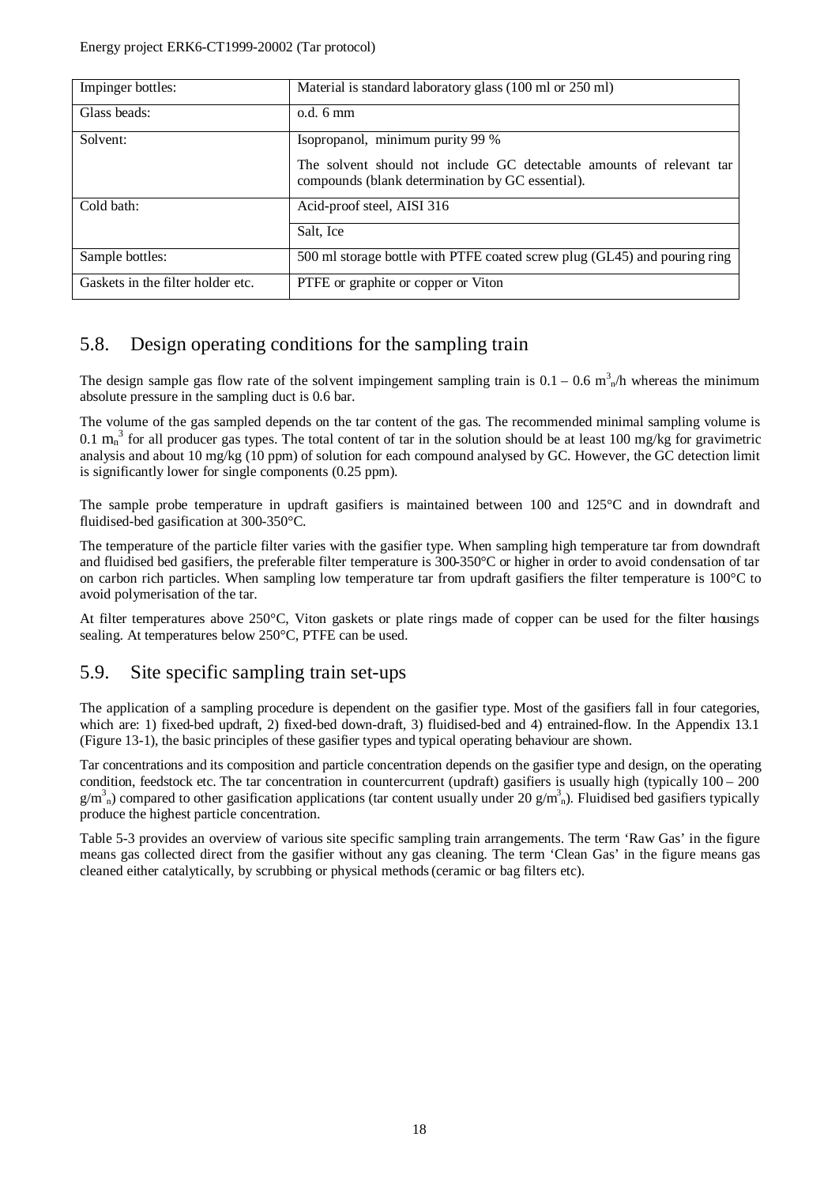| | |
|---|---|
| Impinger bottles: | Material is standard laboratory glass (100 ml or 250 ml) |
| Glass beads: | o.d. 6 mm |
| Solvent: | Isopropanol, minimum purity 99 %<br><br>The solvent should not include GC detectable amounts of relevant tar compounds (blank determination by GC essential). |
| Cold bath: | Acid-proof steel, AISI 316 |
| | Salt, Ice |
| Sample bottles: | 500 ml storage bottle with PTFE coated screw plug (GL45) and pouring ring |
| Gaskets in the filter holder etc. | PTFE or graphite or copper or Viton |

## 5.8. Design operating conditions for the sampling train

The design sample gas flow rate of the solvent impingement sampling train is 0.1 – 0.6 $m^3_n$/h whereas the minimum absolute pressure in the sampling duct is 0.6 bar.

The volume of the gas sampled depends on the tar content of the gas. The recommended minimal sampling volume is 0.1 $m_n^3$ for all producer gas types. The total content of tar in the solution should be at least 100 mg/kg for gravimetric analysis and about 10 mg/kg (10 ppm) of solution for each compound analysed by GC. However, the GC detection limit is significantly lower for single components (0.25 ppm).

The sample probe temperature in updraft gasifiers is maintained between 100 and 125°C and in downdraft and fluidised-bed gasification at 300-350°C.

The temperature of the particle filter varies with the gasifier type. When sampling high temperature tar from downdraft and fluidised bed gasifiers, the preferable filter temperature is 300-350°C or higher in order to avoid condensation of tar on carbon rich particles. When sampling low temperature tar from updraft gasifiers the filter temperature is 100°C to avoid polymerisation of the tar.

At filter temperatures above 250°C, Viton gaskets or plate rings made of copper can be used for the filter housings sealing. At temperatures below 250°C, PTFE can be used.

## 5.9. Site specific sampling train set-ups

The application of a sampling procedure is dependent on the gasifier type. Most of the gasifiers fall in four categories, which are: 1) fixed-bed updraft, 2) fixed-bed down-draft, 3) fluidised-bed and 4) entrained-flow. In the Appendix 13.1 (Figure 13-1), the basic principles of these gasifier types and typical operating behaviour are shown.

Tar concentrations and its composition and particle concentration depends on the gasifier type and design, on the operating condition, feedstock etc. The tar concentration in countercurrent (updraft) gasifiers is usually high (typically 100 – 200 g/$m^3_n$) compared to other gasification applications (tar content usually under 20 g/$m^3_n$). Fluidised bed gasifiers typically produce the highest particle concentration.

Table 5-3 provides an overview of various site specific sampling train arrangements. The term 'Raw Gas' in the figure means gas collected direct from the gasifier without any gas cleaning. The term 'Clean Gas' in the figure means gas cleaned either catalytically, by scrubbing or physical methods (ceramic or bag filters etc).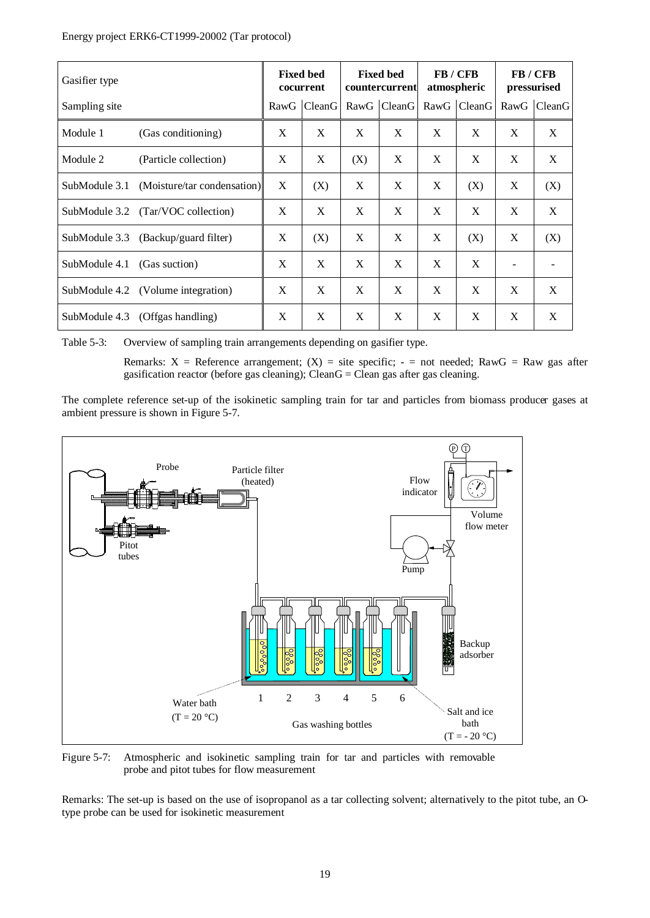| Gasifier type | | Fixed bed cocurrent | | Fixed bed countercurrent | | FB / CFB atmospheric | | FB / CFB pressurised | |
|---|---|---|---|---|---|---|---|---|---|
| Sampling site | | RawG | CleanG | RawG | CleanG | RawG | CleanG | RawG | CleanG |
| Module 1 | (Gas conditioning) | X | X | X | X | X | X | X | X |
| Module 2 | (Particle collection) | X | X | (X) | X | X | X | X | X |
| SubModule 3.1 | (Moisture/tar condensation) | X | (X) | X | X | X | (X) | X | (X) |
| SubModule 3.2 | (Tar/VOC collection) | X | X | X | X | X | X | X | X |
| SubModule 3.3 | (Backup/guard filter) | X | (X) | X | X | X | (X) | X | (X) |
| SubModule 4.1 | (Gas suction) | X | X | X | X | X | X | - | - |
| SubModule 4.2 | (Volume integration) | X | X | X | X | X | X | X | X |
| SubModule 4.3 | (Offgas handling) | X | X | X | X | X | X | X | X |

Table 5-3: Overview of sampling train arrangements depending on gasifier type.

Remarks: X = Reference arrangement; (X) = site specific; - = not needed; RawG = Raw gas after gasification reactor (before gas cleaning); CleanG = Clean gas after gas cleaning.

The complete reference set-up of the isokinetic sampling train for tar and particles from biomass producer gases at ambient pressure is shown in Figure 5-7.

Figure 5-7: Atmospheric and isokinetic sampling train for tar and particles with removable probe and pitot tubes for flow measurement

Remarks: The set-up is based on the use of isopropanol as a tar collecting solvent; alternatively to the pitot tube, an O-type probe can be used for isokinetic measurement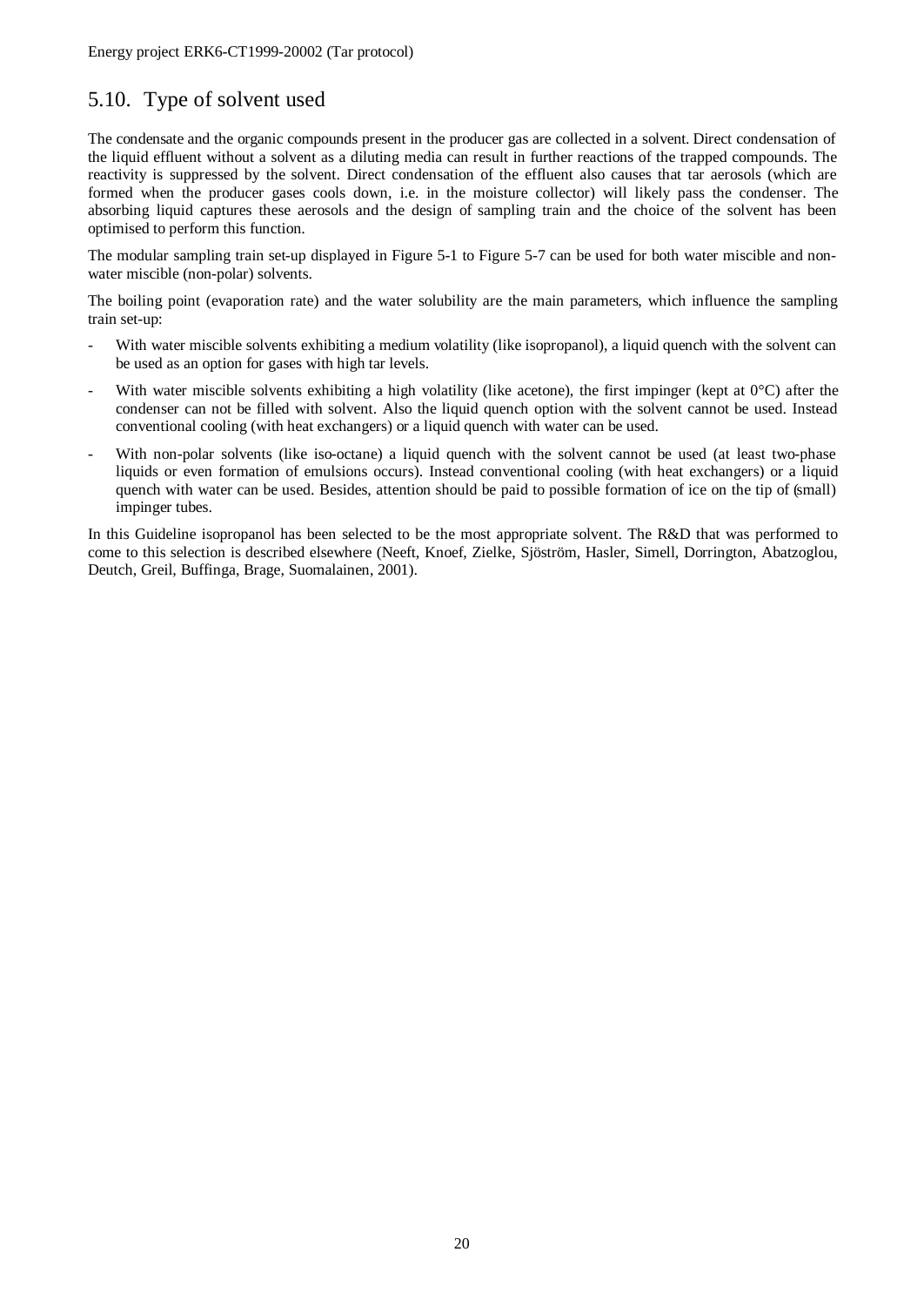## 5.10. Type of solvent used

The condensate and the organic compounds present in the producer gas are collected in a solvent. Direct condensation of the liquid effluent without a solvent as a diluting media can result in further reactions of the trapped compounds. The reactivity is suppressed by the solvent. Direct condensation of the effluent also causes that tar aerosols (which are formed when the producer gases cools down, i.e. in the moisture collector) will likely pass the condenser. The absorbing liquid captures these aerosols and the design of sampling train and the choice of the solvent has been optimised to perform this function.

The modular sampling train set-up displayed in Figure 5-1 to Figure 5-7 can be used for both water miscible and non-water miscible (non-polar) solvents.

The boiling point (evaporation rate) and the water solubility are the main parameters, which influence the sampling train set-up:

- With water miscible solvents exhibiting a medium volatility (like isopropanol), a liquid quench with the solvent can be used as an option for gases with high tar levels.
- With water miscible solvents exhibiting a high volatility (like acetone), the first impinger (kept at 0°C) after the condenser can not be filled with solvent. Also the liquid quench option with the solvent cannot be used. Instead conventional cooling (with heat exchangers) or a liquid quench with water can be used.
- With non-polar solvents (like iso-octane) a liquid quench with the solvent cannot be used (at least two-phase liquids or even formation of emulsions occurs). Instead conventional cooling (with heat exchangers) or a liquid quench with water can be used. Besides, attention should be paid to possible formation of ice on the tip of (small) impinger tubes.

In this Guideline isopropanol has been selected to be the most appropriate solvent. The R&D that was performed to come to this selection is described elsewhere (Neeft, Knoef, Zielke, Sjöström, Hasler, Simell, Dorrington, Abatzoglou, Deutch, Greil, Buffinga, Brage, Suomalainen, 2001).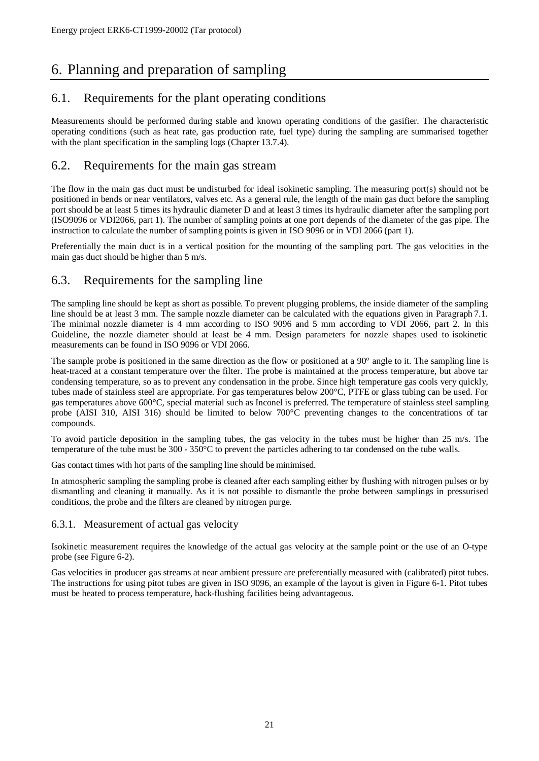# 6. Planning and preparation of sampling

## 6.1. Requirements for the plant operating conditions

Measurements should be performed during stable and known operating conditions of the gasifier. The characteristic operating conditions (such as heat rate, gas production rate, fuel type) during the sampling are summarised together with the plant specification in the sampling logs (Chapter 13.7.4).

## 6.2. Requirements for the main gas stream

The flow in the main gas duct must be undisturbed for ideal isokinetic sampling. The measuring port(s) should not be positioned in bends or near ventilators, valves etc. As a general rule, the length of the main gas duct before the sampling port should be at least 5 times its hydraulic diameter D and at least 3 times its hydraulic diameter after the sampling port (ISO9096 or VDI2066, part 1). The number of sampling points at one port depends of the diameter of the gas pipe. The instruction to calculate the number of sampling points is given in ISO 9096 or in VDI 2066 (part 1).

Preferentially the main duct is in a vertical position for the mounting of the sampling port. The gas velocities in the main gas duct should be higher than 5 m/s.

## 6.3. Requirements for the sampling line

The sampling line should be kept as short as possible. To prevent plugging problems, the inside diameter of the sampling line should be at least 3 mm. The sample nozzle diameter can be calculated with the equations given in Paragraph 7.1. The minimal nozzle diameter is 4 mm according to ISO 9096 and 5 mm according to VDI 2066, part 2. In this Guideline, the nozzle diameter should at least be 4 mm. Design parameters for nozzle shapes used to isokinetic measurements can be found in ISO 9096 or VDI 2066.

The sample probe is positioned in the same direction as the flow or positioned at a 90° angle to it. The sampling line is heat-traced at a constant temperature over the filter. The probe is maintained at the process temperature, but above tar condensing temperature, so as to prevent any condensation in the probe. Since high temperature gas cools very quickly, tubes made of stainless steel are appropriate. For gas temperatures below 200°C, PTFE or glass tubing can be used. For gas temperatures above 600°C, special material such as Inconel is preferred. The temperature of stainless steel sampling probe (AISI 310, AISI 316) should be limited to below 700°C preventing changes to the concentrations of tar compounds.

To avoid particle deposition in the sampling tubes, the gas velocity in the tubes must be higher than 25 m/s. The temperature of the tube must be 300 - 350°C to prevent the particles adhering to tar condensed on the tube walls.

Gas contact times with hot parts of the sampling line should be minimised.

In atmospheric sampling the sampling probe is cleaned after each sampling either by flushing with nitrogen pulses or by dismantling and cleaning it manually. As it is not possible to dismantle the probe between samplings in pressurised conditions, the probe and the filters are cleaned by nitrogen purge.

### 6.3.1. Measurement of actual gas velocity

Isokinetic measurement requires the knowledge of the actual gas velocity at the sample point or the use of an O-type probe (see Figure 6-2).

Gas velocities in producer gas streams at near ambient pressure are preferentially measured with (calibrated) pitot tubes. The instructions for using pitot tubes are given in ISO 9096, an example of the layout is given in Figure 6-1. Pitot tubes must be heated to process temperature, back-flushing facilities being advantageous.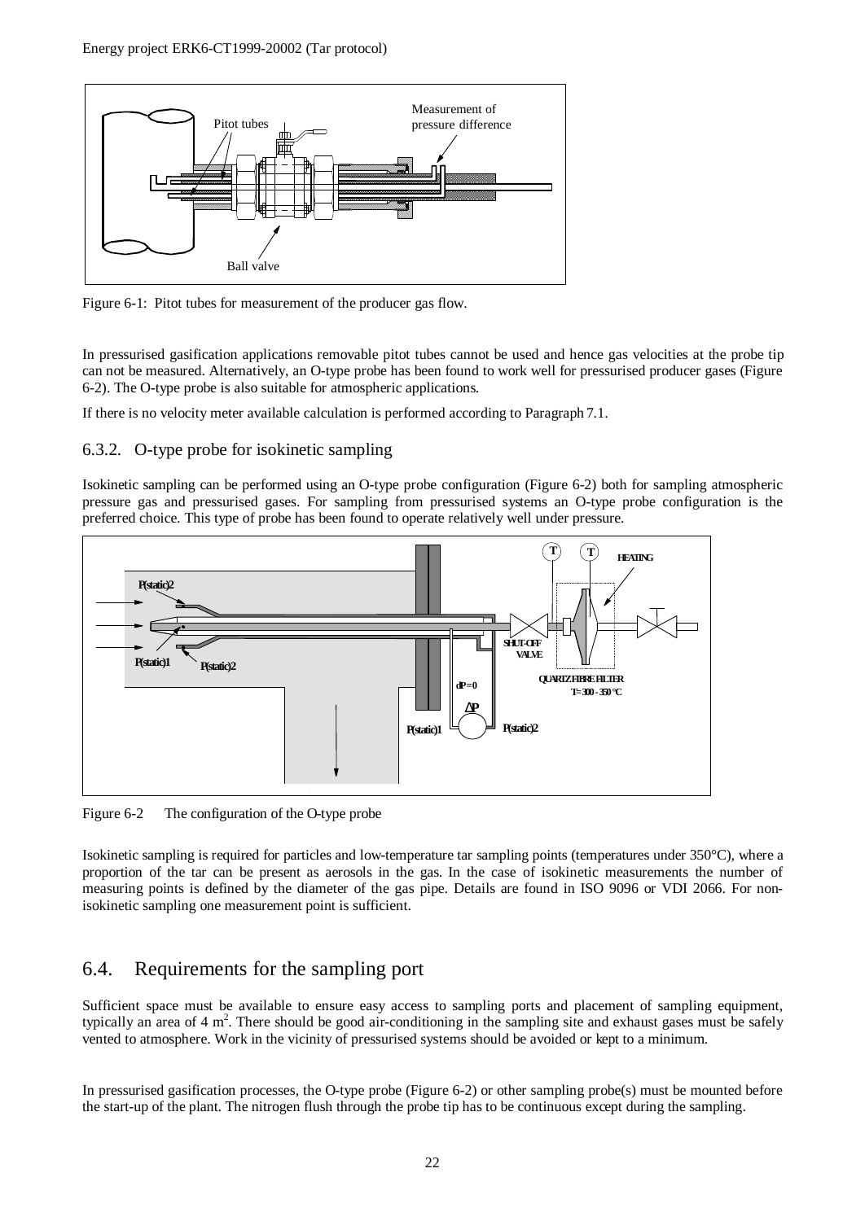Figure 6-1: Pitot tubes for measurement of the producer gas flow.

In pressurised gasification applications removable pitot tubes cannot be used and hence gas velocities at the probe tip can not be measured. Alternatively, an O-type probe has been found to work well for pressurised producer gases (Figure 6-2). The O-type probe is also suitable for atmospheric applications.

If there is no velocity meter available calculation is performed according to Paragraph 7.1.

### 6.3.2. O-type probe for isokinetic sampling

Isokinetic sampling can be performed using an O-type probe configuration (Figure 6-2) both for sampling atmospheric pressure gas and pressurised gases. For sampling from pressurised systems an O-type probe configuration is the preferred choice. This type of probe has been found to operate relatively well under pressure.

Figure 6-2 The configuration of the O-type probe

Isokinetic sampling is required for particles and low-temperature tar sampling points (temperatures under 350°C), where a proportion of the tar can be present as aerosols in the gas. In the case of isokinetic measurements the number of measuring points is defined by the diameter of the gas pipe. Details are found in ISO 9096 or VDI 2066. For non-isokinetic sampling one measurement point is sufficient.

## 6.4. Requirements for the sampling port

Sufficient space must be available to ensure easy access to sampling ports and placement of sampling equipment, typically an area of 4 $m^2$. There should be good air-conditioning in the sampling site and exhaust gases must be safely vented to atmosphere. Work in the vicinity of pressurised systems should be avoided or kept to a minimum.

In pressurised gasification processes, the O-type probe (Figure 6-2) or other sampling probe(s) must be mounted before the start-up of the plant. The nitrogen flush through the probe tip has to be continuous except during the sampling.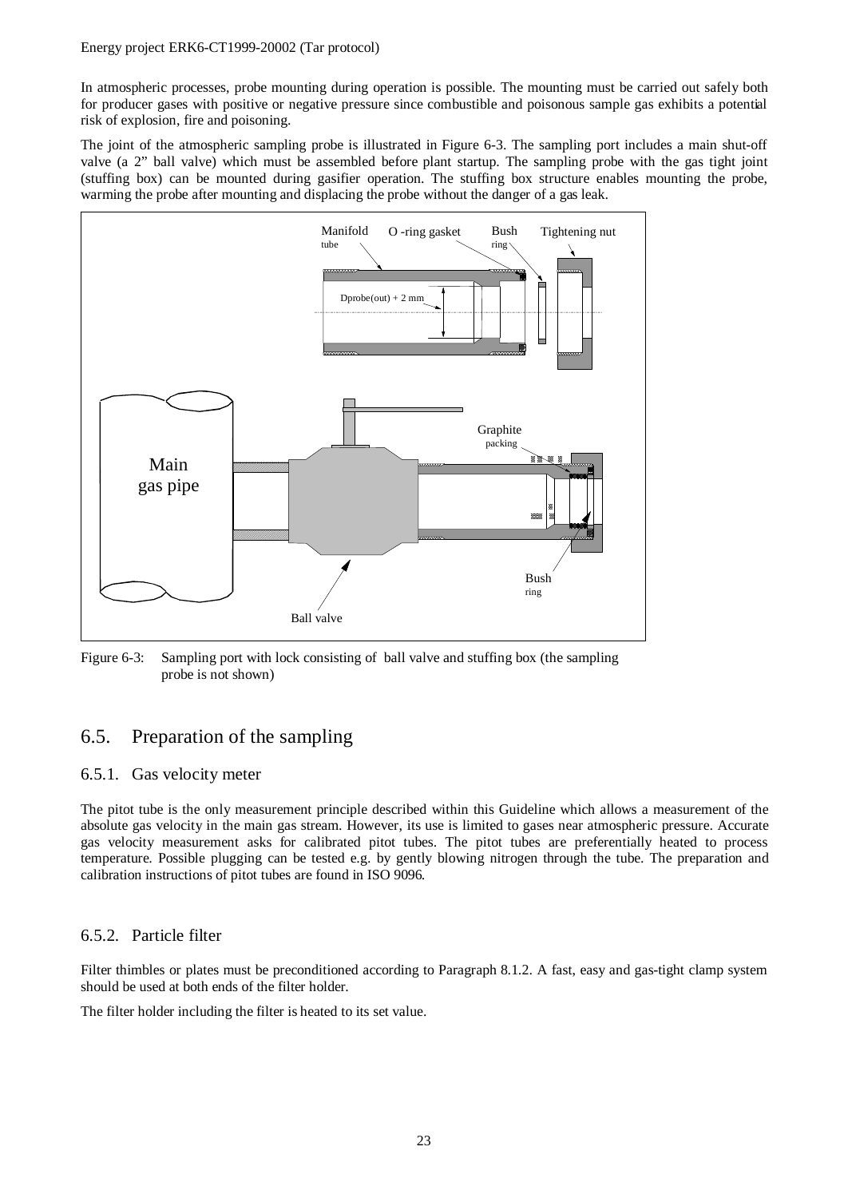In atmospheric processes, probe mounting during operation is possible. The mounting must be carried out safely both for producer gases with positive or negative pressure since combustible and poisonous sample gas exhibits a potential risk of explosion, fire and poisoning.

The joint of the atmospheric sampling probe is illustrated in Figure 6-3. The sampling port includes a main shut-off valve (a 2" ball valve) which must be assembled before plant startup. The sampling probe with the gas tight joint (stuffing box) can be mounted during gasifier operation. The stuffing box structure enables mounting the probe, warming the probe after mounting and displacing the probe without the danger of a gas leak.

Figure 6-3: Sampling port with lock consisting of ball valve and stuffing box (the sampling probe is not shown)

## 6.5. Preparation of the sampling

### 6.5.1. Gas velocity meter

The pitot tube is the only measurement principle described within this Guideline which allows a measurement of the absolute gas velocity in the main gas stream. However, its use is limited to gases near atmospheric pressure. Accurate gas velocity measurement asks for calibrated pitot tubes. The pitot tubes are preferentially heated to process temperature. Possible plugging can be tested e.g. by gently blowing nitrogen through the tube. The preparation and calibration instructions of pitot tubes are found in ISO 9096.

### 6.5.2. Particle filter

Filter thimbles or plates must be preconditioned according to Paragraph 8.1.2. A fast, easy and gas-tight clamp system should be used at both ends of the filter holder.

The filter holder including the filter is heated to its set value.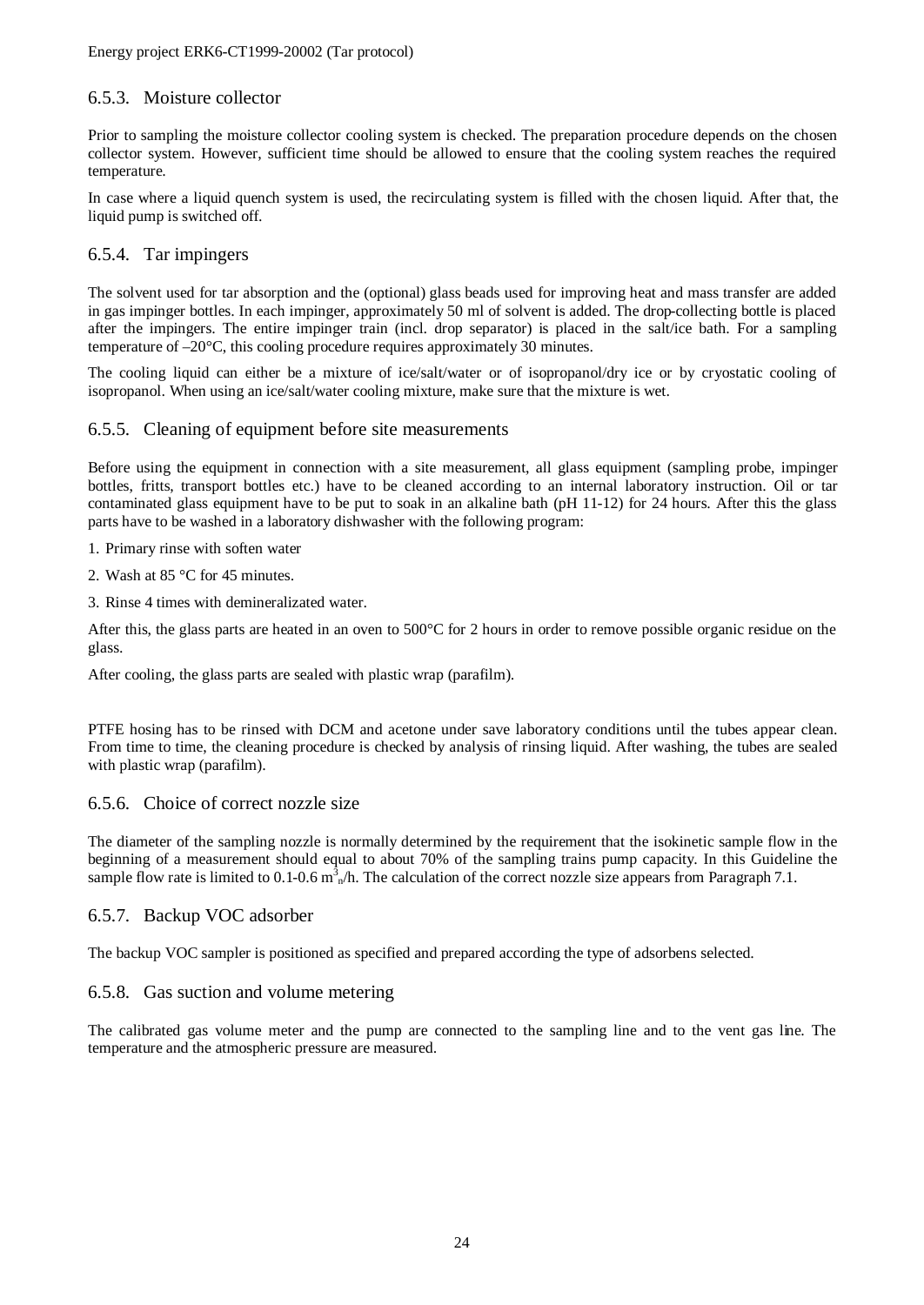### 6.5.3. Moisture collector

Prior to sampling the moisture collector cooling system is checked. The preparation procedure depends on the chosen collector system. However, sufficient time should be allowed to ensure that the cooling system reaches the required temperature.

In case where a liquid quench system is used, the recirculating system is filled with the chosen liquid. After that, the liquid pump is switched off.

### 6.5.4. Tar impingers

The solvent used for tar absorption and the (optional) glass beads used for improving heat and mass transfer are added in gas impinger bottles. In each impinger, approximately 50 ml of solvent is added. The drop-collecting bottle is placed after the impingers. The entire impinger train (incl. drop separator) is placed in the salt/ice bath. For a sampling temperature of –20°C, this cooling procedure requires approximately 30 minutes.

The cooling liquid can either be a mixture of ice/salt/water or of isopropanol/dry ice or by cryostatic cooling of isopropanol. When using an ice/salt/water cooling mixture, make sure that the mixture is wet.

### 6.5.5. Cleaning of equipment before site measurements

Before using the equipment in connection with a site measurement, all glass equipment (sampling probe, impinger bottles, fritts, transport bottles etc.) have to be cleaned according to an internal laboratory instruction. Oil or tar contaminated glass equipment have to be put to soak in an alkaline bath (pH 11-12) for 24 hours. After this the glass parts have to be washed in a laboratory dishwasher with the following program:

1. Primary rinse with soften water
2. Wash at 85 °C for 45 minutes.
3. Rinse 4 times with demineralizated water.

After this, the glass parts are heated in an oven to 500°C for 2 hours in order to remove possible organic residue on the glass.

After cooling, the glass parts are sealed with plastic wrap (parafilm).

PTFE hosing has to be rinsed with DCM and acetone under save laboratory conditions until the tubes appear clean. From time to time, the cleaning procedure is checked by analysis of rinsing liquid. After washing, the tubes are sealed with plastic wrap (parafilm).

### 6.5.6. Choice of correct nozzle size

The diameter of the sampling nozzle is normally determined by the requirement that the isokinetic sample flow in the beginning of a measurement should equal to about 70% of the sampling trains pump capacity. In this Guideline the sample flow rate is limited to 0.1-0.6 $m^3_n$/h. The calculation of the correct nozzle size appears from Paragraph 7.1.

### 6.5.7. Backup VOC adsorber

The backup VOC sampler is positioned as specified and prepared according the type of adsorbens selected.

### 6.5.8. Gas suction and volume metering

The calibrated gas volume meter and the pump are connected to the sampling line and to the vent gas line. The temperature and the atmospheric pressure are measured.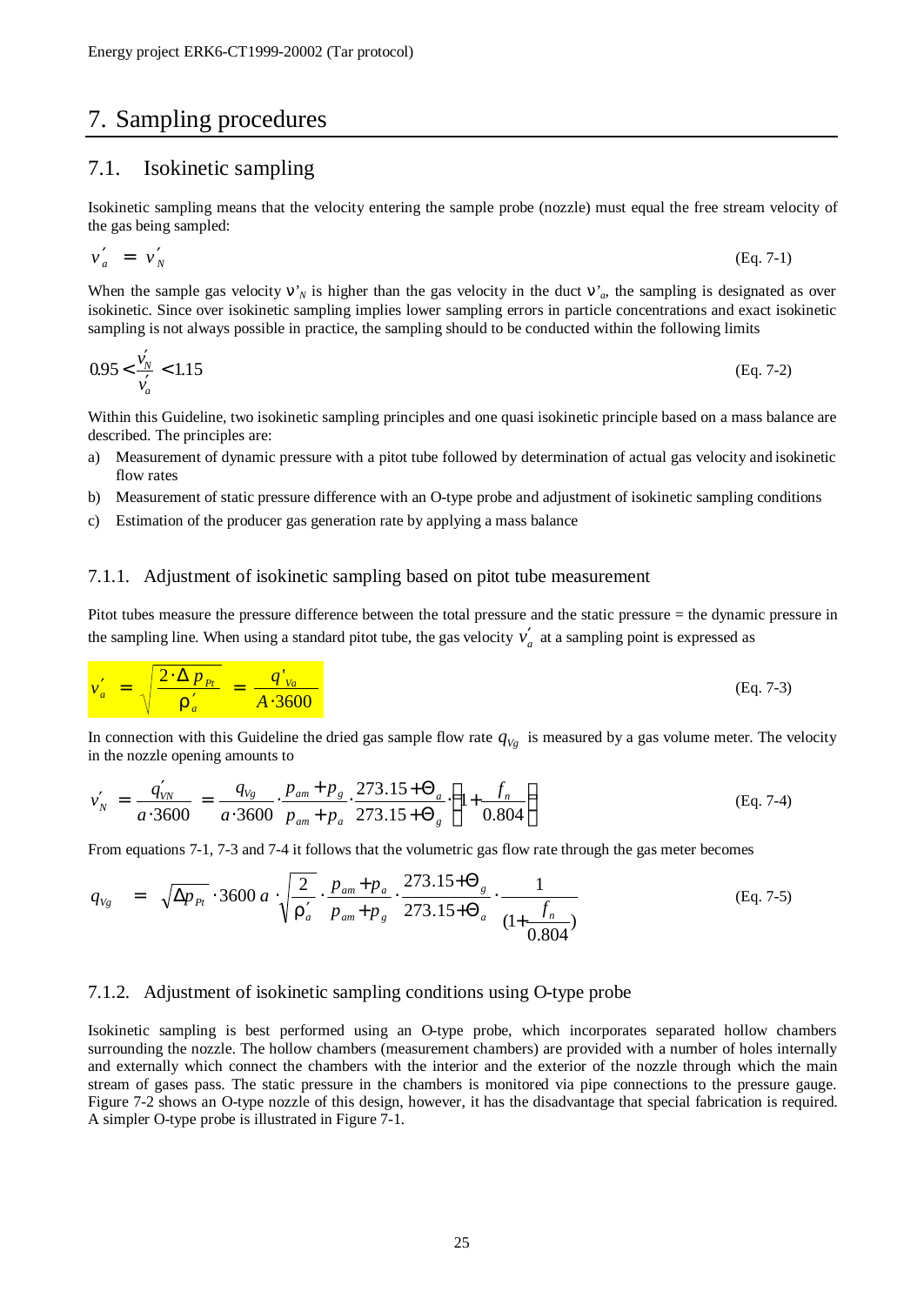# 7. Sampling procedures

## 7.1. Isokinetic sampling

Isokinetic sampling means that the velocity entering the sample probe (nozzle) must equal the free stream velocity of the gas being sampled:

$$v'_a = v'_N \qquad \text{(Eq. 7-1)}$$

When the sample gas velocity $v'_N$ is higher than the gas velocity in the duct $v'_a$, the sampling is designated as over isokinetic. Since over isokinetic sampling implies lower sampling errors in particle concentrations and exact isokinetic sampling is not always possible in practice, the sampling should to be conducted within the following limits

$$0.95 < \frac{v'_N}{v'_a} < 1.15 \qquad \text{(Eq. 7-2)}$$

Within this Guideline, two isokinetic sampling principles and one quasi isokinetic principle based on a mass balance are described. The principles are:

a) Measurement of dynamic pressure with a pitot tube followed by determination of actual gas velocity and isokinetic flow rates
b) Measurement of static pressure difference with an O-type probe and adjustment of isokinetic sampling conditions
c) Estimation of the producer gas generation rate by applying a mass balance

### 7.1.1. Adjustment of isokinetic sampling based on pitot tube measurement

Pitot tubes measure the pressure difference between the total pressure and the static pressure = the dynamic pressure in the sampling line. When using a standard pitot tube, the gas velocity $v'_a$ at a sampling point is expressed as

$$v'_a = \sqrt{\frac{2 \cdot \Delta p_{Pt}}{\rho'_a}} = \frac{q'_{Va}}{A \cdot 3600} \qquad \text{(Eq. 7-3)}$$

In connection with this Guideline the dried gas sample flow rate $q_{Vg}$ is measured by a gas volume meter. The velocity in the nozzle opening amounts to

$$v'_N = \frac{q'_{VN}}{a \cdot 3600} = \frac{q_{Vg}}{a \cdot 3600} \cdot \frac{p_{am} + p_g}{p_{am} + p_a} \cdot \frac{273.15 + \Theta_a}{273.15 + \Theta_g} \cdot \left(1 + \frac{f_n}{0.804}\right) \qquad \text{(Eq. 7-4)}$$

From equations 7-1, 7-3 and 7-4 it follows that the volumetric gas flow rate through the gas meter becomes

$$q_{Vg} = \sqrt{\Delta p_{Pt}} \cdot 3600\, a \cdot \sqrt{\frac{2}{\rho'_a}} \cdot \frac{p_{am} + p_a}{p_{am} + p_g} \cdot \frac{273.15 + \Theta_g}{273.15 + \Theta_a} \cdot \frac{1}{(1 + \frac{f_n}{0.804})} \qquad \text{(Eq. 7-5)}$$

### 7.1.2. Adjustment of isokinetic sampling conditions using O-type probe

Isokinetic sampling is best performed using an O-type probe, which incorporates separated hollow chambers surrounding the nozzle. The hollow chambers (measurement chambers) are provided with a number of holes internally and externally which connect the chambers with the interior and the exterior of the nozzle through which the main stream of gases pass. The static pressure in the chambers is monitored via pipe connections to the pressure gauge. Figure 7-2 shows an O-type nozzle of this design, however, it has the disadvantage that special fabrication is required. A simpler O-type probe is illustrated in Figure 7-1.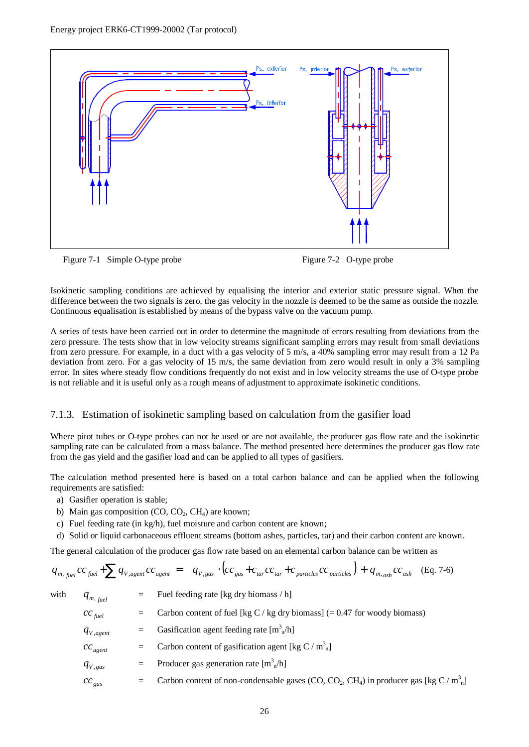Figure 7-1 Simple O-type probe

Figure 7-2 O-type probe

Isokinetic sampling conditions are achieved by equalising the interior and exterior static pressure signal. When the difference between the two signals is zero, the gas velocity in the nozzle is deemed to be the same as outside the nozzle. Continuous equalisation is established by means of the bypass valve on the vacuum pump.

A series of tests have been carried out in order to determine the magnitude of errors resulting from deviations from the zero pressure. The tests show that in low velocity streams significant sampling errors may result from small deviations from zero pressure. For example, in a duct with a gas velocity of 5 m/s, a 40% sampling error may result from a 12 Pa deviation from zero. For a gas velocity of 15 m/s, the same deviation from zero would result in only a 3% sampling error. In sites where steady flow conditions frequently do not exist and in low velocity streams the use of O-type probe is not reliable and it is useful only as a rough means of adjustment to approximate isokinetic conditions.

### 7.1.3. Estimation of isokinetic sampling based on calculation from the gasifier load

Where pitot tubes or O-type probes can not be used or are not available, the producer gas flow rate and the isokinetic sampling rate can be calculated from a mass balance. The method presented here determines the producer gas flow rate from the gas yield and the gasifier load and can be applied to all types of gasifiers.

The calculation method presented here is based on a total carbon balance and can be applied when the following requirements are satisfied:

a) Gasifier operation is stable;
b) Main gas composition (CO, $CO_2$, $CH_4$) are known;
c) Fuel feeding rate (in kg/h), fuel moisture and carbon content are known;
d) Solid or liquid carbonaceous effluent streams (bottom ashes, particles, tar) and their carbon content are known.

The general calculation of the producer gas flow rate based on an elemental carbon balance can be written as

$$q_{m,\,fuel}\,cc_{fuel} + \sum q_{V,agent}\,cc_{agent} = q_{V,gas}\cdot\left(cc_{gas} + c_{tar}\,cc_{tar} + c_{particles}\,cc_{particles}\right) + q_{m,ash}\,cc_{ash} \quad \text{(Eq. 7-6)}$$

with

| | | |
|---|---|---|
| $q_{m,\,fuel}$ | = | Fuel feeding rate [kg dry biomass / h] |
| $cc_{fuel}$ | = | Carbon content of fuel [kg C / kg dry biomass] (= 0.47 for woody biomass) |
| $q_{V,agent}$ | = | Gasification agent feeding rate [$m^3_n$/h] |
| $cc_{agent}$ | = | Carbon content of gasification agent [kg C / $m^3_n$] |
| $q_{V,gas}$ | = | Producer gas generation rate [$m^3_n$/h] |
| $cc_{gas}$ | = | Carbon content of non-condensable gases (CO, $CO_2$, $CH_4$) in producer gas [kg C / $m^3_n$] |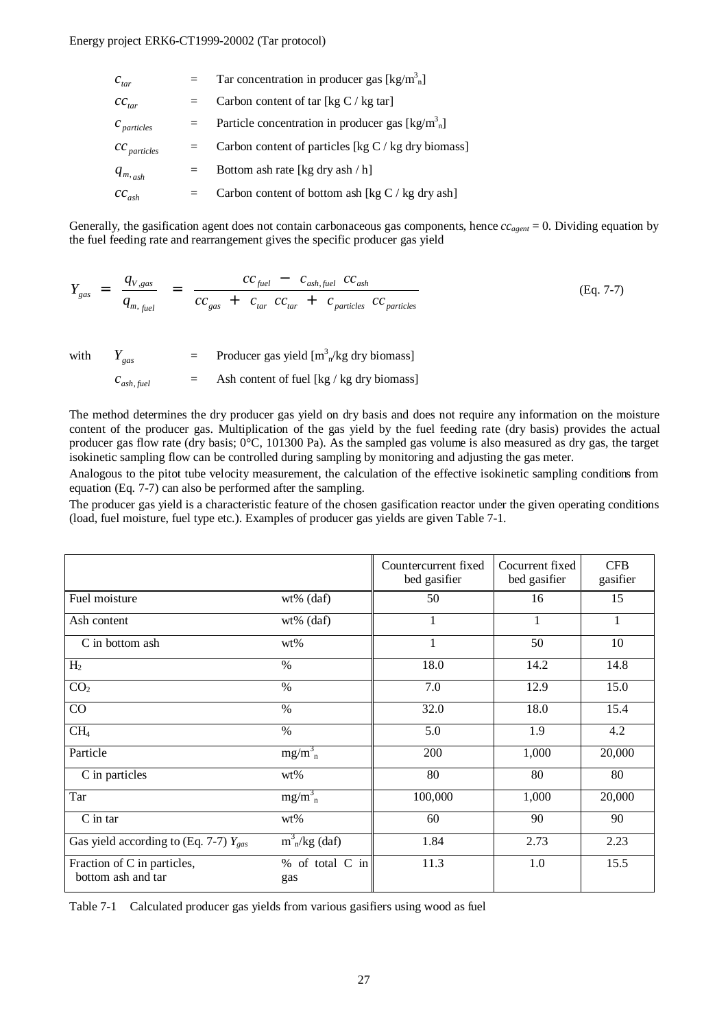| | | |
|---|---|---|
| $c_{tar}$ | = | Tar concentration in producer gas [kg/m$^3_n$] |
| $cc_{tar}$ | = | Carbon content of tar [kg C / kg tar] |
| $c_{particles}$ | = | Particle concentration in producer gas [kg/m$^3_n$] |
| $cc_{particles}$ | = | Carbon content of particles [kg C / kg dry biomass] |
| $q_{m,ash}$ | = | Bottom ash rate [kg dry ash / h] |
| $cc_{ash}$ | = | Carbon content of bottom ash [kg C / kg dry ash] |

Generally, the gasification agent does not contain carbonaceous gas components, hence $cc_{agent} = 0$. Dividing equation by the fuel feeding rate and rearrangement gives the specific producer gas yield

$$Y_{gas} = \frac{q_{V,gas}}{q_{m,fuel}} = \frac{cc_{fuel} - c_{ash,fuel}\ cc_{ash}}{cc_{gas} + c_{tar}\ cc_{tar} + c_{particles}\ cc_{particles}} \qquad \text{(Eq. 7-7)}$$

| | | | |
|---|---|---|---|
| with | $Y_{gas}$ | = | Producer gas yield [m$^3_n$/kg dry biomass] |
| | $c_{ash,fuel}$ | = | Ash content of fuel [kg / kg dry biomass] |

The method determines the dry producer gas yield on dry basis and does not require any information on the moisture content of the producer gas. Multiplication of the gas yield by the fuel feeding rate (dry basis) provides the actual producer gas flow rate (dry basis; 0°C, 101300 Pa). As the sampled gas volume is also measured as dry gas, the target isokinetic sampling flow can be controlled during sampling by monitoring and adjusting the gas meter.

Analogous to the pitot tube velocity measurement, the calculation of the effective isokinetic sampling conditions from equation (Eq. 7-7) can also be performed after the sampling.

The producer gas yield is a characteristic feature of the chosen gasification reactor under the given operating conditions (load, fuel moisture, fuel type etc.). Examples of producer gas yields are given Table 7-1.

| | | Countercurrent fixed bed gasifier | Cocurrent fixed bed gasifier | CFB gasifier |
|---|---|---|---|---|
| Fuel moisture | wt% (daf) | 50 | 16 | 15 |
| Ash content | wt% (daf) | 1 | 1 | 1 |
| C in bottom ash | wt% | 1 | 50 | 10 |
| $H_2$ | % | 18.0 | 14.2 | 14.8 |
| $CO_2$ | % | 7.0 | 12.9 | 15.0 |
| CO | % | 32.0 | 18.0 | 15.4 |
| $CH_4$ | % | 5.0 | 1.9 | 4.2 |
| Particle | mg/m$^3_n$ | 200 | 1,000 | 20,000 |
| C in particles | wt% | 80 | 80 | 80 |
| Tar | mg/m$^3_n$ | 100,000 | 1,000 | 20,000 |
| C in tar | wt% | 60 | 90 | 90 |
| Gas yield according to (Eq. 7-7) $Y_{gas}$ | m$^3_n$/kg (daf) | 1.84 | 2.73 | 2.23 |
| Fraction of C in particles, bottom ash and tar | % of total C in gas | 11.3 | 1.0 | 15.5 |

Table 7-1 Calculated producer gas yields from various gasifiers using wood as fuel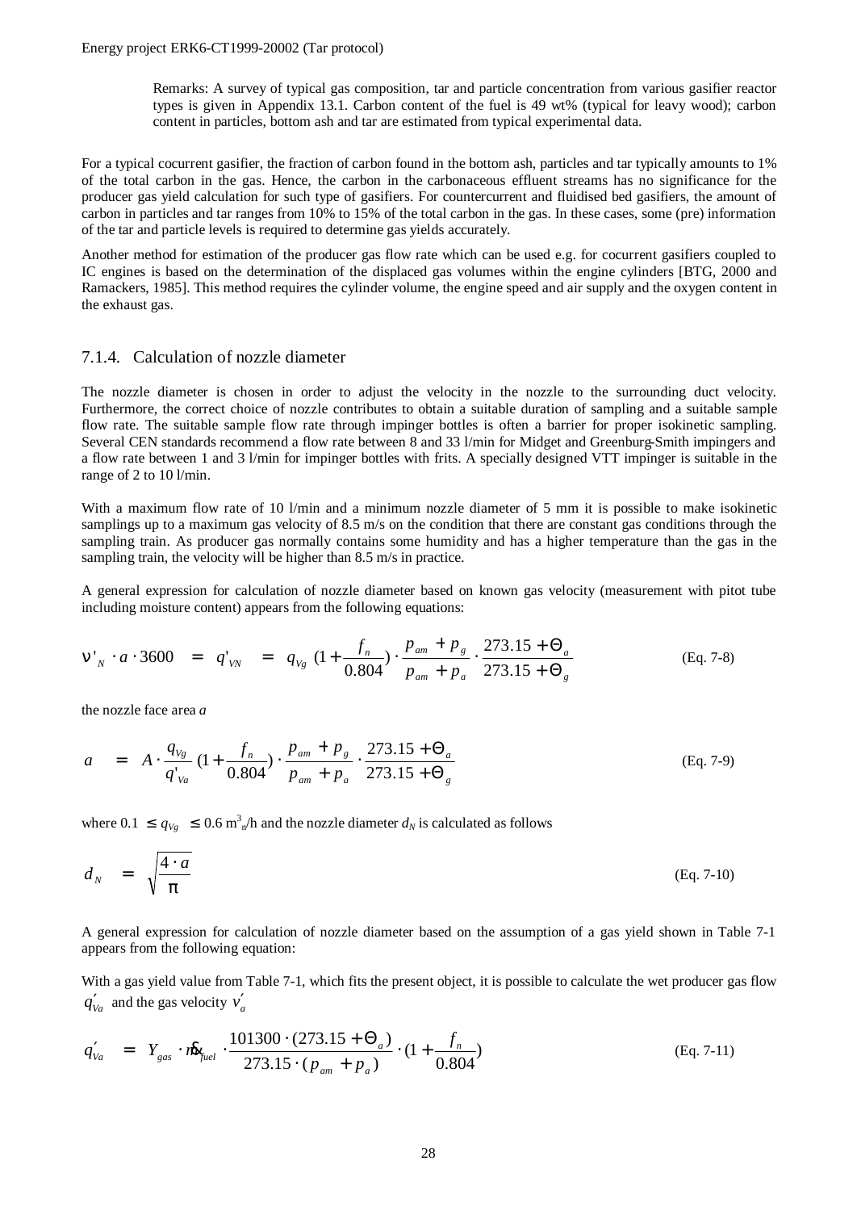Remarks: A survey of typical gas composition, tar and particle concentration from various gasifier reactor types is given in Appendix 13.1. Carbon content of the fuel is 49 wt% (typical for leavy wood); carbon content in particles, bottom ash and tar are estimated from typical experimental data.

For a typical cocurrent gasifier, the fraction of carbon found in the bottom ash, particles and tar typically amounts to 1% of the total carbon in the gas. Hence, the carbon in the carbonaceous effluent streams has no significance for the producer gas yield calculation for such type of gasifiers. For countercurrent and fluidised bed gasifiers, the amount of carbon in particles and tar ranges from 10% to 15% of the total carbon in the gas. In these cases, some (pre) information of the tar and particle levels is required to determine gas yields accurately.

Another method for estimation of the producer gas flow rate which can be used e.g. for cocurrent gasifiers coupled to IC engines is based on the determination of the displaced gas volumes within the engine cylinders [BTG, 2000 and Ramackers, 1985]. This method requires the cylinder volume, the engine speed and air supply and the oxygen content in the exhaust gas.

### 7.1.4. Calculation of nozzle diameter

The nozzle diameter is chosen in order to adjust the velocity in the nozzle to the surrounding duct velocity. Furthermore, the correct choice of nozzle contributes to obtain a suitable duration of sampling and a suitable sample flow rate. The suitable sample flow rate through impinger bottles is often a barrier for proper isokinetic sampling. Several CEN standards recommend a flow rate between 8 and 33 l/min for Midget and Greenburg-Smith impingers and a flow rate between 1 and 3 l/min for impinger bottles with frits. A specially designed VTT impinger is suitable in the range of 2 to 10 l/min.

With a maximum flow rate of 10 l/min and a minimum nozzle diameter of 5 mm it is possible to make isokinetic samplings up to a maximum gas velocity of 8.5 m/s on the condition that there are constant gas conditions through the sampling train. As producer gas normally contains some humidity and has a higher temperature than the gas in the sampling train, the velocity will be higher than 8.5 m/s in practice.

A general expression for calculation of nozzle diameter based on known gas velocity (measurement with pitot tube including moisture content) appears from the following equations:

$$\nu'_N \cdot a \cdot 3600 = q'_{VN} = q_{Vg}\,(1+\frac{f_n}{0.804}) \cdot \frac{p_{am}+p_g}{p_{am}+p_a} \cdot \frac{273.15+\Theta_a}{273.15+\Theta_g} \qquad \text{(Eq. 7-8)}$$

the nozzle face area $a$

$$a = A \cdot \frac{q_{Vg}}{q'_{Va}}\,(1+\frac{f_n}{0.804}) \cdot \frac{p_{am}+p_g}{p_{am}+p_a} \cdot \frac{273.15+\Theta_a}{273.15+\Theta_g} \qquad \text{(Eq. 7-9)}$$

where $0.1 \le q_{Vg} \le 0.6$ $m^3_n$/h and the nozzle diameter $d_N$ is calculated as follows

$$d_N = \sqrt{\frac{4 \cdot a}{\pi}} \qquad \text{(Eq. 7-10)}$$

A general expression for calculation of nozzle diameter based on the assumption of a gas yield shown in Table 7-1 appears from the following equation:

With a gas yield value from Table 7-1, which fits the present object, it is possible to calculate the wet producer gas flow $q'_{Va}$ and the gas velocity $v'_a$

$$q'_{Va} = Y_{gas} \cdot \dot{m}_{fuel} \cdot \frac{101300 \cdot (273.15+\Theta_a)}{273.15 \cdot (p_{am}+p_a)} \cdot (1+\frac{f_n}{0.804}) \qquad \text{(Eq. 7-11)}$$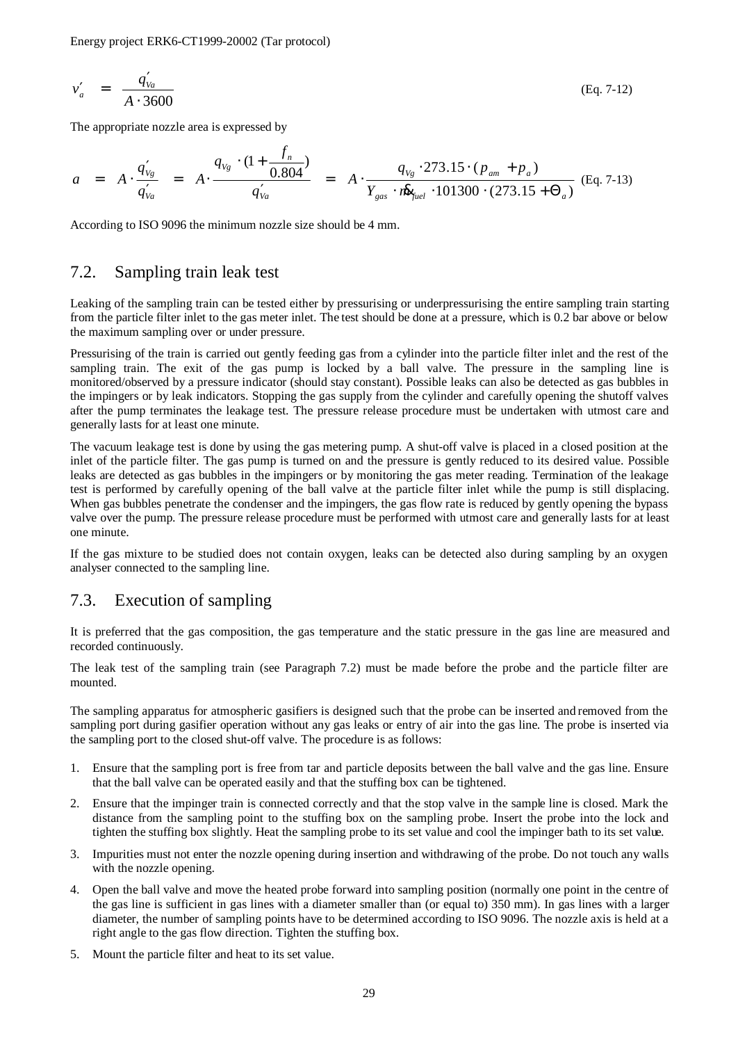$$v'_a = \frac{q'_{Va}}{A \cdot 3600} \quad \text{(Eq. 7-12)}$$

The appropriate nozzle area is expressed by

$$a = A \cdot \frac{q'_{Vg}}{q'_{Va}} = A \cdot \frac{q_{Vg} \cdot (1 + \frac{f_n}{0.804})}{q'_{Va}} = A \cdot \frac{q_{Vg} \cdot 273.15 \cdot (p_{am} + p_a)}{Y_{gas} \cdot \dot{m}_{fuel} \cdot 101300 \cdot (273.15 + \Theta_a)} \quad \text{(Eq. 7-13)}$$

According to ISO 9096 the minimum nozzle size should be 4 mm.

## 7.2. Sampling train leak test

Leaking of the sampling train can be tested either by pressurising or underpressurising the entire sampling train starting from the particle filter inlet to the gas meter inlet. The test should be done at a pressure, which is 0.2 bar above or below the maximum sampling over or under pressure.

Pressurising of the train is carried out gently feeding gas from a cylinder into the particle filter inlet and the rest of the sampling train. The exit of the gas pump is locked by a ball valve. The pressure in the sampling line is monitored/observed by a pressure indicator (should stay constant). Possible leaks can also be detected as gas bubbles in the impingers or by leak indicators. Stopping the gas supply from the cylinder and carefully opening the shutoff valves after the pump terminates the leakage test. The pressure release procedure must be undertaken with utmost care and generally lasts for at least one minute.

The vacuum leakage test is done by using the gas metering pump. A shut-off valve is placed in a closed position at the inlet of the particle filter. The gas pump is turned on and the pressure is gently reduced to its desired value. Possible leaks are detected as gas bubbles in the impingers or by monitoring the gas meter reading. Termination of the leakage test is performed by carefully opening of the ball valve at the particle filter inlet while the pump is still displacing. When gas bubbles penetrate the condenser and the impingers, the gas flow rate is reduced by gently opening the bypass valve over the pump. The pressure release procedure must be performed with utmost care and generally lasts for at least one minute.

If the gas mixture to be studied does not contain oxygen, leaks can be detected also during sampling by an oxygen analyser connected to the sampling line.

## 7.3. Execution of sampling

It is preferred that the gas composition, the gas temperature and the static pressure in the gas line are measured and recorded continuously.

The leak test of the sampling train (see Paragraph 7.2) must be made before the probe and the particle filter are mounted.

The sampling apparatus for atmospheric gasifiers is designed such that the probe can be inserted and removed from the sampling port during gasifier operation without any gas leaks or entry of air into the gas line. The probe is inserted via the sampling port to the closed shut-off valve. The procedure is as follows:

1. Ensure that the sampling port is free from tar and particle deposits between the ball valve and the gas line. Ensure that the ball valve can be operated easily and that the stuffing box can be tightened.
2. Ensure that the impinger train is connected correctly and that the stop valve in the sample line is closed. Mark the distance from the sampling point to the stuffing box on the sampling probe. Insert the probe into the lock and tighten the stuffing box slightly. Heat the sampling probe to its set value and cool the impinger bath to its set value.
3. Impurities must not enter the nozzle opening during insertion and withdrawing of the probe. Do not touch any walls with the nozzle opening.
4. Open the ball valve and move the heated probe forward into sampling position (normally one point in the centre of the gas line is sufficient in gas lines with a diameter smaller than (or equal to) 350 mm). In gas lines with a larger diameter, the number of sampling points have to be determined according to ISO 9096. The nozzle axis is held at a right angle to the gas flow direction. Tighten the stuffing box.
5. Mount the particle filter and heat to its set value.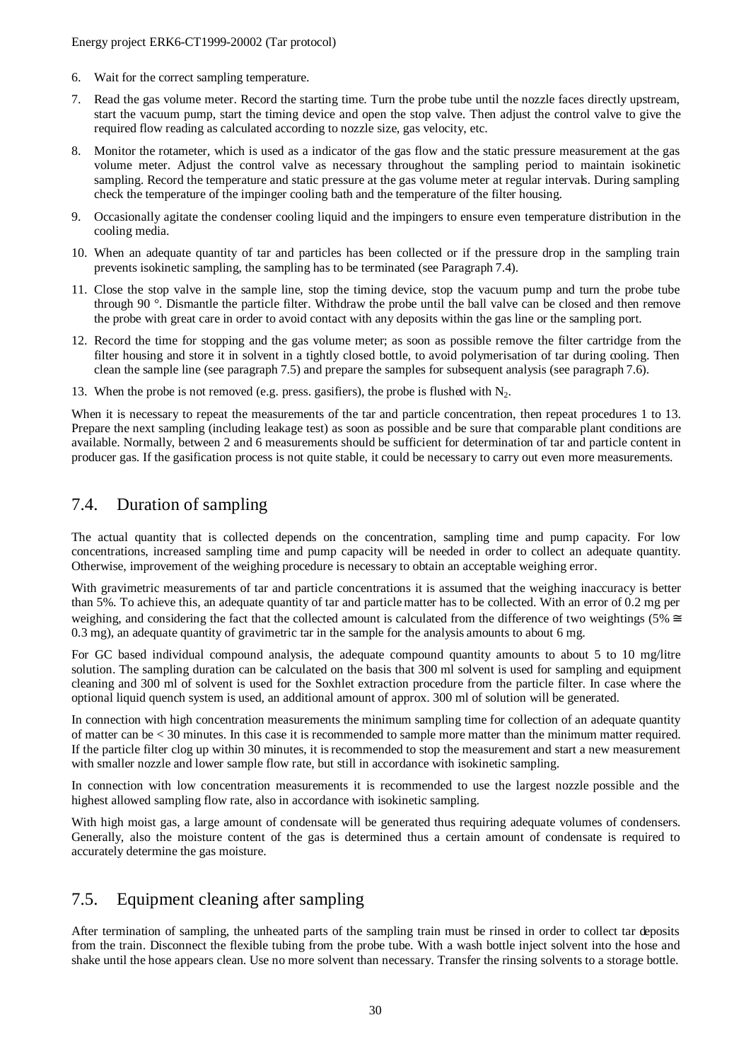6. Wait for the correct sampling temperature.

7. Read the gas volume meter. Record the starting time. Turn the probe tube until the nozzle faces directly upstream, start the vacuum pump, start the timing device and open the stop valve. Then adjust the control valve to give the required flow reading as calculated according to nozzle size, gas velocity, etc.

8. Monitor the rotameter, which is used as a indicator of the gas flow and the static pressure measurement at the gas volume meter. Adjust the control valve as necessary throughout the sampling period to maintain isokinetic sampling. Record the temperature and static pressure at the gas volume meter at regular intervals. During sampling check the temperature of the impinger cooling bath and the temperature of the filter housing.

9. Occasionally agitate the condenser cooling liquid and the impingers to ensure even temperature distribution in the cooling media.

10. When an adequate quantity of tar and particles has been collected or if the pressure drop in the sampling train prevents isokinetic sampling, the sampling has to be terminated (see Paragraph 7.4).

11. Close the stop valve in the sample line, stop the timing device, stop the vacuum pump and turn the probe tube through 90 °. Dismantle the particle filter. Withdraw the probe until the ball valve can be closed and then remove the probe with great care in order to avoid contact with any deposits within the gas line or the sampling port.

12. Record the time for stopping and the gas volume meter; as soon as possible remove the filter cartridge from the filter housing and store it in solvent in a tightly closed bottle, to avoid polymerisation of tar during cooling. Then clean the sample line (see paragraph 7.5) and prepare the samples for subsequent analysis (see paragraph 7.6).

13. When the probe is not removed (e.g. press. gasifiers), the probe is flushed with $N_2$.

When it is necessary to repeat the measurements of the tar and particle concentration, then repeat procedures 1 to 13. Prepare the next sampling (including leakage test) as soon as possible and be sure that comparable plant conditions are available. Normally, between 2 and 6 measurements should be sufficient for determination of tar and particle content in producer gas. If the gasification process is not quite stable, it could be necessary to carry out even more measurements.

## 7.4. Duration of sampling

The actual quantity that is collected depends on the concentration, sampling time and pump capacity. For low concentrations, increased sampling time and pump capacity will be needed in order to collect an adequate quantity. Otherwise, improvement of the weighing procedure is necessary to obtain an acceptable weighing error.

With gravimetric measurements of tar and particle concentrations it is assumed that the weighing inaccuracy is better than 5%. To achieve this, an adequate quantity of tar and particle matter has to be collected. With an error of 0.2 mg per weighing, and considering the fact that the collected amount is calculated from the difference of two weightings (5% ≅ 0.3 mg), an adequate quantity of gravimetric tar in the sample for the analysis amounts to about 6 mg.

For GC based individual compound analysis, the adequate compound quantity amounts to about 5 to 10 mg/litre solution. The sampling duration can be calculated on the basis that 300 ml solvent is used for sampling and equipment cleaning and 300 ml of solvent is used for the Soxhlet extraction procedure from the particle filter. In case where the optional liquid quench system is used, an additional amount of approx. 300 ml of solution will be generated.

In connection with high concentration measurements the minimum sampling time for collection of an adequate quantity of matter can be < 30 minutes. In this case it is recommended to sample more matter than the minimum matter required. If the particle filter clog up within 30 minutes, it is recommended to stop the measurement and start a new measurement with smaller nozzle and lower sample flow rate, but still in accordance with isokinetic sampling.

In connection with low concentration measurements it is recommended to use the largest nozzle possible and the highest allowed sampling flow rate, also in accordance with isokinetic sampling.

With high moist gas, a large amount of condensate will be generated thus requiring adequate volumes of condensers. Generally, also the moisture content of the gas is determined thus a certain amount of condensate is required to accurately determine the gas moisture.

## 7.5. Equipment cleaning after sampling

After termination of sampling, the unheated parts of the sampling train must be rinsed in order to collect tar deposits from the train. Disconnect the flexible tubing from the probe tube. With a wash bottle inject solvent into the hose and shake until the hose appears clean. Use no more solvent than necessary. Transfer the rinsing solvents to a storage bottle.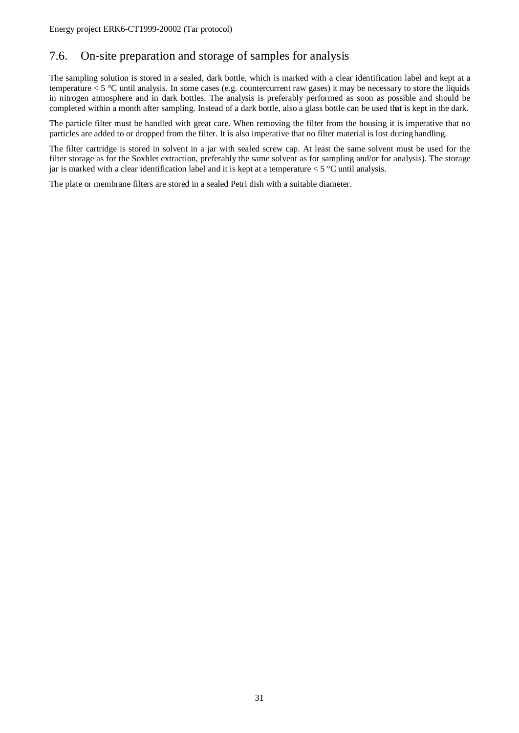## 7.6. On-site preparation and storage of samples for analysis

The sampling solution is stored in a sealed, dark bottle, which is marked with a clear identification label and kept at a temperature < 5 °C until analysis. In some cases (e.g. countercurrent raw gases) it may be necessary to store the liquids in nitrogen atmosphere and in dark bottles. The analysis is preferably performed as soon as possible and should be completed within a month after sampling. Instead of a dark bottle, also a glass bottle can be used that is kept in the dark.

The particle filter must be handled with great care. When removing the filter from the housing it is imperative that no particles are added to or dropped from the filter. It is also imperative that no filter material is lost during handling.

The filter cartridge is stored in solvent in a jar with sealed screw cap. At least the same solvent must be used for the filter storage as for the Soxhlet extraction, preferably the same solvent as for sampling and/or for analysis). The storage jar is marked with a clear identification label and it is kept at a temperature < 5 °C until analysis.

The plate or membrane filters are stored in a sealed Petri dish with a suitable diameter.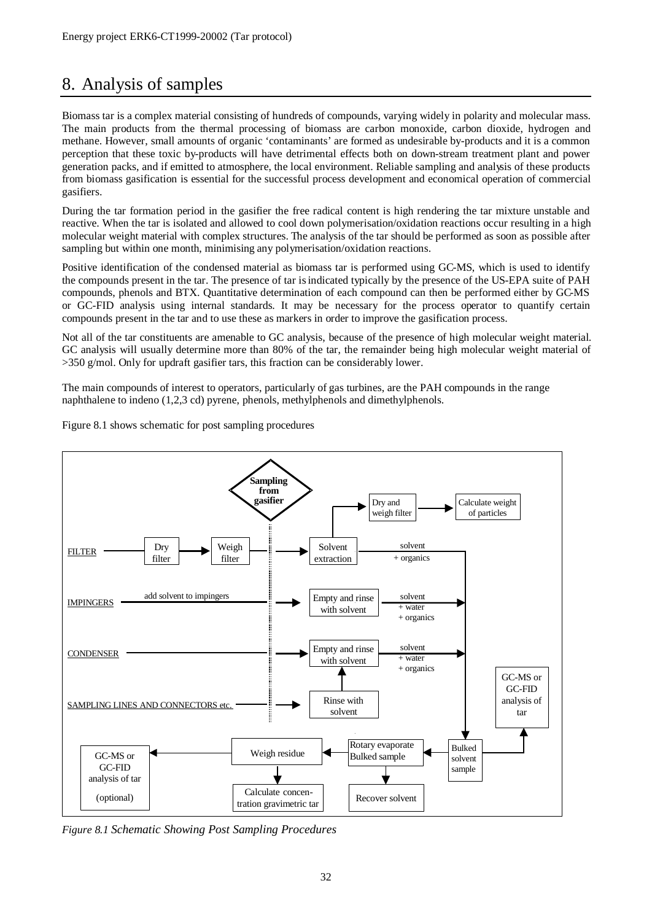# 8. Analysis of samples

Biomass tar is a complex material consisting of hundreds of compounds, varying widely in polarity and molecular mass. The main products from the thermal processing of biomass are carbon monoxide, carbon dioxide, hydrogen and methane. However, small amounts of organic 'contaminants' are formed as undesirable by-products and it is a common perception that these toxic by-products will have detrimental effects both on down-stream treatment plant and power generation packs, and if emitted to atmosphere, the local environment. Reliable sampling and analysis of these products from biomass gasification is essential for the successful process development and economical operation of commercial gasifiers.

During the tar formation period in the gasifier the free radical content is high rendering the tar mixture unstable and reactive. When the tar is isolated and allowed to cool down polymerisation/oxidation reactions occur resulting in a high molecular weight material with complex structures. The analysis of the tar should be performed as soon as possible after sampling but within one month, minimising any polymerisation/oxidation reactions.

Positive identification of the condensed material as biomass tar is performed using GC-MS, which is used to identify the compounds present in the tar. The presence of tar is indicated typically by the presence of the US-EPA suite of PAH compounds, phenols and BTX. Quantitative determination of each compound can then be performed either by GC-MS or GC-FID analysis using internal standards. It may be necessary for the process operator to quantify certain compounds present in the tar and to use these as markers in order to improve the gasification process.

Not all of the tar constituents are amenable to GC analysis, because of the presence of high molecular weight material. GC analysis will usually determine more than 80% of the tar, the remainder being high molecular weight material of >350 g/mol. Only for updraft gasifier tars, this fraction can be considerably lower.

The main compounds of interest to operators, particularly of gas turbines, are the PAH compounds in the range naphthalene to indeno (1,2,3 cd) pyrene, phenols, methylphenols and dimethylphenols.

Figure 8.1 shows schematic for post sampling procedures

Sampling from gasifier

FILTER → Dry filter → Weigh filter → Solvent extraction → (Dry and weigh filter → Calculate weight of particles); solvent + organics → Bulked solvent sample

IMPINGERS (add solvent to impingers) → Empty and rinse with solvent → solvent + water + organics → Bulked solvent sample

CONDENSER → Empty and rinse with solvent → solvent + water + organics → Bulked solvent sample

SAMPLING LINES AND CONNECTORS etc. → Rinse with solvent → Empty and rinse with solvent

Bulked solvent sample → GC-MS or GC-FID analysis of tar

Bulked solvent sample → Rotary evaporate Bulked sample → Recover solvent; → Weigh residue → Calculate concentration gravimetric tar; → GC-MS or GC-FID analysis of tar (optional)

*Figure 8.1 Schematic Showing Post Sampling Procedures*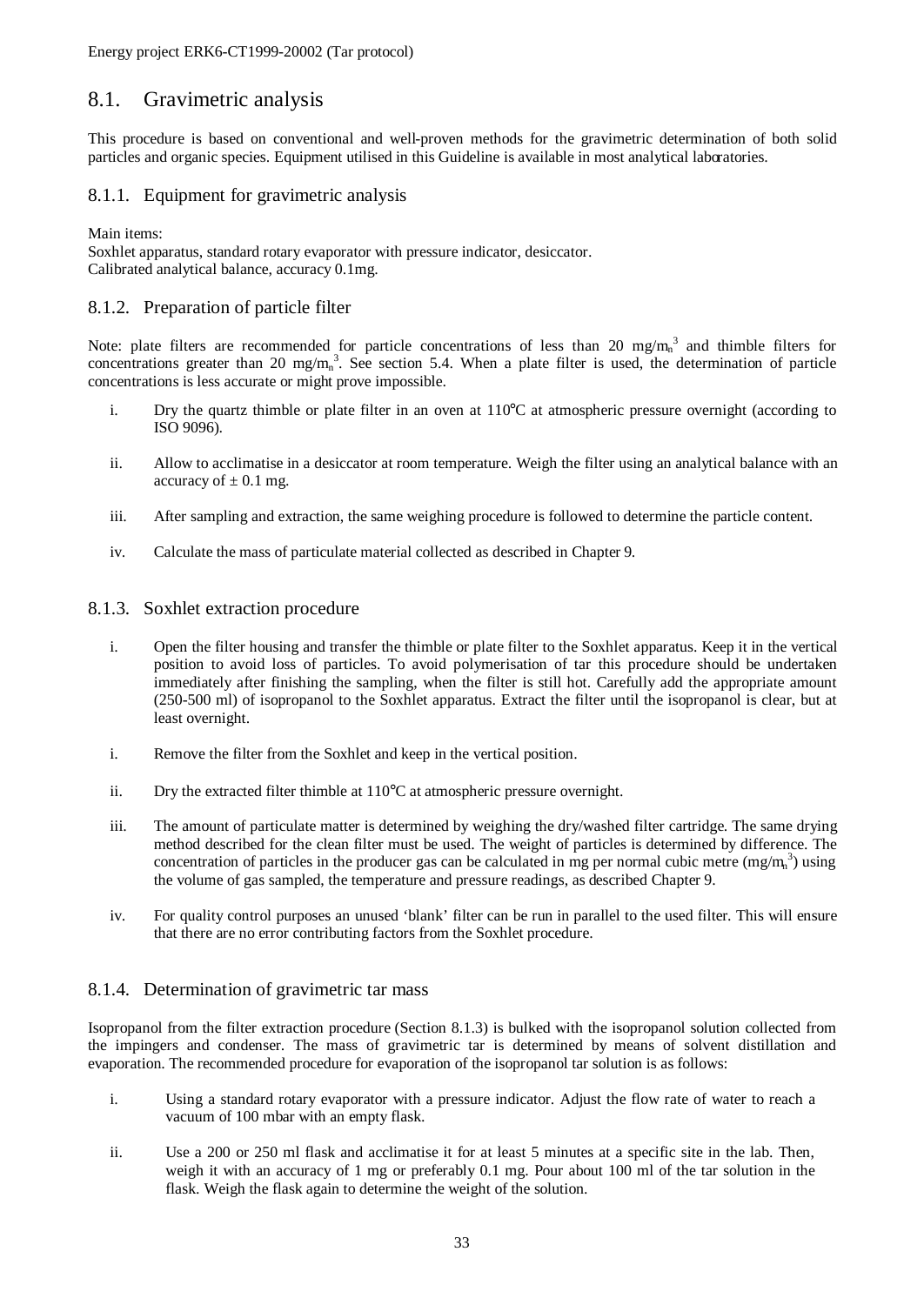## 8.1. Gravimetric analysis

This procedure is based on conventional and well-proven methods for the gravimetric determination of both solid particles and organic species. Equipment utilised in this Guideline is available in most analytical laboratories.

### 8.1.1. Equipment for gravimetric analysis

Main items:
Soxhlet apparatus, standard rotary evaporator with pressure indicator, desiccator.
Calibrated analytical balance, accuracy 0.1mg.

### 8.1.2. Preparation of particle filter

Note: plate filters are recommended for particle concentrations of less than 20 $mg/m_n^3$ and thimble filters for concentrations greater than 20 $mg/m_n^3$. See section 5.4. When a plate filter is used, the determination of particle concentrations is less accurate or might prove impossible.

i. Dry the quartz thimble or plate filter in an oven at 110°C at atmospheric pressure overnight (according to ISO 9096).

ii. Allow to acclimatise in a desiccator at room temperature. Weigh the filter using an analytical balance with an accuracy of ± 0.1 mg.

iii. After sampling and extraction, the same weighing procedure is followed to determine the particle content.

iv. Calculate the mass of particulate material collected as described in Chapter 9.

### 8.1.3. Soxhlet extraction procedure

i. Open the filter housing and transfer the thimble or plate filter to the Soxhlet apparatus. Keep it in the vertical position to avoid loss of particles. To avoid polymerisation of tar this procedure should be undertaken immediately after finishing the sampling, when the filter is still hot. Carefully add the appropriate amount (250-500 ml) of isopropanol to the Soxhlet apparatus. Extract the filter until the isopropanol is clear, but at least overnight.

i. Remove the filter from the Soxhlet and keep in the vertical position.

ii. Dry the extracted filter thimble at 110°C at atmospheric pressure overnight.

iii. The amount of particulate matter is determined by weighing the dry/washed filter cartridge. The same drying method described for the clean filter must be used. The weight of particles is determined by difference. The concentration of particles in the producer gas can be calculated in mg per normal cubic metre ($mg/m_n^3$) using the volume of gas sampled, the temperature and pressure readings, as described Chapter 9.

iv. For quality control purposes an unused 'blank' filter can be run in parallel to the used filter. This will ensure that there are no error contributing factors from the Soxhlet procedure.

### 8.1.4. Determination of gravimetric tar mass

Isopropanol from the filter extraction procedure (Section 8.1.3) is bulked with the isopropanol solution collected from the impingers and condenser. The mass of gravimetric tar is determined by means of solvent distillation and evaporation. The recommended procedure for evaporation of the isopropanol tar solution is as follows:

i. Using a standard rotary evaporator with a pressure indicator. Adjust the flow rate of water to reach a vacuum of 100 mbar with an empty flask.

ii. Use a 200 or 250 ml flask and acclimatise it for at least 5 minutes at a specific site in the lab. Then, weigh it with an accuracy of 1 mg or preferably 0.1 mg. Pour about 100 ml of the tar solution in the flask. Weigh the flask again to determine the weight of the solution.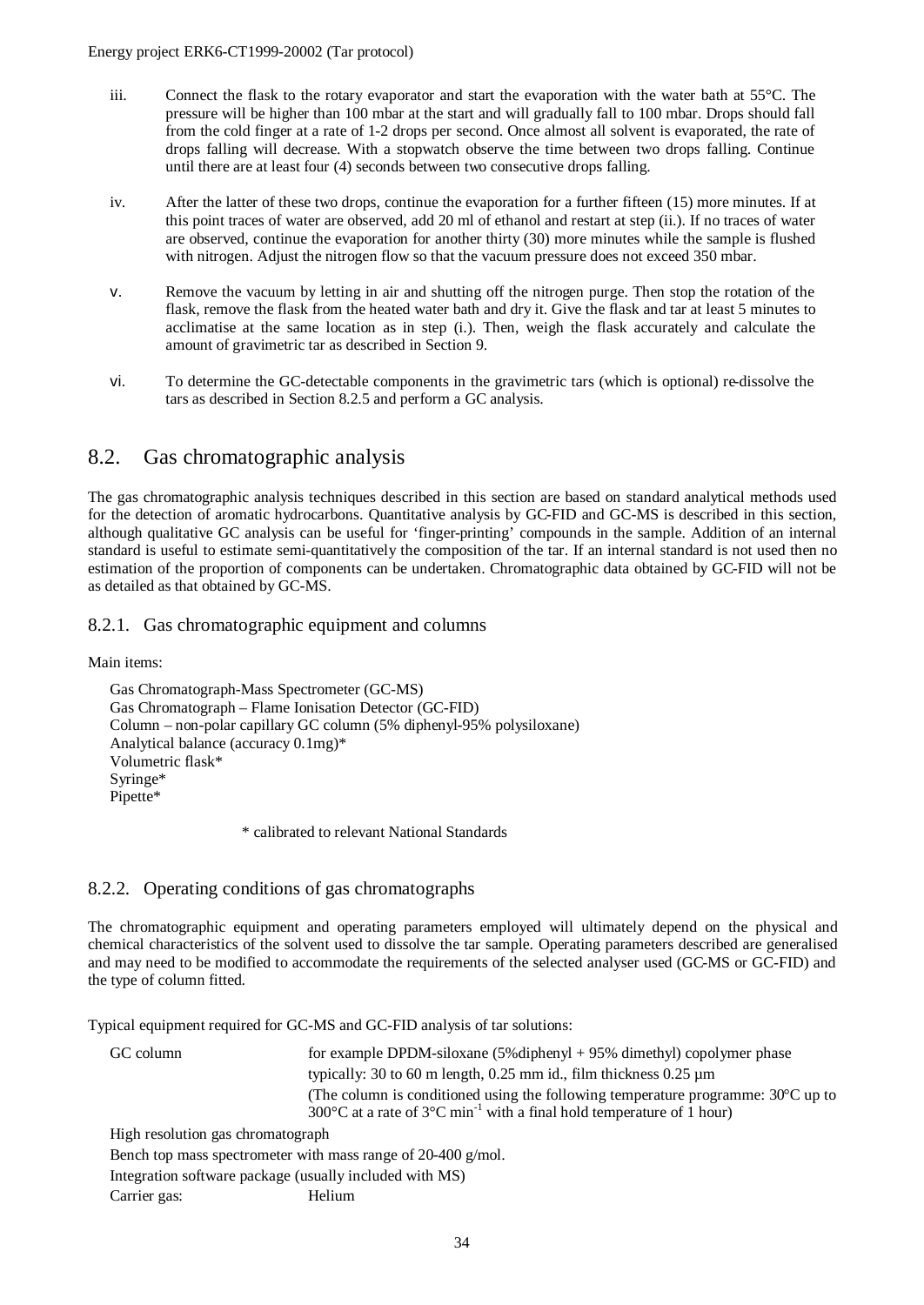iii. Connect the flask to the rotary evaporator and start the evaporation with the water bath at 55°C. The pressure will be higher than 100 mbar at the start and will gradually fall to 100 mbar. Drops should fall from the cold finger at a rate of 1-2 drops per second. Once almost all solvent is evaporated, the rate of drops falling will decrease. With a stopwatch observe the time between two drops falling. Continue until there are at least four (4) seconds between two consecutive drops falling.

iv. After the latter of these two drops, continue the evaporation for a further fifteen (15) more minutes. If at this point traces of water are observed, add 20 ml of ethanol and restart at step (ii.). If no traces of water are observed, continue the evaporation for another thirty (30) more minutes while the sample is flushed with nitrogen. Adjust the nitrogen flow so that the vacuum pressure does not exceed 350 mbar.

v. Remove the vacuum by letting in air and shutting off the nitrogen purge. Then stop the rotation of the flask, remove the flask from the heated water bath and dry it. Give the flask and tar at least 5 minutes to acclimatise at the same location as in step (i.). Then, weigh the flask accurately and calculate the amount of gravimetric tar as described in Section 9.

vi. To determine the GC-detectable components in the gravimetric tars (which is optional) re-dissolve the tars as described in Section 8.2.5 and perform a GC analysis.

## 8.2. Gas chromatographic analysis

The gas chromatographic analysis techniques described in this section are based on standard analytical methods used for the detection of aromatic hydrocarbons. Quantitative analysis by GC-FID and GC-MS is described in this section, although qualitative GC analysis can be useful for 'finger-printing' compounds in the sample. Addition of an internal standard is useful to estimate semi-quantitatively the composition of the tar. If an internal standard is not used then no estimation of the proportion of components can be undertaken. Chromatographic data obtained by GC-FID will not be as detailed as that obtained by GC-MS.

### 8.2.1. Gas chromatographic equipment and columns

Main items:

Gas Chromatograph-Mass Spectrometer (GC-MS)
Gas Chromatograph – Flame Ionisation Detector (GC-FID)
Column – non-polar capillary GC column (5% diphenyl-95% polysiloxane)
Analytical balance (accuracy 0.1mg)*
Volumetric flask*
Syringe*
Pipette*

\* calibrated to relevant National Standards

### 8.2.2. Operating conditions of gas chromatographs

The chromatographic equipment and operating parameters employed will ultimately depend on the physical and chemical characteristics of the solvent used to dissolve the tar sample. Operating parameters described are generalised and may need to be modified to accommodate the requirements of the selected analyser used (GC-MS or GC-FID) and the type of column fitted.

Typical equipment required for GC-MS and GC-FID analysis of tar solutions:

GC column: for example DPDM-siloxane (5%diphenyl + 95% dimethyl) copolymer phase
typically: 30 to 60 m length, 0.25 mm id., film thickness 0.25 µm
(The column is conditioned using the following temperature programme: 30°C up to 300°C at a rate of 3°C $min^{-1}$ with a final hold temperature of 1 hour)

High resolution gas chromatograph
Bench top mass spectrometer with mass range of 20-400 g/mol.
Integration software package (usually included with MS)
Carrier gas: Helium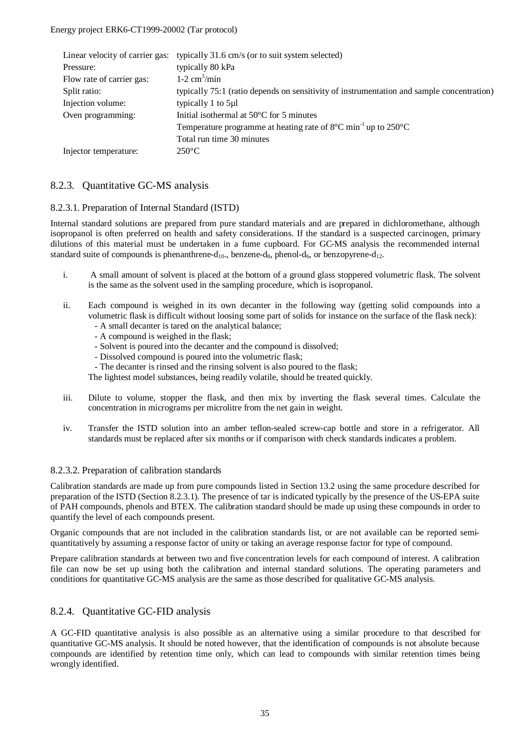| | |
|---|---|
| Linear velocity of carrier gas: | typically 31.6 cm/s (or to suit system selected) |
| Pressure: | typically 80 kPa |
| Flow rate of carrier gas: | 1-2 $cm^3$/min |
| Split ratio: | typically 75:1 (ratio depends on sensitivity of instrumentation and sample concentration) |
| Injection volume: | typically 1 to 5µl |
| Oven programming: | Initial isothermal at 50°C for 5 minutes |
| | Temperature programme at heating rate of 8°C $min^{-1}$ up to 250°C |
| | Total run time 30 minutes |
| Injector temperature: | 250°C |

### 8.2.3. Quantitative GC-MS analysis

#### 8.2.3.1. Preparation of Internal Standard (ISTD)

Internal standard solutions are prepared from pure standard materials and are prepared in dichloromethane, although isopropanol is often preferred on health and safety considerations. If the standard is a suspected carcinogen, primary dilutions of this material must be undertaken in a fume cupboard. For GC-MS analysis the recommended internal standard suite of compounds is phenanthrene-$d_{10}$., benzene-$d_8$, phenol-$d_6$, or benzopyrene-$d_{12}$.

i. A small amount of solvent is placed at the bottom of a ground glass stoppered volumetric flask. The solvent is the same as the solvent used in the sampling procedure, which is isopropanol.

ii. Each compound is weighed in its own decanter in the following way (getting solid compounds into a volumetric flask is difficult without loosing some part of solids for instance on the surface of the flask neck):
   - A small decanter is tared on the analytical balance;
   - A compound is weighed in the flask;
   - Solvent is poured into the decanter and the compound is dissolved;
   - Dissolved compound is poured into the volumetric flask;
   - The decanter is rinsed and the rinsing solvent is also poured to the flask;

   The lightest model substances, being readily volatile, should be treated quickly.

iii. Dilute to volume, stopper the flask, and then mix by inverting the flask several times. Calculate the concentration in micrograms per microlitre from the net gain in weight.

iv. Transfer the ISTD solution into an amber teflon-sealed screw-cap bottle and store in a refrigerator. All standards must be replaced after six months or if comparison with check standards indicates a problem.

#### 8.2.3.2. Preparation of calibration standards

Calibration standards are made up from pure compounds listed in Section 13.2 using the same procedure described for preparation of the ISTD (Section 8.2.3.1). The presence of tar is indicated typically by the presence of the US-EPA suite of PAH compounds, phenols and BTEX. The calibration standard should be made up using these compounds in order to quantify the level of each compounds present.

Organic compounds that are not included in the calibration standards list, or are not available can be reported semi-quantitatively by assuming a response factor of unity or taking an average response factor for type of compound.

Prepare calibration standards at between two and five concentration levels for each compound of interest. A calibration file can now be set up using both the calibration and internal standard solutions. The operating parameters and conditions for quantitative GC-MS analysis are the same as those described for qualitative GC-MS analysis.

### 8.2.4. Quantitative GC-FID analysis

A GC-FID quantitative analysis is also possible as an alternative using a similar procedure to that described for quantitative GC-MS analysis. It should be noted however, that the identification of compounds is not absolute because compounds are identified by retention time only, which can lead to compounds with similar retention times being wrongly identified.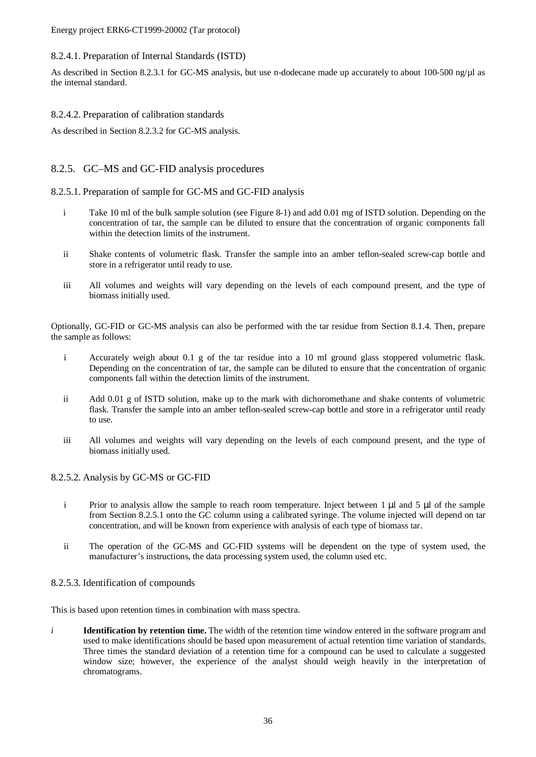### 8.2.4.1. Preparation of Internal Standards (ISTD)

As described in Section 8.2.3.1 for GC-MS analysis, but use n-dodecane made up accurately to about 100-500 ng/µl as the internal standard.

### 8.2.4.2. Preparation of calibration standards

As described in Section 8.2.3.2 for GC-MS analysis.

## 8.2.5. GC–MS and GC-FID analysis procedures

### 8.2.5.1. Preparation of sample for GC-MS and GC-FID analysis

i Take 10 ml of the bulk sample solution (see Figure 8-1) and add 0.01 mg of ISTD solution. Depending on the concentration of tar, the sample can be diluted to ensure that the concentration of organic components fall within the detection limits of the instrument.

ii Shake contents of volumetric flask. Transfer the sample into an amber teflon-sealed screw-cap bottle and store in a refrigerator until ready to use.

iii All volumes and weights will vary depending on the levels of each compound present, and the type of biomass initially used.

Optionally, GC-FID or GC-MS analysis can also be performed with the tar residue from Section 8.1.4. Then, prepare the sample as follows:

i Accurately weigh about 0.1 g of the tar residue into a 10 ml ground glass stoppered volumetric flask. Depending on the concentration of tar, the sample can be diluted to ensure that the concentration of organic components fall within the detection limits of the instrument.

ii Add 0.01 g of ISTD solution, make up to the mark with dichoromethane and shake contents of volumetric flask. Transfer the sample into an amber teflon-sealed screw-cap bottle and store in a refrigerator until ready to use.

iii All volumes and weights will vary depending on the levels of each compound present, and the type of biomass initially used.

### 8.2.5.2. Analysis by GC-MS or GC-FID

i Prior to analysis allow the sample to reach room temperature. Inject between 1 µl and 5 µl of the sample from Section 8.2.5.1 onto the GC column using a calibrated syringe. The volume injected will depend on tar concentration, and will be known from experience with analysis of each type of biomass tar.

ii The operation of the GC-MS and GC-FID systems will be dependent on the type of system used, the manufacturer's instructions, the data processing system used, the column used etc.

### 8.2.5.3. Identification of compounds

This is based upon retention times in combination with mass spectra.

*i* **Identification by retention time.** The width of the retention time window entered in the software program and used to make identifications should be based upon measurement of actual retention time variation of standards. Three times the standard deviation of a retention time for a compound can be used to calculate a suggested window size; however, the experience of the analyst should weigh heavily in the interpretation of chromatograms.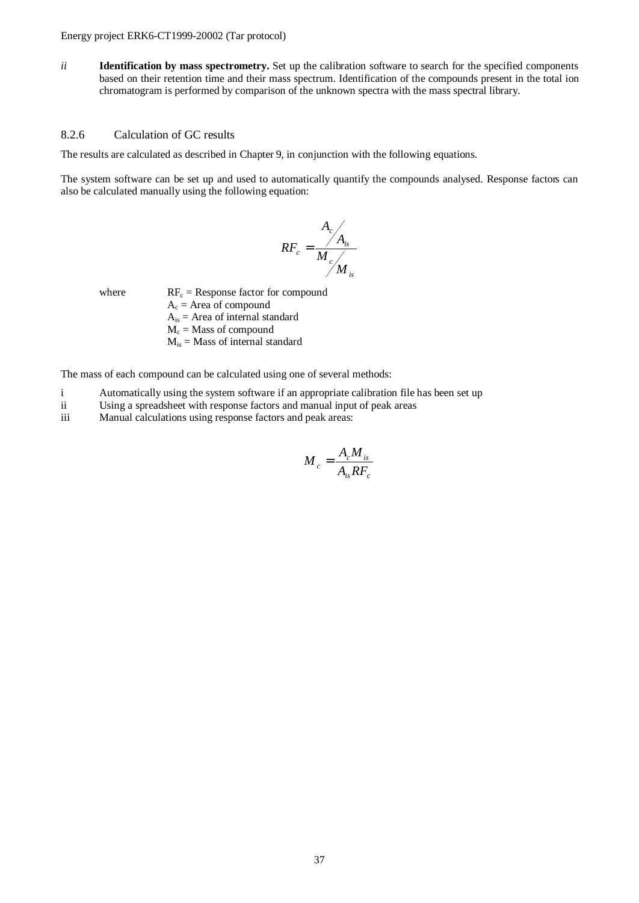*ii* **Identification by mass spectrometry.** Set up the calibration software to search for the specified components based on their retention time and their mass spectrum. Identification of the compounds present in the total ion chromatogram is performed by comparison of the unknown spectra with the mass spectral library.

### 8.2.6 Calculation of GC results

The results are calculated as described in Chapter 9, in conjunction with the following equations.

The system software can be set up and used to automatically quantify the compounds analysed. Response factors can also be calculated manually using the following equation:

$$RF_c = \frac{A_c / A_{is}}{M_c / M_{is}}$$

where $RF_c$ = Response factor for compound
$A_c$ = Area of compound
$A_{is}$ = Area of internal standard
$M_c$ = Mass of compound
$M_{is}$ = Mass of internal standard

The mass of each compound can be calculated using one of several methods:

i Automatically using the system software if an appropriate calibration file has been set up
ii Using a spreadsheet with response factors and manual input of peak areas
iii Manual calculations using response factors and peak areas:

$$M_c = \frac{A_c M_{is}}{A_{is} RF_c}$$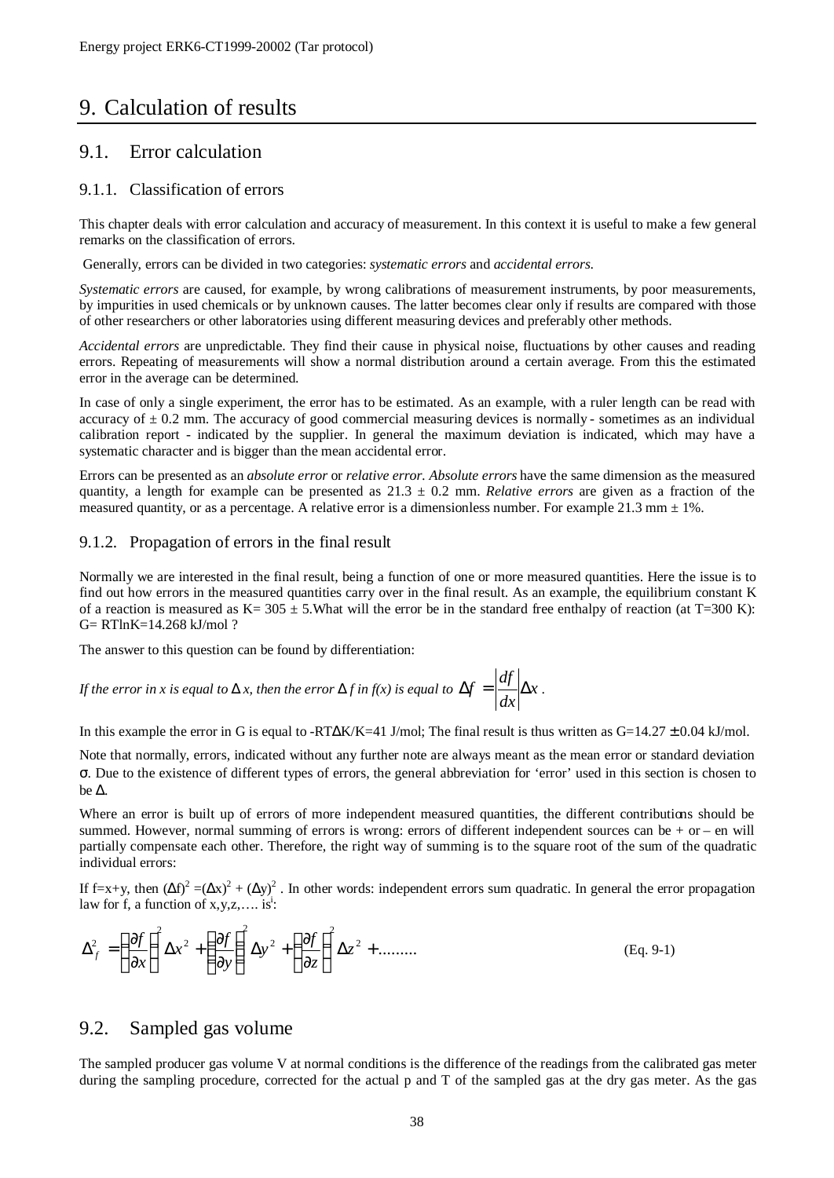# 9. Calculation of results

## 9.1. Error calculation

### 9.1.1. Classification of errors

This chapter deals with error calculation and accuracy of measurement. In this context it is useful to make a few general remarks on the classification of errors.

Generally, errors can be divided in two categories: *systematic errors* and *accidental errors.*

*Systematic errors* are caused, for example, by wrong calibrations of measurement instruments, by poor measurements, by impurities in used chemicals or by unknown causes. The latter becomes clear only if results are compared with those of other researchers or other laboratories using different measuring devices and preferably other methods.

*Accidental errors* are unpredictable. They find their cause in physical noise, fluctuations by other causes and reading errors. Repeating of measurements will show a normal distribution around a certain average. From this the estimated error in the average can be determined.

In case of only a single experiment, the error has to be estimated. As an example, with a ruler length can be read with accuracy of ± 0.2 mm. The accuracy of good commercial measuring devices is normally - sometimes as an individual calibration report - indicated by the supplier. In general the maximum deviation is indicated, which may have a systematic character and is bigger than the mean accidental error.

Errors can be presented as an *absolute error* or *relative error. Absolute errors* have the same dimension as the measured quantity, a length for example can be presented as 21.3 ± 0.2 mm. *Relative errors* are given as a fraction of the measured quantity, or as a percentage. A relative error is a dimensionless number. For example 21.3 mm ± 1%.

### 9.1.2. Propagation of errors in the final result

Normally we are interested in the final result, being a function of one or more measured quantities. Here the issue is to find out how errors in the measured quantities carry over in the final result. As an example, the equilibrium constant K of a reaction is measured as K= 305 ± 5.What will the error be in the standard free enthalpy of reaction (at T=300 K): G= RTlnK=14.268 kJ/mol ?

The answer to this question can be found by differentiation:

*If the error in x is equal to* $\Delta x$*, then the error* $\Delta f$ *in f(x) is equal to* $\Delta f = \left|\frac{df}{dx}\right| \Delta x$ .

In this example the error in G is equal to -RT$\Delta$K/K=41 J/mol; The final result is thus written as G=14.27 ± 0.04 kJ/mol.

Note that normally, errors, indicated without any further note are always meant as the mean error or standard deviation $\sigma$. Due to the existence of different types of errors, the general abbreviation for 'error' used in this section is chosen to be $\Delta$.

Where an error is built up of errors of more independent measured quantities, the different contributions should be summed. However, normal summing of errors is wrong: errors of different independent sources can be + or – en will partially compensate each other. Therefore, the right way of summing is to the square root of the sum of the quadratic individual errors:

If f=x+y, then $(\Delta f)^2 = (\Delta x)^2 + (\Delta y)^2$ . In other words: independent errors sum quadratic. In general the error propagation law for f, a function of x,y,z,…. is[i]:

$$\Delta_f^2 = \left(\frac{\partial f}{\partial x}\right)^2 \Delta x^2 + \left(\frac{\partial f}{\partial y}\right)^2 \Delta y^2 + \left(\frac{\partial f}{\partial z}\right)^2 \Delta z^2 + ......... \quad \text{(Eq. 9-1)}$$

## 9.2. Sampled gas volume

The sampled producer gas volume V at normal conditions is the difference of the readings from the calibrated gas meter during the sampling procedure, corrected for the actual p and T of the sampled gas at the dry gas meter. As the gas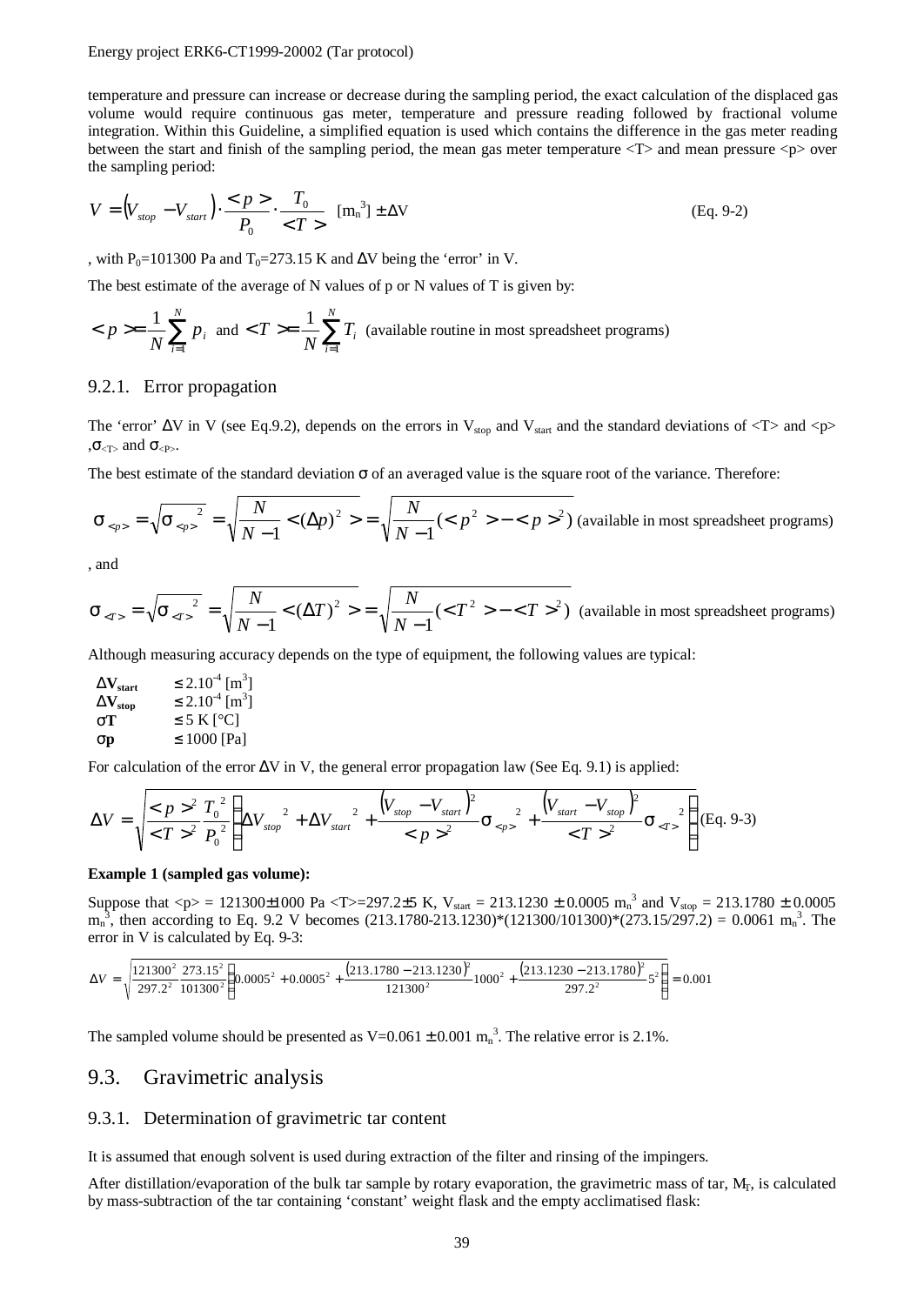temperature and pressure can increase or decrease during the sampling period, the exact calculation of the displaced gas volume would require continuous gas meter, temperature and pressure reading followed by fractional volume integration. Within this Guideline, a simplified equation is used which contains the difference in the gas meter reading between the start and finish of the sampling period, the mean gas meter temperature <T> and mean pressure <p> over the sampling period:

$$V = \left(V_{stop} - V_{start}\right) \cdot \frac{<p>}{P_0} \cdot \frac{T_0}{<T>} \quad [m_n^3] \pm \Delta V \qquad \text{(Eq. 9-2)}$$

, with $P_0$=101300 Pa and $T_0$=273.15 K and $\Delta$V being the 'error' in V.

The best estimate of the average of N values of p or N values of T is given by:

$$<p> = \frac{1}{N}\sum_{i=1}^{N} p_i \text{ and } <T> = \frac{1}{N}\sum_{i=1}^{N} T_i \text{ (available routine in most spreadsheet programs)}$$

### 9.2.1. Error propagation

The 'error' $\Delta$V in V (see Eq.9.2), depends on the errors in $V_{stop}$ and $V_{start}$ and the standard deviations of <T> and <p> ,$\sigma_{<T>}$ and $\sigma_{<P>}$.

The best estimate of the standard deviation $\sigma$ of an averaged value is the square root of the variance. Therefore:

$$\sigma_{<p>} = \sqrt{\sigma_{<p>}^{\ 2}} = \sqrt{\frac{N}{N-1} < (\Delta p)^2 >} = \sqrt{\frac{N}{N-1}(<p^2> - <p>^2)} \text{ (available in most spreadsheet programs)}$$

, and

$$\sigma_{<T>} = \sqrt{\sigma_{<T>}^{\ 2}} = \sqrt{\frac{N}{N-1} < (\Delta T)^2 >} = \sqrt{\frac{N}{N-1}(<T^2> - <T>^2)} \text{ (available in most spreadsheet programs)}$$

Although measuring accuracy depends on the type of equipment, the following values are typical:

| | |
|---|---|
| $\Delta \mathbf{V_{start}}$ | $\leq 2.10^{-4}$ [m$^3$] |
| $\Delta \mathbf{V_{stop}}$ | $\leq 2.10^{-4}$ [m$^3$] |
| $\sigma \mathbf{T}$ | $\leq$ 5 K [°C] |
| $\sigma \mathbf{p}$ | $\leq$ 1000 [Pa] |

For calculation of the error $\Delta$V in V, the general error propagation law (See Eq. 9.1) is applied:

$$\Delta V = \sqrt{\frac{<p>^2}{<T>^2}\frac{T_0^{\ 2}}{P_0^{\ 2}}\left(\Delta V_{stop}^{\ 2} + \Delta V_{start}^{\ 2} + \frac{\left(V_{stop} - V_{start}\right)^2}{<p>^2}\sigma_{<p>}^{\ 2} + \frac{\left(V_{start} - V_{stop}\right)^2}{<T>^2}\sigma_{<T>}^{\ 2}\right)} \qquad \text{(Eq. 9-3)}$$

**Example 1 (sampled gas volume):**

Suppose that <p> = 121300±1000 Pa <T>=297.2±5 K, $V_{start}$ = 213.1230 ± 0.0005 $m_n^3$ and $V_{stop}$ = 213.1780 ± 0.0005 $m_n^3$, then according to Eq. 9.2 V becomes (213.1780-213.1230)*(121300/101300)*(273.15/297.2) = 0.0061 $m_n^3$. The error in V is calculated by Eq. 9-3:

$$\Delta V = \sqrt{\frac{121300^2}{297.2^2}\frac{273.15^2}{101300^2}\left(0.0005^2 + 0.0005^2 + \frac{\left(213.1780 - 213.1230\right)^2}{121300^2}1000^2 + \frac{\left(213.1230 - 213.1780\right)^2}{297.2^2}5^2\right)} = 0.001$$

The sampled volume should be presented as V=0.061 ± 0.001 $m_n^3$. The relative error is 2.1%.

## 9.3. Gravimetric analysis

### 9.3.1. Determination of gravimetric tar content

It is assumed that enough solvent is used during extraction of the filter and rinsing of the impingers.

After distillation/evaporation of the bulk tar sample by rotary evaporation, the gravimetric mass of tar, $M_T$, is calculated by mass-subtraction of the tar containing 'constant' weight flask and the empty acclimatised flask: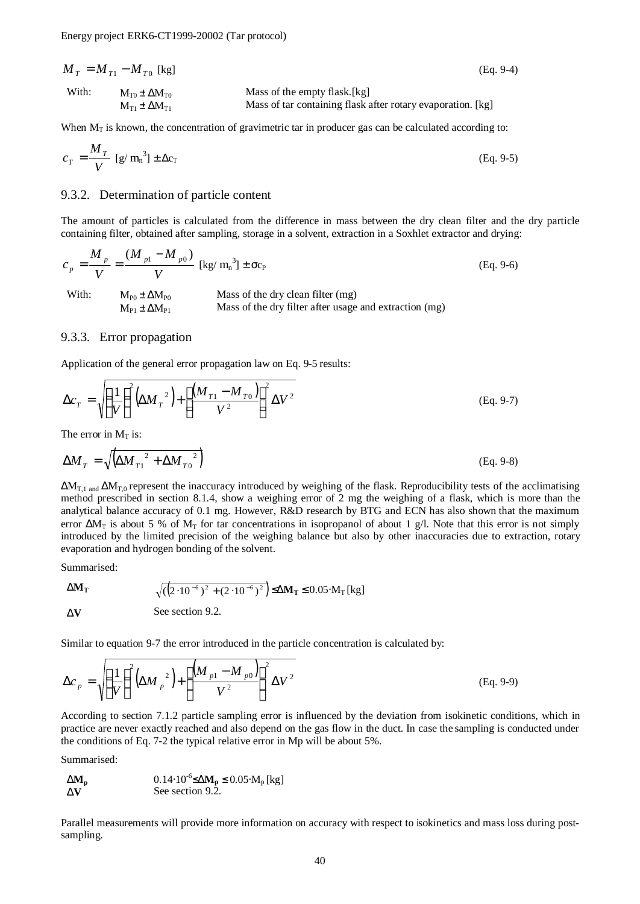$$M_T = M_{T1} - M_{T0} \text{ [kg]} \qquad \text{(Eq. 9-4)}$$

With: $M_{T0} \pm \Delta M_{T0}$ — Mass of the empty flask.[kg]
$M_{T1} \pm \Delta M_{T1}$ — Mass of tar containing flask after rotary evaporation. [kg]

When $M_T$ is known, the concentration of gravimetric tar in producer gas can be calculated according to:

$$c_T = \frac{M_T}{V} \text{ [g/ m}_n^3\text{]} \pm \Delta c_T \qquad \text{(Eq. 9-5)}$$

### 9.3.2. Determination of particle content

The amount of particles is calculated from the difference in mass between the dry clean filter and the dry particle containing filter, obtained after sampling, storage in a solvent, extraction in a Soxhlet extractor and drying:

$$c_p = \frac{M_p}{V} = \frac{(M_{p1} - M_{p0})}{V} \text{ [kg/ m}_n^3\text{]} \pm \sigma c_P \qquad \text{(Eq. 9-6)}$$

With: $M_{P0} \pm \Delta M_{P0}$ — Mass of the dry clean filter (mg)
$M_{P1} \pm \Delta M_{P1}$ — Mass of the dry filter after usage and extraction (mg)

### 9.3.3. Error propagation

Application of the general error propagation law on Eq. 9-5 results:

$$\Delta c_T = \sqrt{\left(\frac{1}{V}\right)^2 \left(\Delta M_T^{\ 2}\right) + \left(\frac{(M_{T1} - M_{T0})}{V^2}\right)^2 \Delta V^2} \qquad \text{(Eq. 9-7)}$$

The error in $M_T$ is:

$$\Delta M_T = \sqrt{\left(\Delta M_{T1}^{\ 2} + \Delta M_{T0}^{\ 2}\right)} \qquad \text{(Eq. 9-8)}$$

$\Delta M_{T,1}$ and $\Delta M_{T,0}$ represent the inaccuracy introduced by weighing of the flask. Reproducibility tests of the acclimatising method prescribed in section 8.1.4, show a weighing error of 2 mg the weighing of a flask, which is more than the analytical balance accuracy of 0.1 mg. However, R&D research by BTG and ECN has also shown that the maximum error $\Delta M_T$ is about 5 % of $M_T$ for tar concentrations in isopropanol of about 1 g/l. Note that this error is not simply introduced by the limited precision of the weighing balance but also by other inaccuracies due to extraction, rotary evaporation and hydrogen bonding of the solvent.

Summarised:

**$\Delta M_T$** — $\sqrt{\left((2 \cdot 10^{-6})^2 + (2 \cdot 10^{-6})^2\right)} \leq \mathbf{\Delta M_T} \leq 0.05 \cdot M_T$ [kg]

**$\Delta V$** — See section 9.2.

Similar to equation 9-7 the error introduced in the particle concentration is calculated by:

$$\Delta c_p = \sqrt{\left(\frac{1}{V}\right)^2 \left(\Delta M_p^{\ 2}\right) + \left(\frac{(M_{p1} - M_{p0})}{V^2}\right)^2 \Delta V^2} \qquad \text{(Eq. 9-9)}$$

According to section 7.1.2 particle sampling error is influenced by the deviation from isokinetic conditions, which in practice are never exactly reached and also depend on the gas flow in the duct. In case the sampling is conducted under the conditions of Eq. 7-2 the typical relative error in Mp will be about 5%.

Summarised:

**$\Delta M_p$** — $0.14 \cdot 10^{-6} \leq \mathbf{\Delta M_p} \leq 0.05 \cdot M_p$ [kg]
**$\Delta V$** — See section 9.2.

Parallel measurements will provide more information on accuracy with respect to isokinetics and mass loss during post-sampling.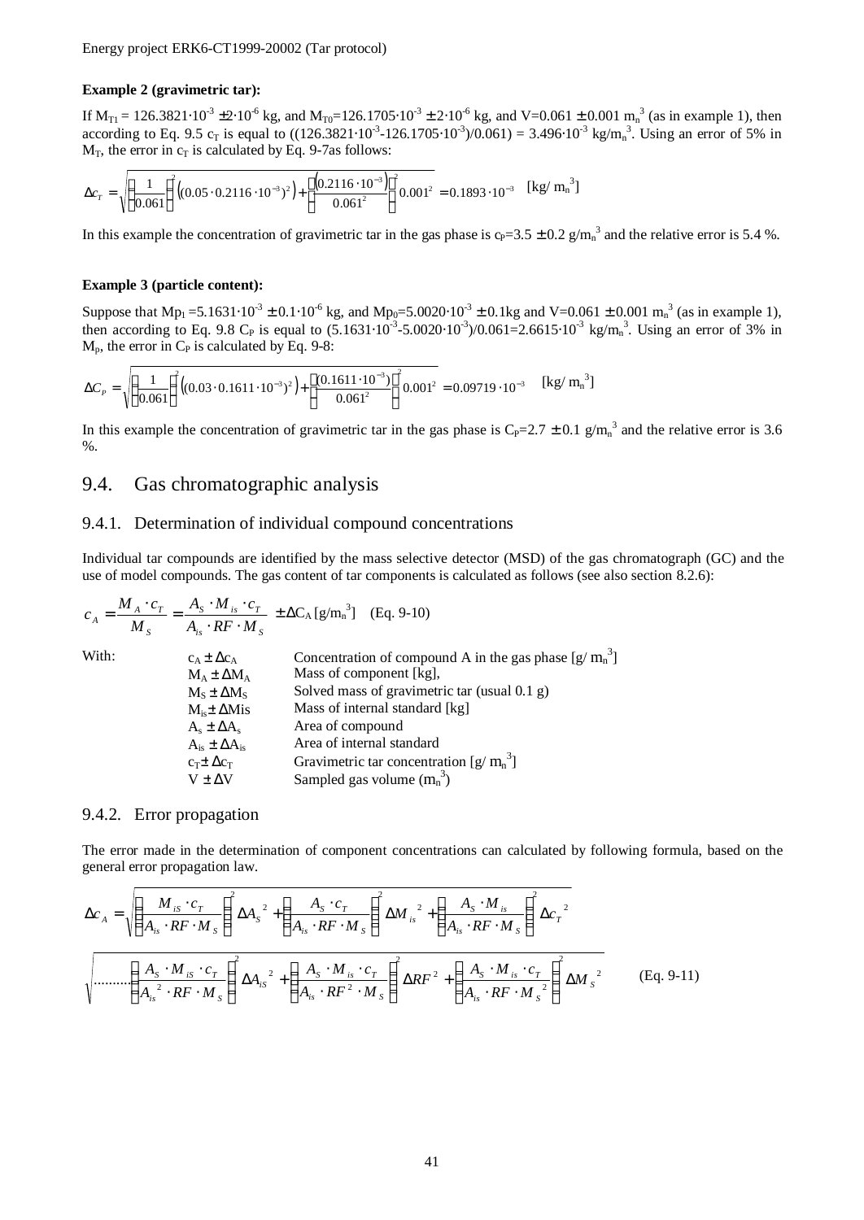**Example 2 (gravimetric tar):**

If $M_{T1} = 126.3821 \cdot 10^{-3} \pm 2 \cdot 10^{-6}$ kg, and $M_{T0}=126.1705 \cdot 10^{-3} \pm 2 \cdot 10^{-6}$ kg, and $V=0.061 \pm 0.001$ $m_n^3$ (as in example 1), then according to Eq. 9.5 $c_T$ is equal to $((126.3821 \cdot 10^{-3}-126.1705 \cdot 10^{-3})/0.061) = 3.496 \cdot 10^{-3}$ kg/$m_n^3$. Using an error of 5% in $M_T$, the error in $c_T$ is calculated by Eq. 9-7as follows:

$$\Delta c_T = \sqrt{\left(\frac{1}{0.061}\right)^2 \left((0.05 \cdot 0.2116 \cdot 10^{-3})^2\right) + \left(\frac{(0.2116 \cdot 10^{-3})}{0.061^2}\right)^2 0.001^2} = 0.1893 \cdot 10^{-3} \quad [\text{kg/ m}_n^3]$$

In this example the concentration of gravimetric tar in the gas phase is $c_P=3.5 \pm 0.2$ g/$m_n^3$ and the relative error is 5.4 %.

**Example 3 (particle content):**

Suppose that $Mp_1 =5.1631 \cdot 10^{-3} \pm 0.1 \cdot 10^{-6}$ kg, and $Mp_0=5.0020 \cdot 10^{-3} \pm 0.1$kg and $V=0.061 \pm 0.001$ $m_n^3$ (as in example 1), then according to Eq. 9.8 $C_P$ is equal to $(5.1631 \cdot 10^{-3}-5.0020 \cdot 10^{-3})/0.061=2.6615 \cdot 10^{-3}$ kg/$m_n^3$. Using an error of 3% in $M_p$, the error in $C_P$ is calculated by Eq. 9-8:

$$\Delta C_P = \sqrt{\left(\frac{1}{0.061}\right)^2 \left((0.03 \cdot 0.1611 \cdot 10^{-3})^2\right) + \left(\frac{(0.1611 \cdot 10^{-3})}{0.061^2}\right)^2 0.001^2} = 0.09719 \cdot 10^{-3} \quad [\text{kg/ m}_n^3]$$

In this example the concentration of gravimetric tar in the gas phase is $C_P=2.7 \pm 0.1$ g/$m_n^3$ and the relative error is 3.6 %.

## 9.4. Gas chromatographic analysis

### 9.4.1. Determination of individual compound concentrations

Individual tar compounds are identified by the mass selective detector (MSD) of the gas chromatograph (GC) and the use of model compounds. The gas content of tar components is calculated as follows (see also section 8.2.6):

$$c_A = \frac{M_A \cdot c_T}{M_S} = \frac{A_S \cdot M_{is} \cdot c_T}{A_{is} \cdot RF \cdot M_S} \pm \Delta C_A \, [\text{g/m}_n^3] \quad \text{(Eq. 9-10)}$$

With:

| | |
|---|---|
| $c_A \pm \Delta c_A$ | Concentration of compound A in the gas phase [g/ $m_n^3$] |
| $M_A \pm \Delta M_A$ | Mass of component [kg], |
| $M_S \pm \Delta M_S$ | Solved mass of gravimetric tar (usual 0.1 g) |
| $M_{is} \pm \Delta M_{is}$ | Mass of internal standard [kg] |
| $A_s \pm \Delta A_s$ | Area of compound |
| $A_{is} \pm \Delta A_{is}$ | Area of internal standard |
| $c_T \pm \Delta c_T$ | Gravimetric tar concentration [g/ $m_n^3$] |
| $V \pm \Delta V$ | Sampled gas volume ($m_n^3$) |

### 9.4.2. Error propagation

The error made in the determination of component concentrations can calculated by following formula, based on the general error propagation law.

$$\Delta c_A = \sqrt{\left(\frac{M_{iS} \cdot c_T}{A_{is} \cdot RF \cdot M_S}\right)^2 \Delta A_S^{\ 2} + \left(\frac{A_S \cdot c_T}{A_{is} \cdot RF \cdot M_S}\right)^2 \Delta M_{is}^{\ 2} + \left(\frac{A_S \cdot M_{is}}{A_{is} \cdot RF \cdot M_S}\right)^2 \Delta c_T^{\ 2}}$$

$$\overline{\ldots\ldots\ldots\left(\frac{A_S \cdot M_{iS} \cdot c_T}{A_{is}^{\ 2} \cdot RF \cdot M_S}\right)^2 \Delta A_{iS}^{\ 2} + \left(\frac{A_S \cdot M_{is} \cdot c_T}{A_{is} \cdot RF^2 \cdot M_S}\right)^2 \Delta RF^2 + \left(\frac{A_S \cdot M_{is} \cdot c_T}{A_{is} \cdot RF \cdot M_S^{\ 2}}\right)^2 \Delta M_S^{\ 2}} \quad \text{(Eq. 9-11)}$$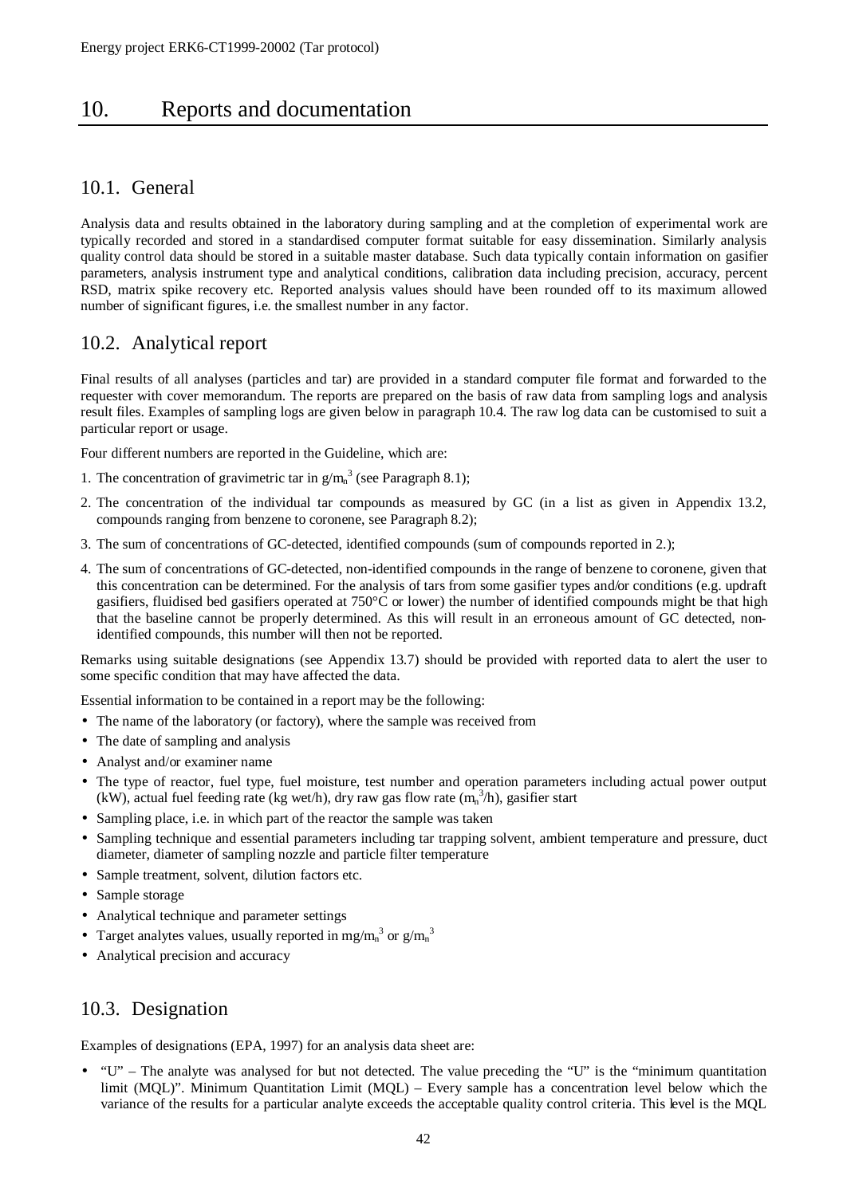# 10. Reports and documentation

## 10.1. General

Analysis data and results obtained in the laboratory during sampling and at the completion of experimental work are typically recorded and stored in a standardised computer format suitable for easy dissemination. Similarly analysis quality control data should be stored in a suitable master database. Such data typically contain information on gasifier parameters, analysis instrument type and analytical conditions, calibration data including precision, accuracy, percent RSD, matrix spike recovery etc. Reported analysis values should have been rounded off to its maximum allowed number of significant figures, i.e. the smallest number in any factor.

## 10.2. Analytical report

Final results of all analyses (particles and tar) are provided in a standard computer file format and forwarded to the requester with cover memorandum. The reports are prepared on the basis of raw data from sampling logs and analysis result files. Examples of sampling logs are given below in paragraph 10.4. The raw log data can be customised to suit a particular report or usage.

Four different numbers are reported in the Guideline, which are:

1. The concentration of gravimetric tar in $g/m_n^3$ (see Paragraph 8.1);
2. The concentration of the individual tar compounds as measured by GC (in a list as given in Appendix 13.2, compounds ranging from benzene to coronene, see Paragraph 8.2);
3. The sum of concentrations of GC-detected, identified compounds (sum of compounds reported in 2.);
4. The sum of concentrations of GC-detected, non-identified compounds in the range of benzene to coronene, given that this concentration can be determined. For the analysis of tars from some gasifier types and/or conditions (e.g. updraft gasifiers, fluidised bed gasifiers operated at 750°C or lower) the number of identified compounds might be that high that the baseline cannot be properly determined. As this will result in an erroneous amount of GC detected, non-identified compounds, this number will then not be reported.

Remarks using suitable designations (see Appendix 13.7) should be provided with reported data to alert the user to some specific condition that may have affected the data.

Essential information to be contained in a report may be the following:

- The name of the laboratory (or factory), where the sample was received from
- The date of sampling and analysis
- Analyst and/or examiner name
- The type of reactor, fuel type, fuel moisture, test number and operation parameters including actual power output (kW), actual fuel feeding rate (kg wet/h), dry raw gas flow rate ($m_n^3$/h), gasifier start
- Sampling place, i.e. in which part of the reactor the sample was taken
- Sampling technique and essential parameters including tar trapping solvent, ambient temperature and pressure, duct diameter, diameter of sampling nozzle and particle filter temperature
- Sample treatment, solvent, dilution factors etc.
- Sample storage
- Analytical technique and parameter settings
- Target analytes values, usually reported in $mg/m_n^3$ or $g/m_n^3$
- Analytical precision and accuracy

## 10.3. Designation

Examples of designations (EPA, 1997) for an analysis data sheet are:

- "U" – The analyte was analysed for but not detected. The value preceding the "U" is the "minimum quantitation limit (MQL)". Minimum Quantitation Limit (MQL) – Every sample has a concentration level below which the variance of the results for a particular analyte exceeds the acceptable quality control criteria. This level is the MQL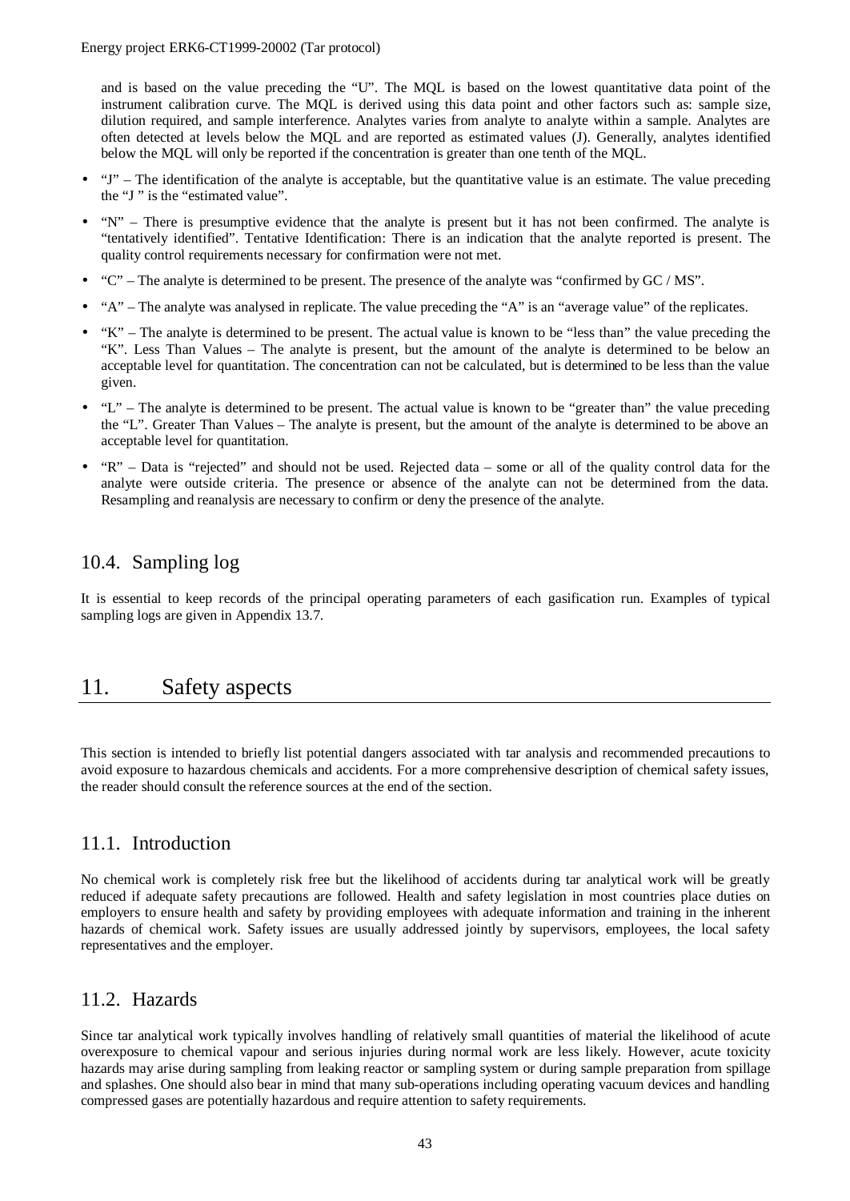and is based on the value preceding the "U". The MQL is based on the lowest quantitative data point of the instrument calibration curve. The MQL is derived using this data point and other factors such as: sample size, dilution required, and sample interference. Analytes varies from analyte to analyte within a sample. Analytes are often detected at levels below the MQL and are reported as estimated values (J). Generally, analytes identified below the MQL will only be reported if the concentration is greater than one tenth of the MQL.

- "J" – The identification of the analyte is acceptable, but the quantitative value is an estimate. The value preceding the "J " is the "estimated value".
- "N" – There is presumptive evidence that the analyte is present but it has not been confirmed. The analyte is "tentatively identified". Tentative Identification: There is an indication that the analyte reported is present. The quality control requirements necessary for confirmation were not met.
- "C" – The analyte is determined to be present. The presence of the analyte was "confirmed by GC / MS".
- "A" – The analyte was analysed in replicate. The value preceding the "A" is an "average value" of the replicates.
- "K" – The analyte is determined to be present. The actual value is known to be "less than" the value preceding the "K". Less Than Values – The analyte is present, but the amount of the analyte is determined to be below an acceptable level for quantitation. The concentration can not be calculated, but is determined to be less than the value given.
- "L" – The analyte is determined to be present. The actual value is known to be "greater than" the value preceding the "L". Greater Than Values – The analyte is present, but the amount of the analyte is determined to be above an acceptable level for quantitation.
- "R" – Data is "rejected" and should not be used. Rejected data – some or all of the quality control data for the analyte were outside criteria. The presence or absence of the analyte can not be determined from the data. Resampling and reanalysis are necessary to confirm or deny the presence of the analyte.

## 10.4. Sampling log

It is essential to keep records of the principal operating parameters of each gasification run. Examples of typical sampling logs are given in Appendix 13.7.

# 11. Safety aspects

This section is intended to briefly list potential dangers associated with tar analysis and recommended precautions to avoid exposure to hazardous chemicals and accidents. For a more comprehensive description of chemical safety issues, the reader should consult the reference sources at the end of the section.

## 11.1. Introduction

No chemical work is completely risk free but the likelihood of accidents during tar analytical work will be greatly reduced if adequate safety precautions are followed. Health and safety legislation in most countries place duties on employers to ensure health and safety by providing employees with adequate information and training in the inherent hazards of chemical work. Safety issues are usually addressed jointly by supervisors, employees, the local safety representatives and the employer.

## 11.2. Hazards

Since tar analytical work typically involves handling of relatively small quantities of material the likelihood of acute overexposure to chemical vapour and serious injuries during normal work are less likely. However, acute toxicity hazards may arise during sampling from leaking reactor or sampling system or during sample preparation from spillage and splashes. One should also bear in mind that many sub-operations including operating vacuum devices and handling compressed gases are potentially hazardous and require attention to safety requirements.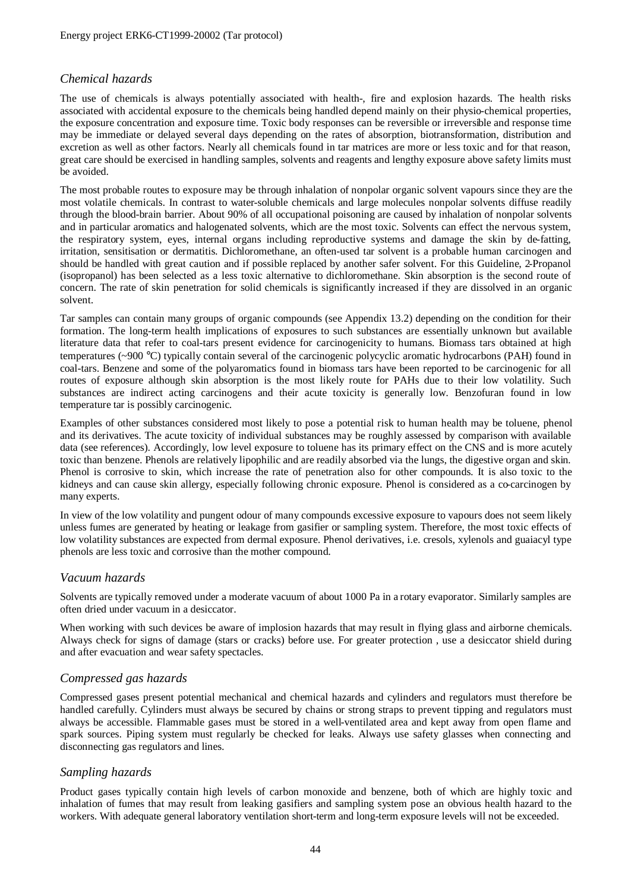### *Chemical hazards*

The use of chemicals is always potentially associated with health-, fire and explosion hazards. The health risks associated with accidental exposure to the chemicals being handled depend mainly on their physio-chemical properties, the exposure concentration and exposure time. Toxic body responses can be reversible or irreversible and response time may be immediate or delayed several days depending on the rates of absorption, biotransformation, distribution and excretion as well as other factors. Nearly all chemicals found in tar matrices are more or less toxic and for that reason, great care should be exercised in handling samples, solvents and reagents and lengthy exposure above safety limits must be avoided.

The most probable routes to exposure may be through inhalation of nonpolar organic solvent vapours since they are the most volatile chemicals. In contrast to water-soluble chemicals and large molecules nonpolar solvents diffuse readily through the blood-brain barrier. About 90% of all occupational poisoning are caused by inhalation of nonpolar solvents and in particular aromatics and halogenated solvents, which are the most toxic. Solvents can effect the nervous system, the respiratory system, eyes, internal organs including reproductive systems and damage the skin by de-fatting, irritation, sensitisation or dermatitis. Dichloromethane, an often-used tar solvent is a probable human carcinogen and should be handled with great caution and if possible replaced by another safer solvent. For this Guideline, 2-Propanol (isopropanol) has been selected as a less toxic alternative to dichloromethane. Skin absorption is the second route of concern. The rate of skin penetration for solid chemicals is significantly increased if they are dissolved in an organic solvent.

Tar samples can contain many groups of organic compounds (see Appendix 13.2) depending on the condition for their formation. The long-term health implications of exposures to such substances are essentially unknown but available literature data that refer to coal-tars present evidence for carcinogenicity to humans. Biomass tars obtained at high temperatures (~900 °C) typically contain several of the carcinogenic polycyclic aromatic hydrocarbons (PAH) found in coal-tars. Benzene and some of the polyaromatics found in biomass tars have been reported to be carcinogenic for all routes of exposure although skin absorption is the most likely route for PAHs due to their low volatility. Such substances are indirect acting carcinogens and their acute toxicity is generally low. Benzofuran found in low temperature tar is possibly carcinogenic.

Examples of other substances considered most likely to pose a potential risk to human health may be toluene, phenol and its derivatives. The acute toxicity of individual substances may be roughly assessed by comparison with available data (see references). Accordingly, low level exposure to toluene has its primary effect on the CNS and is more acutely toxic than benzene. Phenols are relatively lipophilic and are readily absorbed via the lungs, the digestive organ and skin. Phenol is corrosive to skin, which increase the rate of penetration also for other compounds. It is also toxic to the kidneys and can cause skin allergy, especially following chronic exposure. Phenol is considered as a co-carcinogen by many experts.

In view of the low volatility and pungent odour of many compounds excessive exposure to vapours does not seem likely unless fumes are generated by heating or leakage from gasifier or sampling system. Therefore, the most toxic effects of low volatility substances are expected from dermal exposure. Phenol derivatives, i.e. cresols, xylenols and guaiacyl type phenols are less toxic and corrosive than the mother compound.

### *Vacuum hazards*

Solvents are typically removed under a moderate vacuum of about 1000 Pa in a rotary evaporator. Similarly samples are often dried under vacuum in a desiccator.

When working with such devices be aware of implosion hazards that may result in flying glass and airborne chemicals. Always check for signs of damage (stars or cracks) before use. For greater protection , use a desiccator shield during and after evacuation and wear safety spectacles.

### *Compressed gas hazards*

Compressed gases present potential mechanical and chemical hazards and cylinders and regulators must therefore be handled carefully. Cylinders must always be secured by chains or strong straps to prevent tipping and regulators must always be accessible. Flammable gases must be stored in a well-ventilated area and kept away from open flame and spark sources. Piping system must regularly be checked for leaks. Always use safety glasses when connecting and disconnecting gas regulators and lines.

### *Sampling hazards*

Product gases typically contain high levels of carbon monoxide and benzene, both of which are highly toxic and inhalation of fumes that may result from leaking gasifiers and sampling system pose an obvious health hazard to the workers. With adequate general laboratory ventilation short-term and long-term exposure levels will not be exceeded.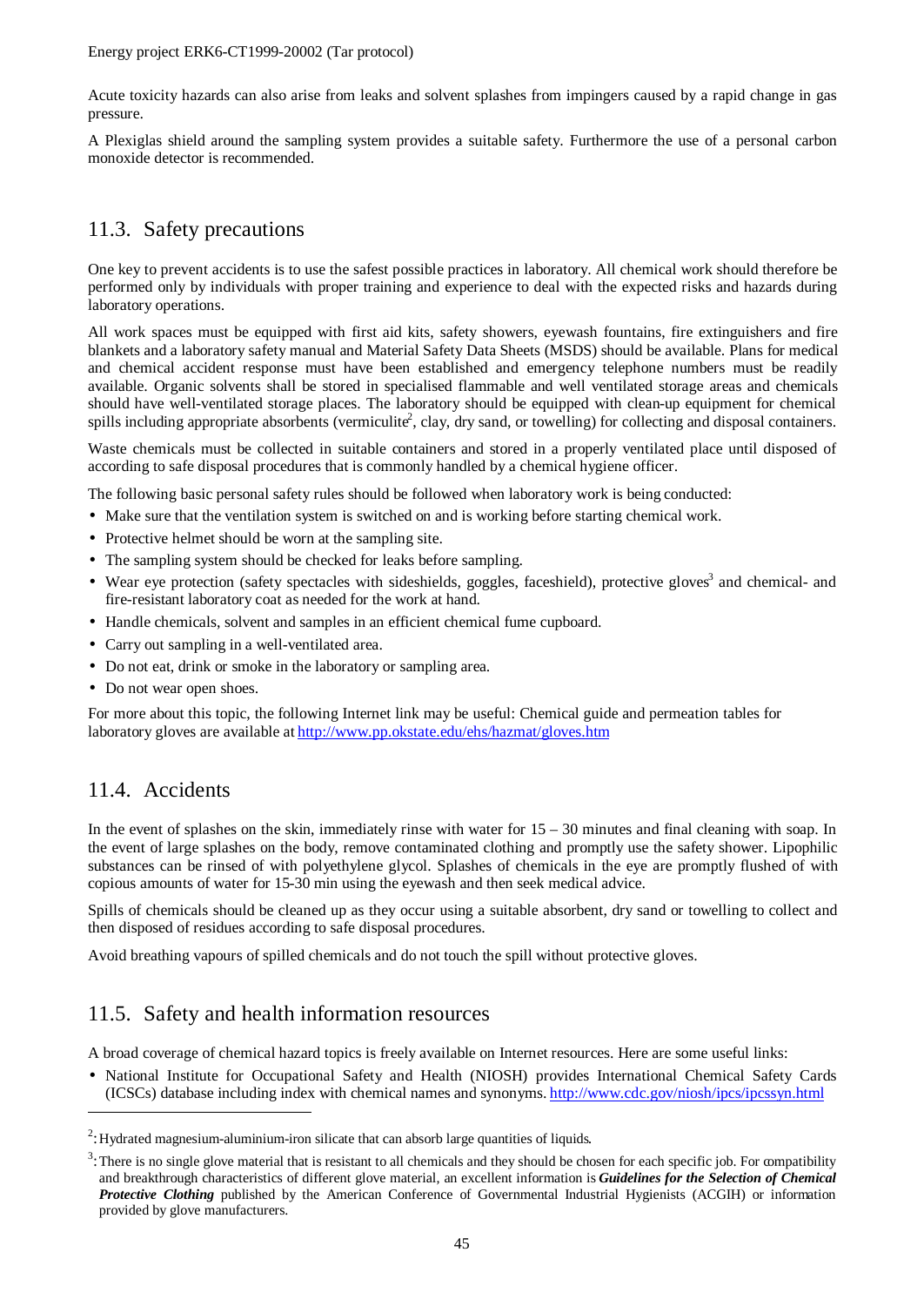Acute toxicity hazards can also arise from leaks and solvent splashes from impingers caused by a rapid change in gas pressure.

A Plexiglas shield around the sampling system provides a suitable safety. Furthermore the use of a personal carbon monoxide detector is recommended.

## 11.3. Safety precautions

One key to prevent accidents is to use the safest possible practices in laboratory. All chemical work should therefore be performed only by individuals with proper training and experience to deal with the expected risks and hazards during laboratory operations.

All work spaces must be equipped with first aid kits, safety showers, eyewash fountains, fire extinguishers and fire blankets and a laboratory safety manual and Material Safety Data Sheets (MSDS) should be available. Plans for medical and chemical accident response must have been established and emergency telephone numbers must be readily available. Organic solvents shall be stored in specialised flammable and well ventilated storage areas and chemicals should have well-ventilated storage places. The laboratory should be equipped with clean-up equipment for chemical spills including appropriate absorbents (vermiculite[2], clay, dry sand, or towelling) for collecting and disposal containers.

Waste chemicals must be collected in suitable containers and stored in a properly ventilated place until disposed of according to safe disposal procedures that is commonly handled by a chemical hygiene officer.

The following basic personal safety rules should be followed when laboratory work is being conducted:

- Make sure that the ventilation system is switched on and is working before starting chemical work.
- Protective helmet should be worn at the sampling site.
- The sampling system should be checked for leaks before sampling.
- Wear eye protection (safety spectacles with sideshields, goggles, faceshield), protective gloves[3] and chemical- and fire-resistant laboratory coat as needed for the work at hand.
- Handle chemicals, solvent and samples in an efficient chemical fume cupboard.
- Carry out sampling in a well-ventilated area.
- Do not eat, drink or smoke in the laboratory or sampling area.
- Do not wear open shoes.

For more about this topic, the following Internet link may be useful: Chemical guide and permeation tables for laboratory gloves are available at http://www.pp.okstate.edu/ehs/hazmat/gloves.htm

## 11.4. Accidents

In the event of splashes on the skin, immediately rinse with water for 15 – 30 minutes and final cleaning with soap. In the event of large splashes on the body, remove contaminated clothing and promptly use the safety shower. Lipophilic substances can be rinsed of with polyethylene glycol. Splashes of chemicals in the eye are promptly flushed of with copious amounts of water for 15-30 min using the eyewash and then seek medical advice.

Spills of chemicals should be cleaned up as they occur using a suitable absorbent, dry sand or towelling to collect and then disposed of residues according to safe disposal procedures.

Avoid breathing vapours of spilled chemicals and do not touch the spill without protective gloves.

## 11.5. Safety and health information resources

A broad coverage of chemical hazard topics is freely available on Internet resources. Here are some useful links:

- National Institute for Occupational Safety and Health (NIOSH) provides International Chemical Safety Cards (ICSCs) database including index with chemical names and synonyms. http://www.cdc.gov/niosh/ipcs/ipcssyn.html

---

[2]: Hydrated magnesium-aluminium-iron silicate that can absorb large quantities of liquids.

[3]: There is no single glove material that is resistant to all chemicals and they should be chosen for each specific job. For compatibility and breakthrough characteristics of different glove material, an excellent information is ***Guidelines for the Selection of Chemical Protective Clothing*** published by the American Conference of Governmental Industrial Hygienists (ACGIH) or information provided by glove manufacturers.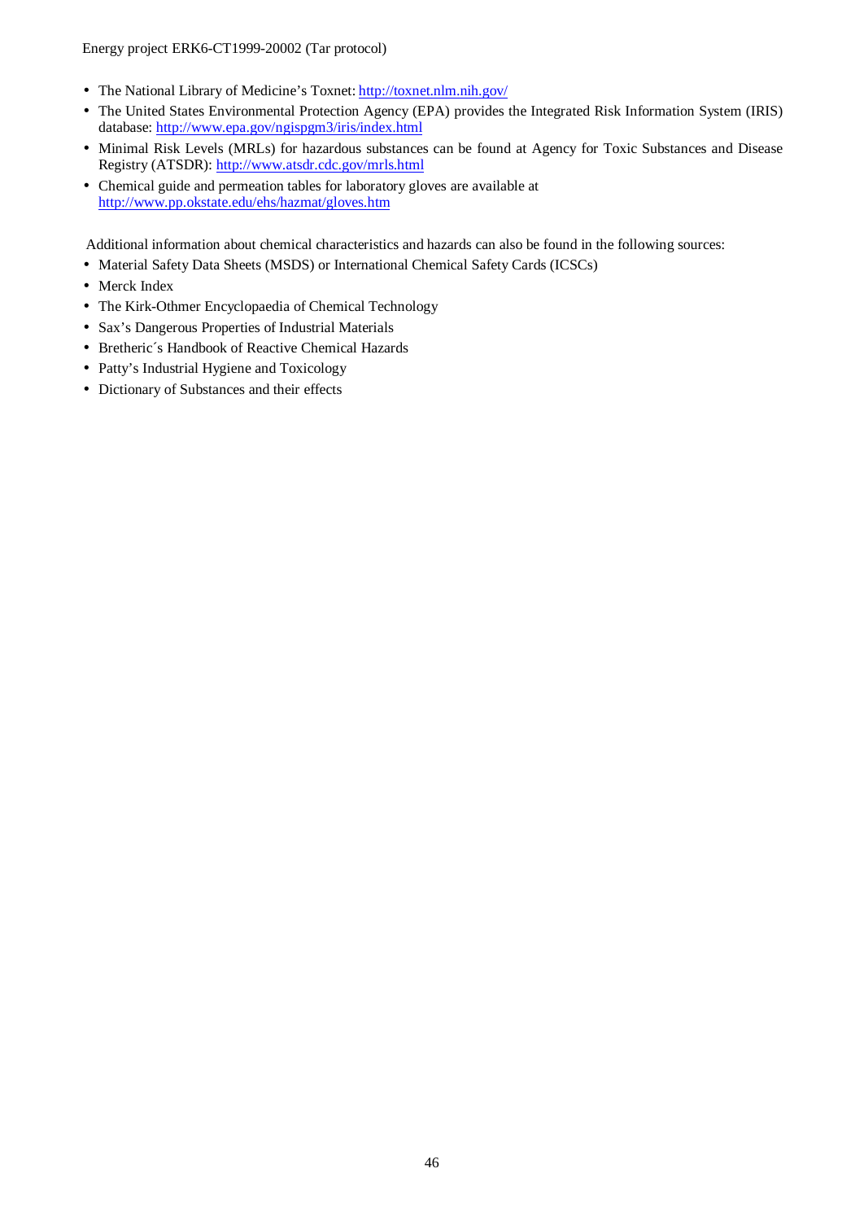- The National Library of Medicine's Toxnet: http://toxnet.nlm.nih.gov/
- The United States Environmental Protection Agency (EPA) provides the Integrated Risk Information System (IRIS) database: http://www.epa.gov/ngispgm3/iris/index.html
- Minimal Risk Levels (MRLs) for hazardous substances can be found at Agency for Toxic Substances and Disease Registry (ATSDR): http://www.atsdr.cdc.gov/mrls.html
- Chemical guide and permeation tables for laboratory gloves are available at http://www.pp.okstate.edu/ehs/hazmat/gloves.htm

Additional information about chemical characteristics and hazards can also be found in the following sources:

- Material Safety Data Sheets (MSDS) or International Chemical Safety Cards (ICSCs)
- Merck Index
- The Kirk-Othmer Encyclopaedia of Chemical Technology
- Sax's Dangerous Properties of Industrial Materials
- Bretheric´s Handbook of Reactive Chemical Hazards
- Patty's Industrial Hygiene and Toxicology
- Dictionary of Substances and their effects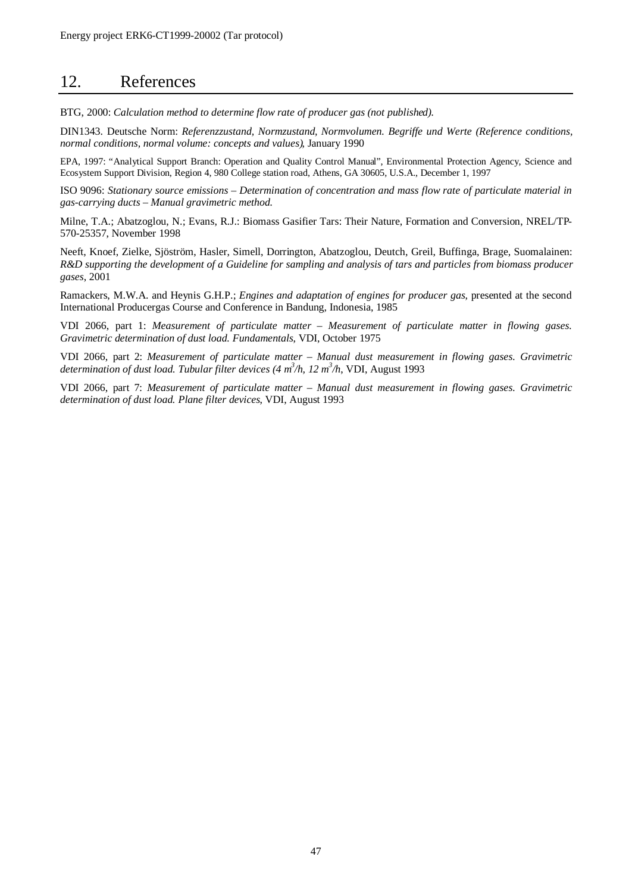# 12. References

BTG, 2000: *Calculation method to determine flow rate of producer gas (not published).*

DIN1343. Deutsche Norm: *Referenzzustand, Normzustand, Normvolumen. Begriffe und Werte (Reference conditions, normal conditions, normal volume: concepts and values)*, January 1990

EPA, 1997: "Analytical Support Branch: Operation and Quality Control Manual", Environmental Protection Agency, Science and Ecosystem Support Division, Region 4, 980 College station road, Athens, GA 30605, U.S.A., December 1, 1997

ISO 9096: *Stationary source emissions – Determination of concentration and mass flow rate of particulate material in gas-carrying ducts – Manual gravimetric method.*

Milne, T.A.; Abatzoglou, N.; Evans, R.J.: Biomass Gasifier Tars: Their Nature, Formation and Conversion, NREL/TP-570-25357, November 1998

Neeft, Knoef, Zielke, Sjöström, Hasler, Simell, Dorrington, Abatzoglou, Deutch, Greil, Buffinga, Brage, Suomalainen: *R&D supporting the development of a Guideline for sampling and analysis of tars and particles from biomass producer gases*, 2001

Ramackers, M.W.A. and Heynis G.H.P.; *Engines and adaptation of engines for producer gas*, presented at the second International Producergas Course and Conference in Bandung, Indonesia, 1985

VDI 2066, part 1: *Measurement of particulate matter – Measurement of particulate matter in flowing gases. Gravimetric determination of dust load. Fundamentals*, VDI, October 1975

VDI 2066, part 2: *Measurement of particulate matter – Manual dust measurement in flowing gases. Gravimetric determination of dust load. Tubular filter devices (4 $m^3$/h, 12 $m^3$/h*, VDI, August 1993

VDI 2066, part 7: *Measurement of particulate matter – Manual dust measurement in flowing gases. Gravimetric determination of dust load. Plane filter devices*, VDI, August 1993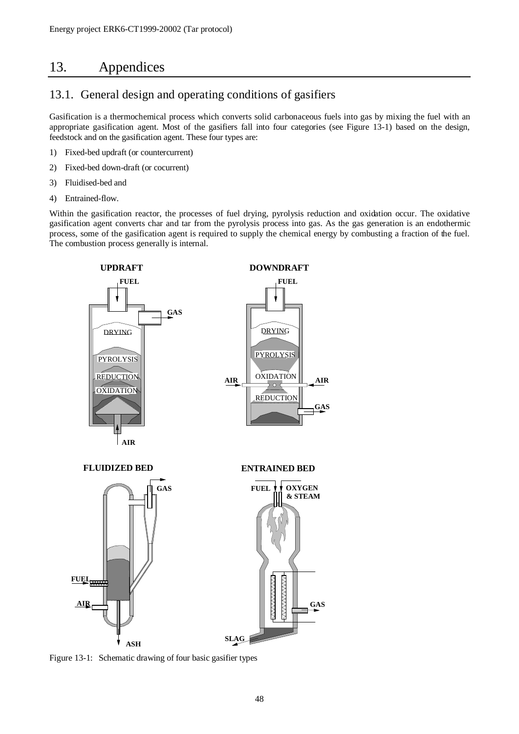# 13. Appendices

## 13.1. General design and operating conditions of gasifiers

Gasification is a thermochemical process which converts solid carbonaceous fuels into gas by mixing the fuel with an appropriate gasification agent. Most of the gasifiers fall into four categories (see Figure 13-1) based on the design, feedstock and on the gasification agent. These four types are:

1) Fixed-bed updraft (or countercurrent)
2) Fixed-bed down-draft (or cocurrent)
3) Fluidised-bed and
4) Entrained-flow.

Within the gasification reactor, the processes of fuel drying, pyrolysis reduction and oxidation occur. The oxidative gasification agent converts char and tar from the pyrolysis process into gas. As the gas generation is an endothermic process, some of the gasification agent is required to supply the chemical energy by combusting a fraction of the fuel. The combustion process generally is internal.

Figure 13-1: Schematic drawing of four basic gasifier types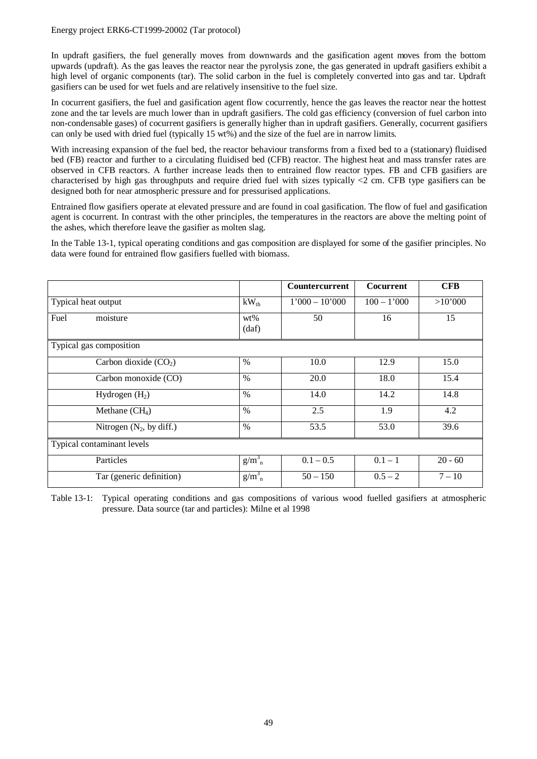In updraft gasifiers, the fuel generally moves from downwards and the gasification agent moves from the bottom upwards (updraft). As the gas leaves the reactor near the pyrolysis zone, the gas generated in updraft gasifiers exhibit a high level of organic components (tar). The solid carbon in the fuel is completely converted into gas and tar. Updraft gasifiers can be used for wet fuels and are relatively insensitive to the fuel size.

In cocurrent gasifiers, the fuel and gasification agent flow cocurrently, hence the gas leaves the reactor near the hottest zone and the tar levels are much lower than in updraft gasifiers. The cold gas efficiency (conversion of fuel carbon into non-condensable gases) of cocurrent gasifiers is generally higher than in updraft gasifiers. Generally, cocurrent gasifiers can only be used with dried fuel (typically 15 wt%) and the size of the fuel are in narrow limits.

With increasing expansion of the fuel bed, the reactor behaviour transforms from a fixed bed to a (stationary) fluidised bed (FB) reactor and further to a circulating fluidised bed (CFB) reactor. The highest heat and mass transfer rates are observed in CFB reactors. A further increase leads then to entrained flow reactor types. FB and CFB gasifiers are characterised by high gas throughputs and require dried fuel with sizes typically <2 cm. CFB type gasifiers can be designed both for near atmospheric pressure and for pressurised applications.

Entrained flow gasifiers operate at elevated pressure and are found in coal gasification. The flow of fuel and gasification agent is cocurrent. In contrast with the other principles, the temperatures in the reactors are above the melting point of the ashes, which therefore leave the gasifier as molten slag.

In the Table 13-1, typical operating conditions and gas composition are displayed for some of the gasifier principles. No data were found for entrained flow gasifiers fuelled with biomass.

| | | **Countercurrent** | **Cocurrent** | **CFB** |
|---|---|---|---|---|
| Typical heat output | $kW_{th}$ | 1'000 – 10'000 | 100 – 1'000 | >10'000 |
| Fuel moisture | wt% (daf) | 50 | 16 | 15 |
| Typical gas composition | | | | |
| Carbon dioxide ($CO_2$) | % | 10.0 | 12.9 | 15.0 |
| Carbon monoxide (CO) | % | 20.0 | 18.0 | 15.4 |
| Hydrogen ($H_2$) | % | 14.0 | 14.2 | 14.8 |
| Methane ($CH_4$) | % | 2.5 | 1.9 | 4.2 |
| Nitrogen ($N_2$, by diff.) | % | 53.5 | 53.0 | 39.6 |
| Typical contaminant levels | | | | |
| Particles | $g/m^3_n$ | 0.1 – 0.5 | 0.1 – 1 | 20 - 60 |
| Tar (generic definition) | $g/m^3_n$ | 50 – 150 | 0.5 – 2 | 7 – 10 |

Table 13-1: Typical operating conditions and gas compositions of various wood fuelled gasifiers at atmospheric pressure. Data source (tar and particles): Milne et al 1998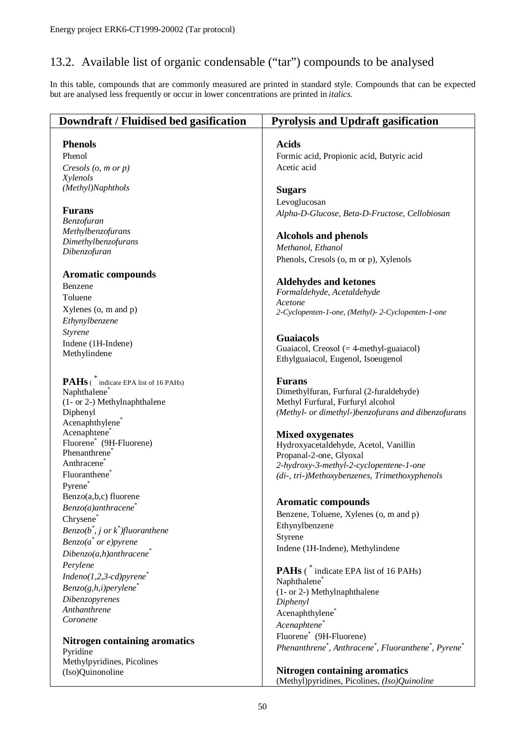## 13.2. Available list of organic condensable ("tar") compounds to be analysed

In this table, compounds that are commonly measured are printed in standard style. Compounds that can be expected but are analysed less frequently or occur in lower concentrations are printed in *italics*.

| Downdraft / Fluidised bed gasification | Pyrolysis and Updraft gasification |
|---|---|
| **Phenols**<br>Phenol<br>*Cresols (o, m or p)*<br>*Xylenols*<br>*(Methyl)Naphthols*<br><br>**Furans**<br>*Benzofuran*<br>*Methylbenzofurans*<br>*Dimethylbenzofurans*<br>*Dibenzofuran*<br><br>**Aromatic compounds**<br>Benzene<br>Toluene<br>Xylenes (o, m and p)<br>*Ethynylbenzene*<br>*Styrene*<br>Indene (1H-Indene)<br>Methylindene<br><br>**PAHs** (* indicate EPA list of 16 PAHs)<br>Naphthalene*<br>(1- or 2-) Methylnaphthalene<br>Diphenyl<br>Acenaphthylene*<br>Acenaphtene*<br>Fluorene* (9H-Fluorene)<br>Phenanthrene*<br>Anthracene*<br>Fluoranthene*<br>Pyrene*<br>Benzo(a,b,c) fluorene<br>*Benzo(a)anthracene**<br>Chrysene*<br>*Benzo(b*, j or k*)fluoranthene*<br>*Benzo(a* or e)pyrene*<br>*Dibenzo(a,h)anthracene**<br>*Perylene*<br>*Indeno(1,2,3-cd)pyrene**<br>*Benzo(g,h,i)perylene**<br>*Dibenzopyrenes*<br>*Anthanthrene*<br>*Coronene*<br><br>**Nitrogen containing aromatics**<br>Pyridine<br>Methylpyridines, Picolines<br>(Iso)Quinonoline | **Acids**<br>Formic acid, Propionic acid, Butyric acid<br>Acetic acid<br><br>**Sugars**<br>Levoglucosan<br>*Alpha-D-Glucose, Beta-D-Fructose, Cellobiosan*<br><br>**Alcohols and phenols**<br>*Methanol, Ethanol*<br>Phenols, Cresols (o, m or p), Xylenols<br><br>**Aldehydes and ketones**<br>*Formaldehyde, Acetaldehyde*<br>*Acetone*<br>*2-Cyclopenten-1-one, (Methyl)- 2-Cyclopenten-1-one*<br><br>**Guaiacols**<br>Guaiacol, Creosol (= 4-methyl-guaiacol)<br>Ethylguaiacol, Eugenol, Isoeugenol<br><br>**Furans**<br>Dimethylfuran, Furfural (2-furaldehyde)<br>Methyl Furfural, Furfuryl alcohol<br>*(Methyl- or dimethyl-)benzofurans and dibenzofurans*<br><br>**Mixed oxygenates**<br>Hydroxyacetaldehyde, Acetol, Vanillin<br>Propanal-2-one, Glyoxal<br>*2-hydroxy-3-methyl-2-cyclopentene-1-one*<br>*(di-, tri-)Methoxybenzenes, Trimethoxyphenols*<br><br>**Aromatic compounds**<br>Benzene, Toluene, Xylenes (o, m and p)<br>Ethynylbenzene<br>Styrene<br>Indene (1H-Indene), Methylindene<br><br>**PAHs** (* indicate EPA list of 16 PAHs)<br>Naphthalene*<br>(1- or 2-) Methylnaphthalene<br>*Diphenyl*<br>Acenaphthylene*<br>*Acenaphtene**<br>Fluorene* (9H-Fluorene)<br>*Phenanthrene*, Anthracene*, Fluoranthene*, Pyrene**<br><br>**Nitrogen containing aromatics**<br>(Methyl)pyridines, Picolines, *(Iso)Quinoline* |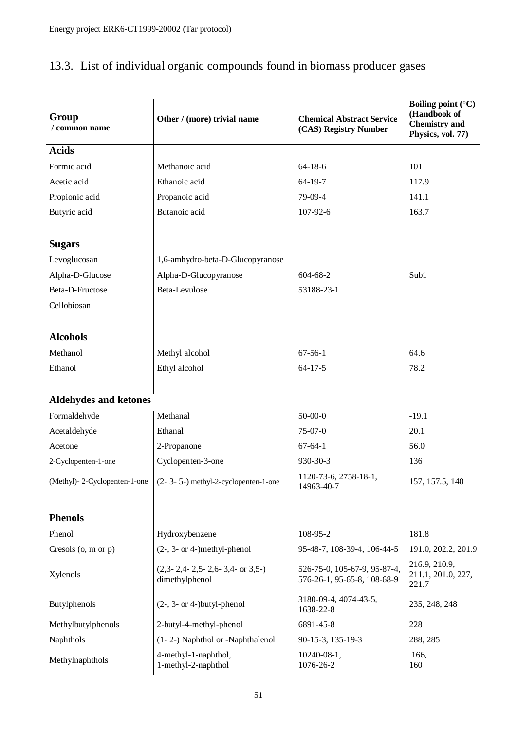## 13.3. List of individual organic compounds found in biomass producer gases

| Group / common name | Other / (more) trivial name | Chemical Abstract Service (CAS) Registry Number | Boiling point (°C) (Handbook of Chemistry and Physics, vol. 77) |
|---|---|---|---|
| **Acids** | | | |
| Formic acid | Methanoic acid | 64-18-6 | 101 |
| Acetic acid | Ethanoic acid | 64-19-7 | 117.9 |
| Propionic acid | Propanoic acid | 79-09-4 | 141.1 |
| Butyric acid | Butanoic acid | 107-92-6 | 163.7 |
| | | | |
| **Sugars** | | | |
| Levoglucosan | 1,6-amhydro-beta-D-Glucopyranose | | |
| Alpha-D-Glucose | Alpha-D-Glucopyranose | 604-68-2 | Sub1 |
| Beta-D-Fructose | Beta-Levulose | 53188-23-1 | |
| Cellobiosan | | | |
| | | | |
| **Alcohols** | | | |
| Methanol | Methyl alcohol | 67-56-1 | 64.6 |
| Ethanol | Ethyl alcohol | 64-17-5 | 78.2 |
| | | | |
| **Aldehydes and ketones** | | | |
| Formaldehyde | Methanal | 50-00-0 | -19.1 |
| Acetaldehyde | Ethanal | 75-07-0 | 20.1 |
| Acetone | 2-Propanone | 67-64-1 | 56.0 |
| 2-Cyclopenten-1-one | Cyclopenten-3-one | 930-30-3 | 136 |
| (Methyl)- 2-Cyclopenten-1-one | (2- 3- 5-) methyl-2-cyclopenten-1-one | 1120-73-6, 2758-18-1, 14963-40-7 | 157, 157.5, 140 |
| | | | |
| **Phenols** | | | |
| Phenol | Hydroxybenzene | 108-95-2 | 181.8 |
| Cresols (o, m or p) | (2-, 3- or 4-)methyl-phenol | 95-48-7, 108-39-4, 106-44-5 | 191.0, 202.2, 201.9 |
| Xylenols | (2,3- 2,4- 2,5- 2,6- 3,4- or 3,5-) dimethylphenol | 526-75-0, 105-67-9, 95-87-4, 576-26-1, 95-65-8, 108-68-9 | 216.9, 210.9, 211.1, 201.0, 227, 221.7 |
| Butylphenols | (2-, 3- or 4-)butyl-phenol | 3180-09-4, 4074-43-5, 1638-22-8 | 235, 248, 248 |
| Methylbutylphenols | 2-butyl-4-methyl-phenol | 6891-45-8 | 228 |
| Naphthols | (1- 2-) Naphthol or -Naphthalenol | 90-15-3, 135-19-3 | 288, 285 |
| Methylnaphthols | 4-methyl-1-naphthol, 1-methyl-2-naphthol | 10240-08-1, 1076-26-2 | 166, 160 |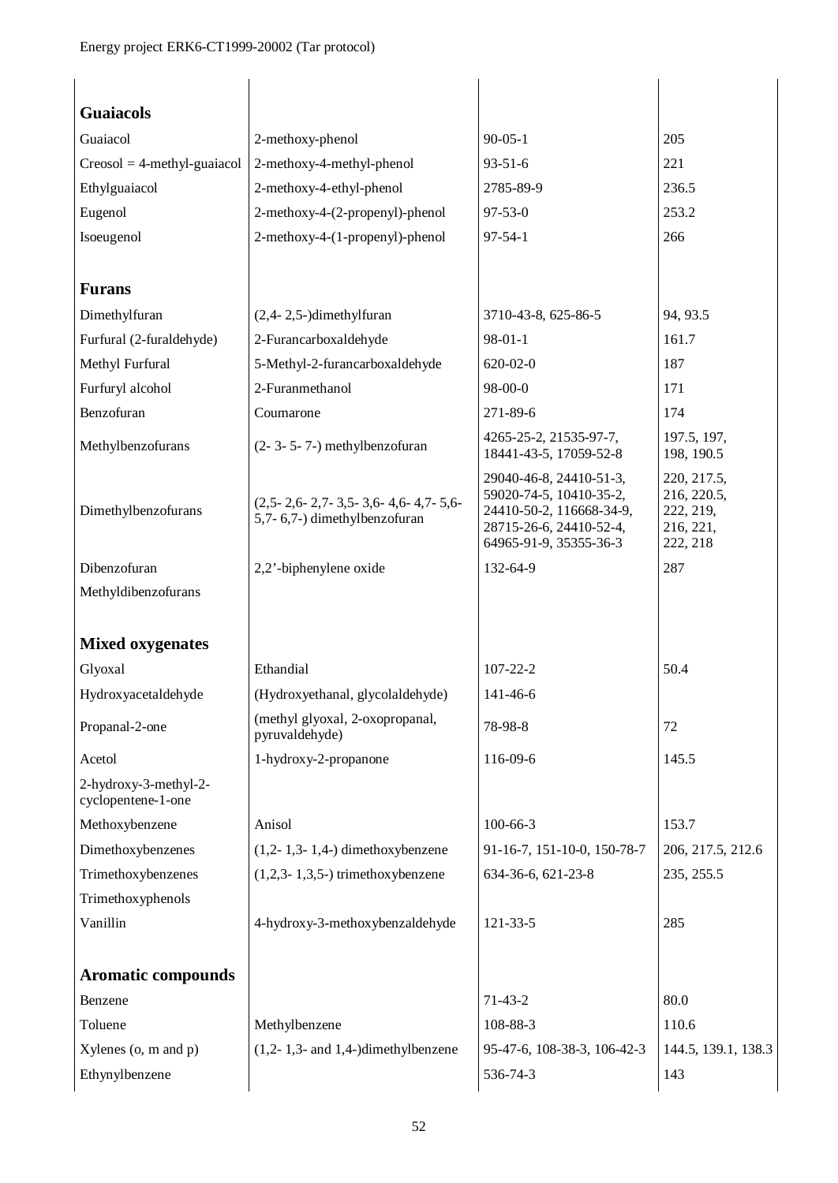| | | | |
|---|---|---|---|
| **Guaiacols** | | | |
| Guaiacol | 2-methoxy-phenol | 90-05-1 | 205 |
| Creosol = 4-methyl-guaiacol | 2-methoxy-4-methyl-phenol | 93-51-6 | 221 |
| Ethylguaiacol | 2-methoxy-4-ethyl-phenol | 2785-89-9 | 236.5 |
| Eugenol | 2-methoxy-4-(2-propenyl)-phenol | 97-53-0 | 253.2 |
| Isoeugenol | 2-methoxy-4-(1-propenyl)-phenol | 97-54-1 | 266 |
| | | | |
| **Furans** | | | |
| Dimethylfuran | (2,4- 2,5-)dimethylfuran | 3710-43-8, 625-86-5 | 94, 93.5 |
| Furfural (2-furaldehyde) | 2-Furancarboxaldehyde | 98-01-1 | 161.7 |
| Methyl Furfural | 5-Methyl-2-furancarboxaldehyde | 620-02-0 | 187 |
| Furfuryl alcohol | 2-Furanmethanol | 98-00-0 | 171 |
| Benzofuran | Coumarone | 271-89-6 | 174 |
| Methylbenzofurans | (2- 3- 5- 7-) methylbenzofuran | 4265-25-2, 21535-97-7, 18441-43-5, 17059-52-8 | 197.5, 197, 198, 190.5 |
| Dimethylbenzofurans | (2,5- 2,6- 2,7- 3,5- 3,6- 4,6- 4,7- 5,6- 5,7- 6,7-) dimethylbenzofuran | 29040-46-8, 24410-51-3, 59020-74-5, 10410-35-2, 24410-50-2, 116668-34-9, 28715-26-6, 24410-52-4, 64965-91-9, 35355-36-3 | 220, 217.5, 216, 220.5, 222, 219, 216, 221, 222, 218 |
| Dibenzofuran | 2,2'-biphenylene oxide | 132-64-9 | 287 |
| Methyldibenzofurans | | | |
| | | | |
| **Mixed oxygenates** | | | |
| Glyoxal | Ethandial | 107-22-2 | 50.4 |
| Hydroxyacetaldehyde | (Hydroxyethanal, glycolaldehyde) | 141-46-6 | |
| Propanal-2-one | (methyl glyoxal, 2-oxopropanal, pyruvaldehyde) | 78-98-8 | 72 |
| Acetol | 1-hydroxy-2-propanone | 116-09-6 | 145.5 |
| 2-hydroxy-3-methyl-2-cyclopentene-1-one | | | |
| Methoxybenzene | Anisol | 100-66-3 | 153.7 |
| Dimethoxybenzenes | (1,2- 1,3- 1,4-) dimethoxybenzene | 91-16-7, 151-10-0, 150-78-7 | 206, 217.5, 212.6 |
| Trimethoxybenzenes | (1,2,3- 1,3,5-) trimethoxybenzene | 634-36-6, 621-23-8 | 235, 255.5 |
| Trimethoxyphenols | | | |
| Vanillin | 4-hydroxy-3-methoxybenzaldehyde | 121-33-5 | 285 |
| | | | |
| **Aromatic compounds** | | | |
| Benzene | | 71-43-2 | 80.0 |
| Toluene | Methylbenzene | 108-88-3 | 110.6 |
| Xylenes (o, m and p) | (1,2- 1,3- and 1,4-)dimethylbenzene | 95-47-6, 108-38-3, 106-42-3 | 144.5, 139.1, 138.3 |
| Ethynylbenzene | | 536-74-3 | 143 |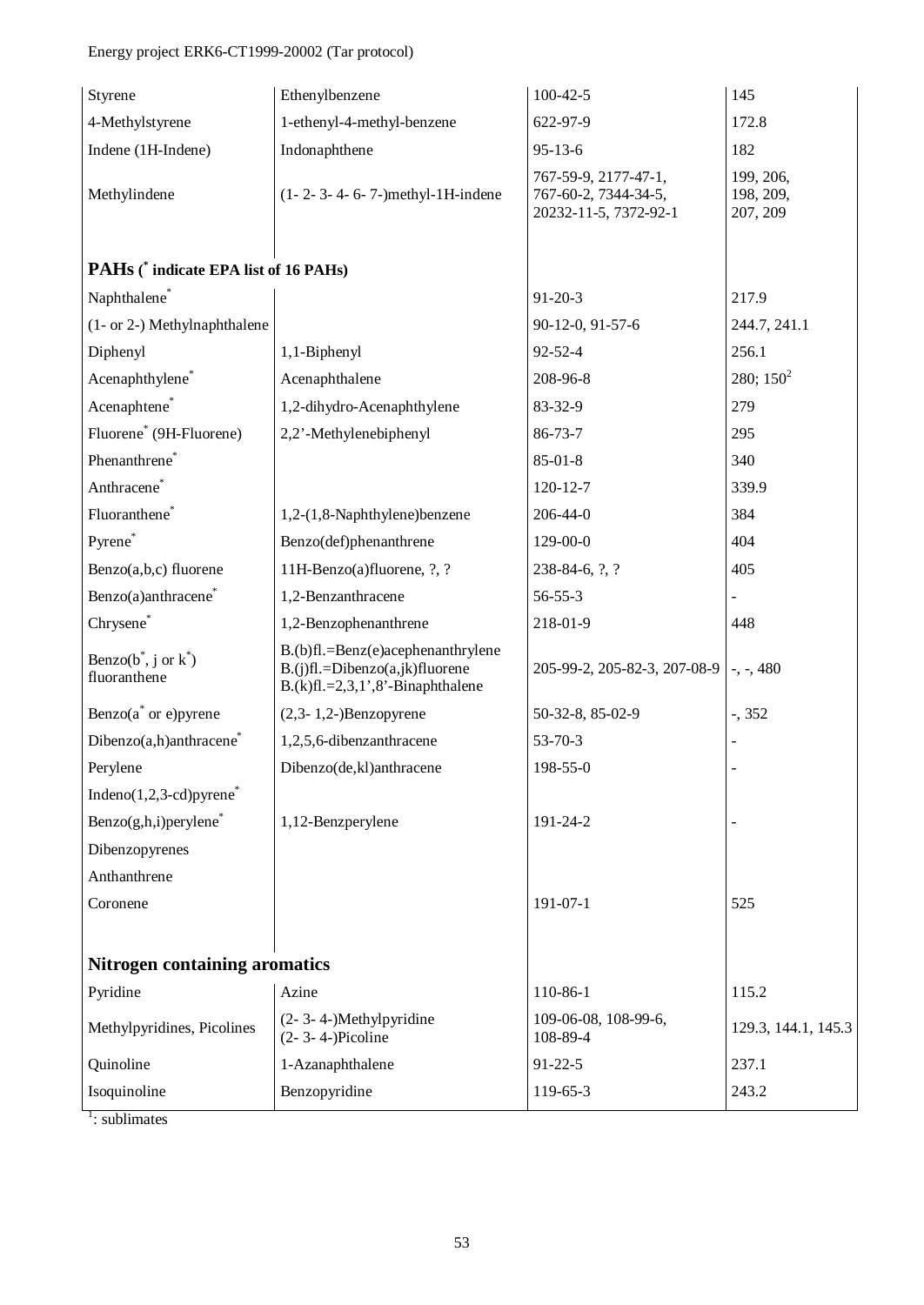| Styrene | Ethenylbenzene | 100-42-5 | 145 |
|---|---|---|---|
| 4-Methylstyrene | 1-ethenyl-4-methyl-benzene | 622-97-9 | 172.8 |
| Indene (1H-Indene) | Indonaphthene | 95-13-6 | 182 |
| Methylindene | (1- 2- 3- 4- 6- 7-)methyl-1H-indene | 767-59-9, 2177-47-1, 767-60-2, 7344-34-5, 20232-11-5, 7372-92-1 | 199, 206, 198, 209, 207, 209 |
| **PAHs (* indicate EPA list of 16 PAHs)** | | | |
| Naphthalene* | | 91-20-3 | 217.9 |
| (1- or 2-) Methylnaphthalene | | 90-12-0, 91-57-6 | 244.7, 241.1 |
| Diphenyl | 1,1-Biphenyl | 92-52-4 | 256.1 |
| Acenaphthylene* | Acenaphthalene | 208-96-8 | 280; 150[2] |
| Acenaphtene* | 1,2-dihydro-Acenaphthylene | 83-32-9 | 279 |
| Fluorene* (9H-Fluorene) | 2,2'-Methylenebiphenyl | 86-73-7 | 295 |
| Phenanthrene* | | 85-01-8 | 340 |
| Anthracene* | | 120-12-7 | 339.9 |
| Fluoranthene* | 1,2-(1,8-Naphthylene)benzene | 206-44-0 | 384 |
| Pyrene* | Benzo(def)phenanthrene | 129-00-0 | 404 |
| Benzo(a,b,c) fluorene | 11H-Benzo(a)fluorene, ?, ? | 238-84-6, ?, ? | 405 |
| Benzo(a)anthracene* | 1,2-Benzanthracene | 56-55-3 | - |
| Chrysene* | 1,2-Benzophenanthrene | 218-01-9 | 448 |
| Benzo(b*, j or k*) fluoranthene | B.(b)fl.=Benz(e)acephenanthrylene B.(j)fl.=Dibenzo(a,jk)fluorene B.(k)fl.=2,3,1',8'-Binaphthalene | 205-99-2, 205-82-3, 207-08-9 | -, -, 480 |
| Benzo(a* or e)pyrene | (2,3- 1,2-)Benzopyrene | 50-32-8, 85-02-9 | -, 352 |
| Dibenzo(a,h)anthracene* | 1,2,5,6-dibenzanthracene | 53-70-3 | - |
| Perylene | Dibenzo(de,kl)anthracene | 198-55-0 | - |
| Indeno(1,2,3-cd)pyrene* | | | |
| Benzo(g,h,i)perylene* | 1,12-Benzperylene | 191-24-2 | - |
| Dibenzopyrenes | | | |
| Anthanthrene | | | |
| Coronene | | 191-07-1 | 525 |
| **Nitrogen containing aromatics** | | | |
| Pyridine | Azine | 110-86-1 | 115.2 |
| Methylpyridines, Picolines | (2- 3- 4-)Methylpyridine (2- 3- 4-)Picoline | 109-06-08, 108-99-6, 108-89-4 | 129.3, 144.1, 145.3 |
| Quinoline | 1-Azanaphthalene | 91-22-5 | 237.1 |
| Isoquinoline | Benzopyridine | 119-65-3 | 243.2 |

[1]: sublimates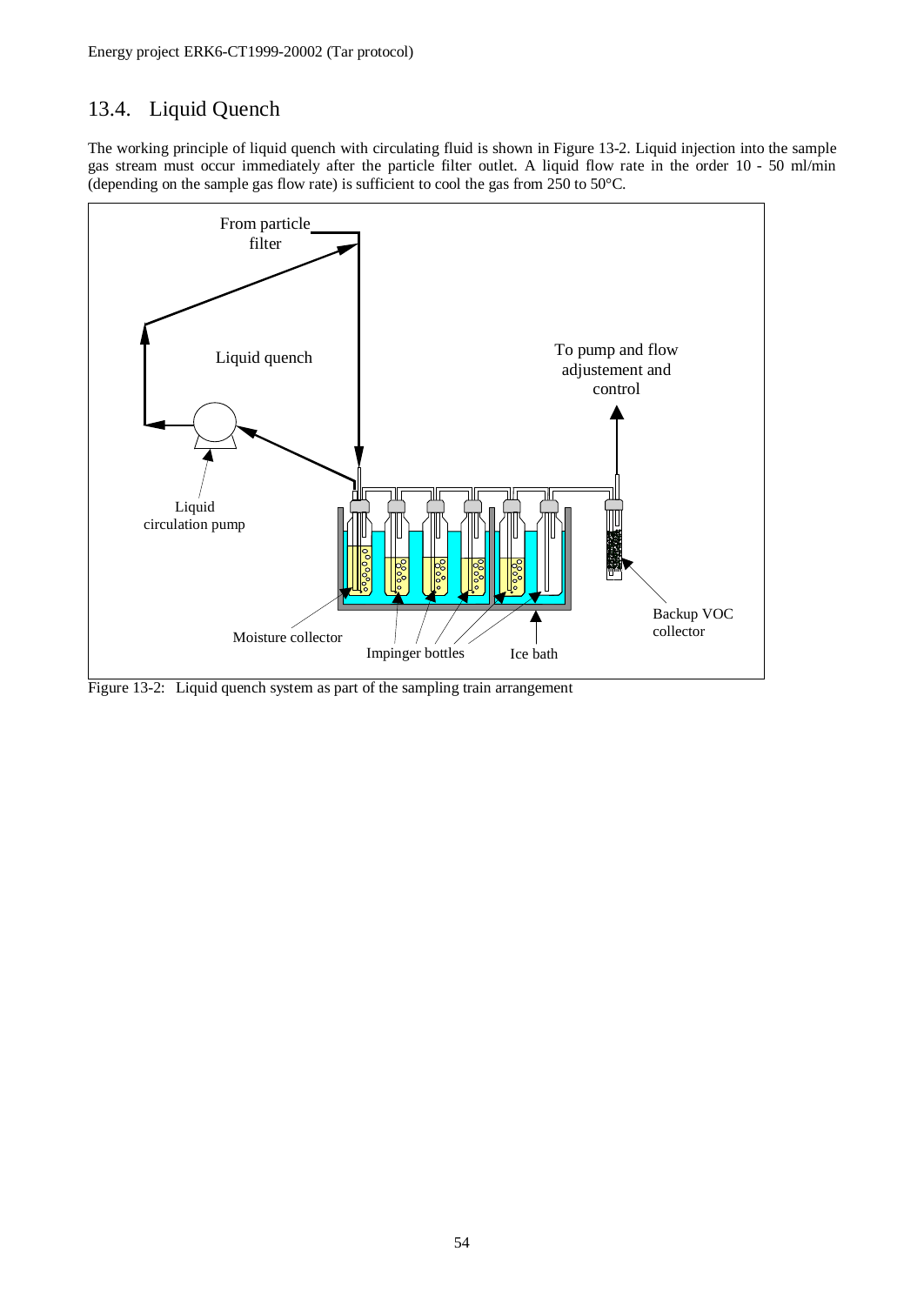## 13.4. Liquid Quench

The working principle of liquid quench with circulating fluid is shown in Figure 13-2. Liquid injection into the sample gas stream must occur immediately after the particle filter outlet. A liquid flow rate in the order 10 - 50 ml/min (depending on the sample gas flow rate) is sufficient to cool the gas from 250 to 50°C.

From particle filter

Liquid quench

To pump and flow adjustement and control

Liquid circulation pump

Backup VOC collector

Moisture collector

Impinger bottles

Ice bath

Figure 13-2: Liquid quench system as part of the sampling train arrangement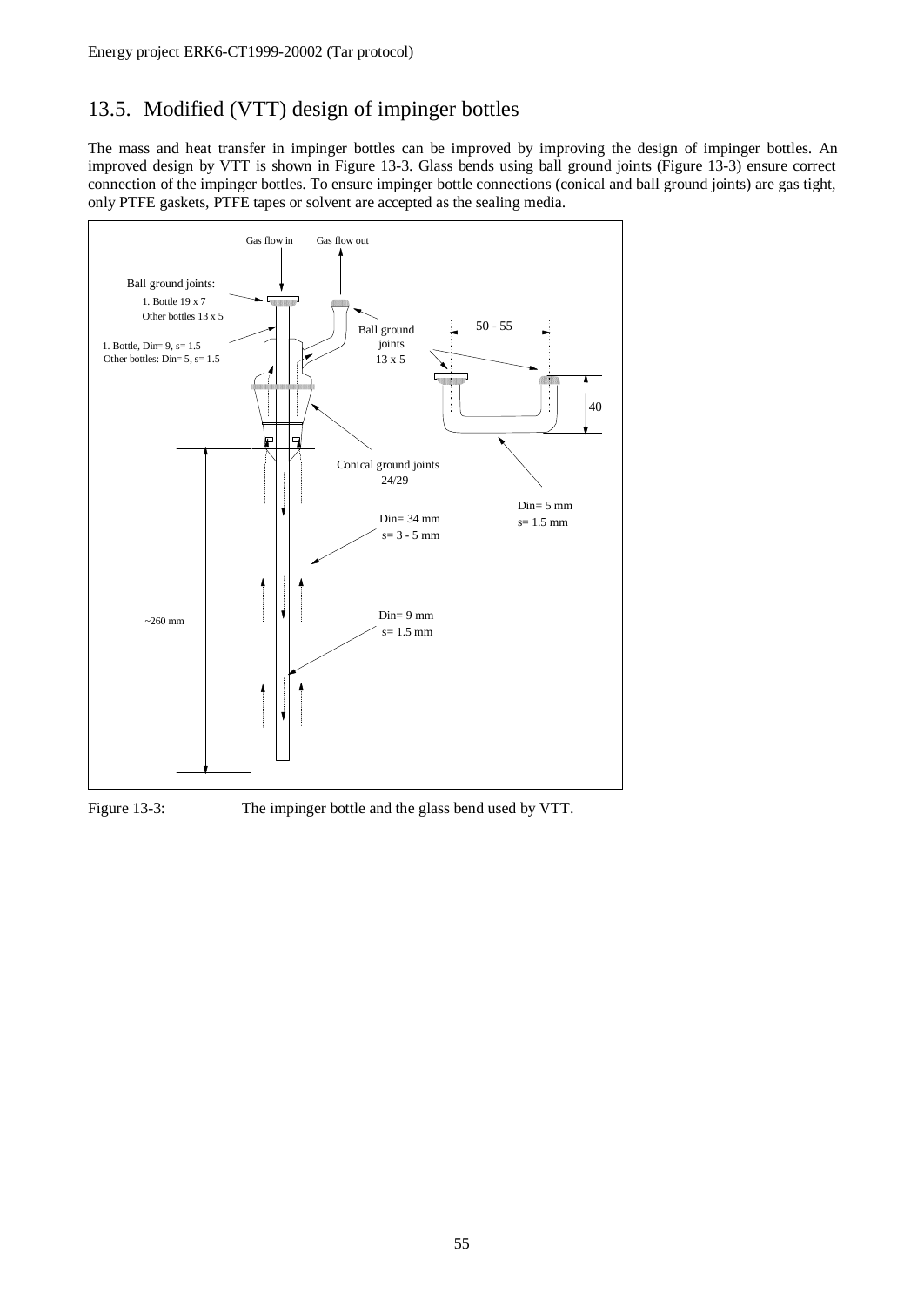## 13.5. Modified (VTT) design of impinger bottles

The mass and heat transfer in impinger bottles can be improved by improving the design of impinger bottles. An improved design by VTT is shown in Figure 13-3. Glass bends using ball ground joints (Figure 13-3) ensure correct connection of the impinger bottles. To ensure impinger bottle connections (conical and ball ground joints) are gas tight, only PTFE gaskets, PTFE tapes or solvent are accepted as the sealing media.

Gas flow in
Gas flow out

Ball ground joints:
1. Bottle 19 x 7
Other bottles 13 x 5

1. Bottle, Din= 9, s= 1.5
Other bottles: Din= 5, s= 1.5

Ball ground joints
13 x 5

50 - 55

40

Conical ground joints
24/29

Din= 5 mm
s= 1.5 mm

Din= 34 mm
s= 3 - 5 mm

~260 mm

Din= 9 mm
s= 1.5 mm

Figure 13-3: The impinger bottle and the glass bend used by VTT.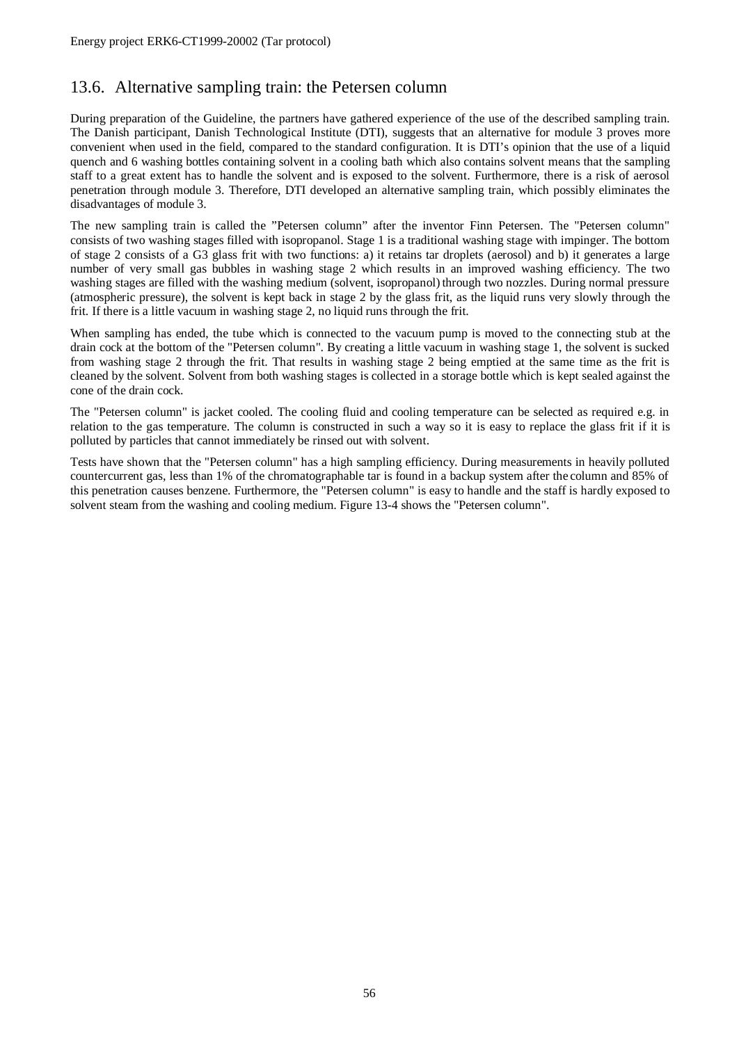## 13.6. Alternative sampling train: the Petersen column

During preparation of the Guideline, the partners have gathered experience of the use of the described sampling train. The Danish participant, Danish Technological Institute (DTI), suggests that an alternative for module 3 proves more convenient when used in the field, compared to the standard configuration. It is DTI's opinion that the use of a liquid quench and 6 washing bottles containing solvent in a cooling bath which also contains solvent means that the sampling staff to a great extent has to handle the solvent and is exposed to the solvent. Furthermore, there is a risk of aerosol penetration through module 3. Therefore, DTI developed an alternative sampling train, which possibly eliminates the disadvantages of module 3.

The new sampling train is called the "Petersen column" after the inventor Finn Petersen. The "Petersen column" consists of two washing stages filled with isopropanol. Stage 1 is a traditional washing stage with impinger. The bottom of stage 2 consists of a G3 glass frit with two functions: a) it retains tar droplets (aerosol) and b) it generates a large number of very small gas bubbles in washing stage 2 which results in an improved washing efficiency. The two washing stages are filled with the washing medium (solvent, isopropanol) through two nozzles. During normal pressure (atmospheric pressure), the solvent is kept back in stage 2 by the glass frit, as the liquid runs very slowly through the frit. If there is a little vacuum in washing stage 2, no liquid runs through the frit.

When sampling has ended, the tube which is connected to the vacuum pump is moved to the connecting stub at the drain cock at the bottom of the "Petersen column". By creating a little vacuum in washing stage 1, the solvent is sucked from washing stage 2 through the frit. That results in washing stage 2 being emptied at the same time as the frit is cleaned by the solvent. Solvent from both washing stages is collected in a storage bottle which is kept sealed against the cone of the drain cock.

The "Petersen column" is jacket cooled. The cooling fluid and cooling temperature can be selected as required e.g. in relation to the gas temperature. The column is constructed in such a way so it is easy to replace the glass frit if it is polluted by particles that cannot immediately be rinsed out with solvent.

Tests have shown that the "Petersen column" has a high sampling efficiency. During measurements in heavily polluted countercurrent gas, less than 1% of the chromatographable tar is found in a backup system after the column and 85% of this penetration causes benzene. Furthermore, the "Petersen column" is easy to handle and the staff is hardly exposed to solvent steam from the washing and cooling medium. Figure 13-4 shows the "Petersen column".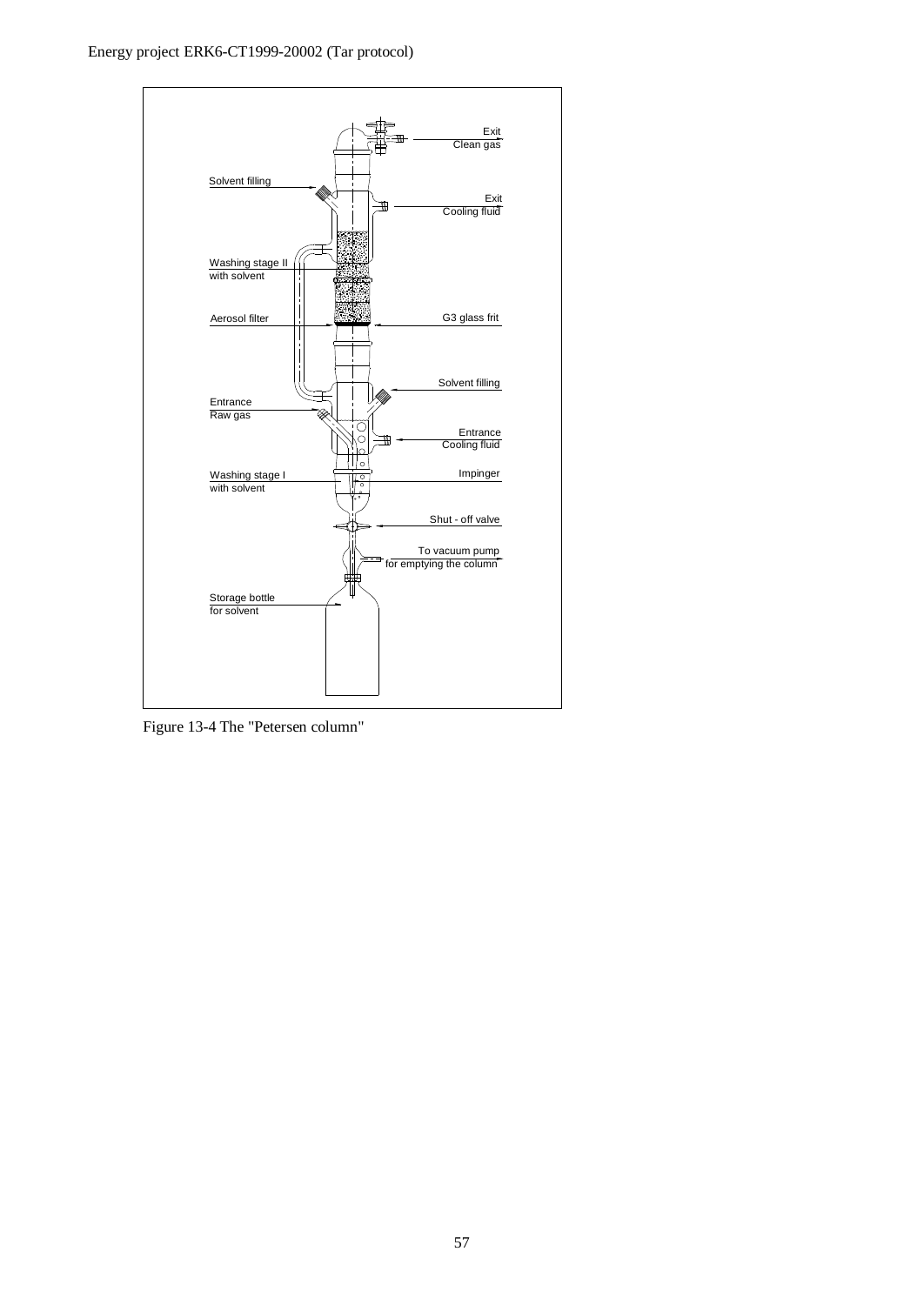Figure 13-4 The "Petersen column"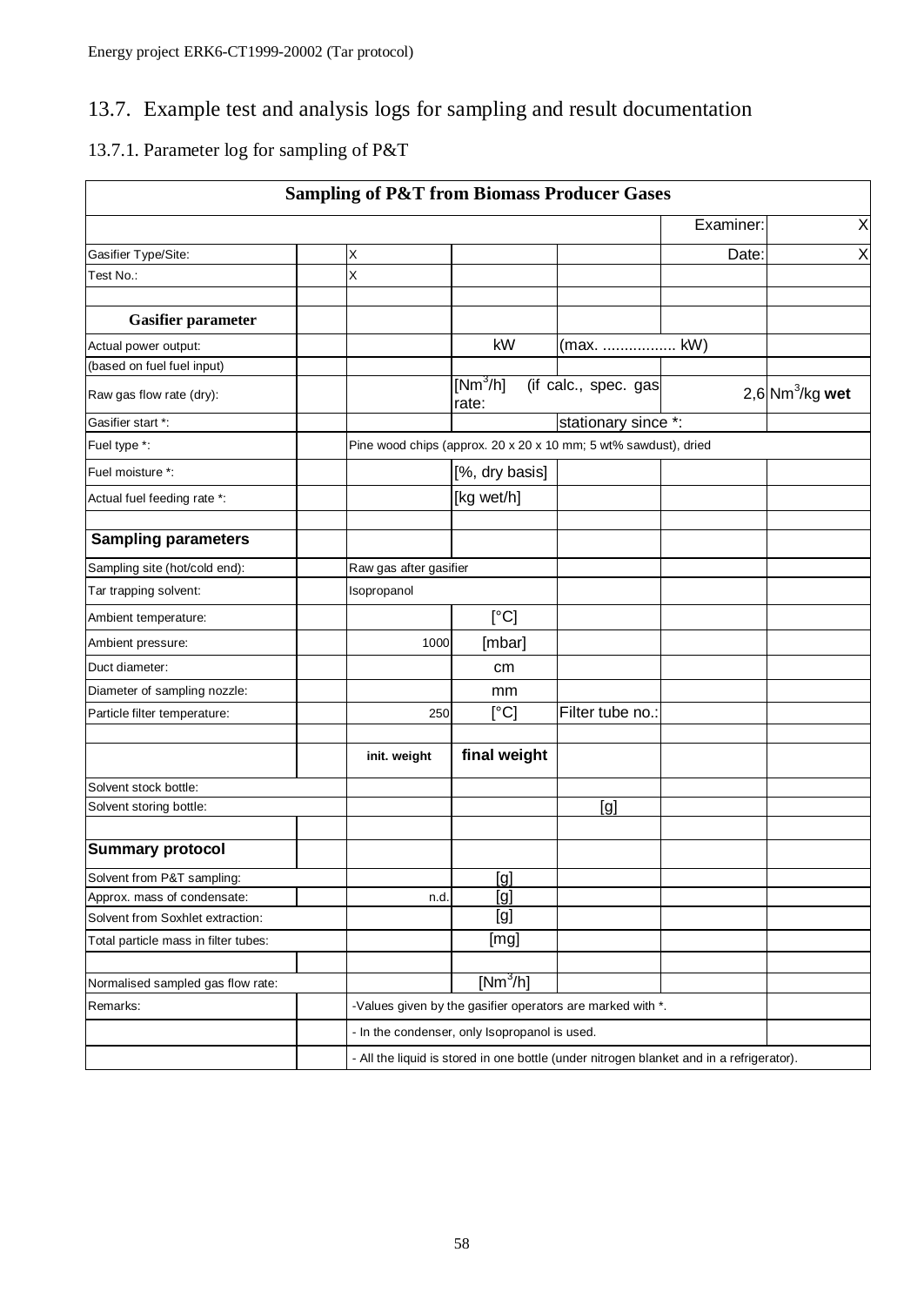## 13.7. Example test and analysis logs for sampling and result documentation

### 13.7.1. Parameter log for sampling of P&T

| Sampling of P&T from Biomass Producer Gases | | | | | | |
|---|---|---|---|---|---|---|
| | | | | | Examiner: | X |
| Gasifier Type/Site: | | X | | | Date: | X |
| Test No.: | | X | | | | |
| | | | | | | |
| **Gasifier parameter** | | | | | | |
| Actual power output: | | | kW | (max. ................. kW) | | |
| (based on fuel fuel input) | | | | | | |
| Raw gas flow rate (dry): | | | [$Nm^3$/h] | (if calc., spec. gas rate: | | 2,6 $Nm^3$/kg **wet** |
| Gasifier start *: | | | | stationary since *: | | |
| Fuel type *: | | Pine wood chips (approx. 20 x 20 x 10 mm; 5 wt% sawdust), dried | | | | |
| Fuel moisture *: | | | [%, dry basis] | | | |
| Actual fuel feeding rate *: | | | [kg wet/h] | | | |
| | | | | | | |
| **Sampling parameters** | | | | | | |
| Sampling site (hot/cold end): | | Raw gas after gasifier | | | | |
| Tar trapping solvent: | | Isopropanol | | | | |
| Ambient temperature: | | | [°C] | | | |
| Ambient pressure: | | 1000 | [mbar] | | | |
| Duct diameter: | | | cm | | | |
| Diameter of sampling nozzle: | | | mm | | | |
| Particle filter temperature: | | 250 | [°C] | Filter tube no.: | | |
| | | | | | | |
| | | init. weight | final weight | | | |
| Solvent stock bottle: | | | | | | |
| Solvent storing bottle: | | | | [g] | | |
| | | | | | | |
| **Summary protocol** | | | | | | |
| Solvent from P&T sampling: | | | [g] | | | |
| Approx. mass of condensate: | | n.d. | [g] | | | |
| Solvent from Soxhlet extraction: | | | [g] | | | |
| Total particle mass in filter tubes: | | | [mg] | | | |
| | | | | | | |
| Normalised sampled gas flow rate: | | | [$Nm^3$/h] | | | |
| Remarks: | | -Values given by the gasifier operators are marked with *. | | | | |
| | | - In the condenser, only Isopropanol is used. | | | | |
| | | - All the liquid is stored in one bottle (under nitrogen blanket and in a refrigerator). | | | | |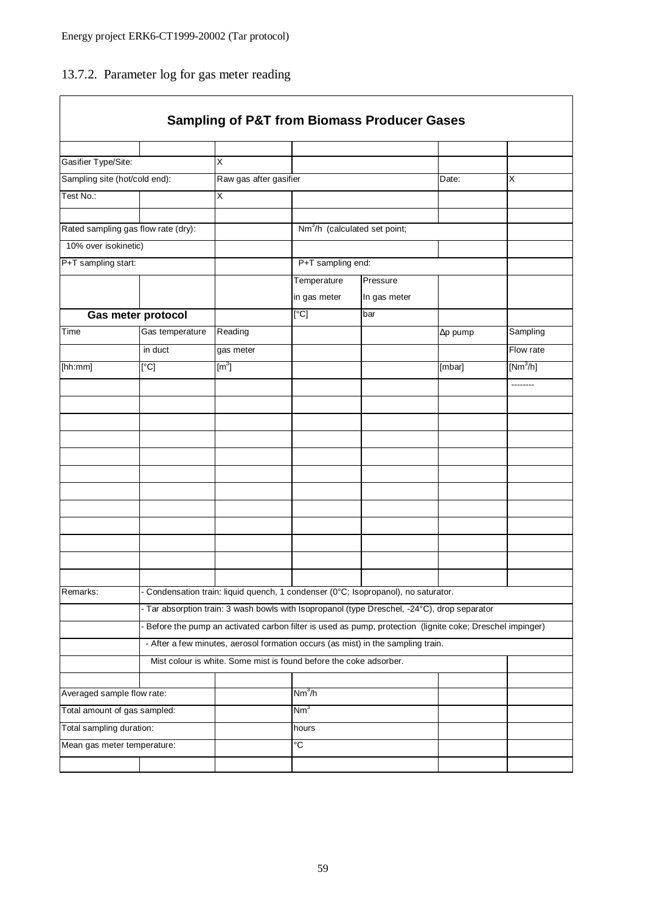## 13.7.2. Parameter log for gas meter reading

| **Sampling of P&T from Biomass Producer Gases** | | | | | | |
|---|---|---|---|---|---|---|
| | | | | | | |
| Gasifier Type/Site: | | X | | | | |
| Sampling site (hot/cold end): | | Raw gas after gasifier | | | Date: | X |
| Test No.: | | X | | | | |
| | | | | | | |
| Rated sampling gas flow rate (dry): | | | $Nm^3/h$ (calculated set point; | | | |
| 10% over isokinetic) | | | | | | |
| P+T sampling start: | | | P+T sampling end: | | | |
| | | | Temperature in gas meter | Pressure In gas meter | | |
| **Gas meter protocol** | | | [°C] | bar | | |
| Time | Gas temperature in duct | Reading gas meter | | | Δp pump | Sampling Flow rate |
| [hh:mm] | [°C] | [$m^3$] | | | [mbar] | [$Nm^3/h$] |
| | | | | | | -------- |
| | | | | | | |
| | | | | | | |
| | | | | | | |
| | | | | | | |
| | | | | | | |
| | | | | | | |
| | | | | | | |
| | | | | | | |
| | | | | | | |
| | | | | | | |
| | | | | | | |
| Remarks: | - Condensation train: liquid quench, 1 condenser (0°C; Isopropanol), no saturator. | | | | | |
| | - Tar absorption train: 3 wash bowls with Isopropanol (type Dreschel, -24°C), drop separator | | | | | |
| | - Before the pump an activated carbon filter is used as pump, protection (lignite coke; Dreschel impinger) | | | | | |
| | - After a few minutes, aerosol formation occurs (as mist) in the sampling train. | | | | | |
| | Mist colour is white. Some mist is found before the coke adsorber. | | | | | |
| | | | | | | |
| Averaged sample flow rate: | | | $Nm^3/h$ | | | |
| Total amount of gas sampled: | | | $Nm^3$ | | | |
| Total sampling duration: | | | hours | | | |
| Mean gas meter temperature: | | | °C | | | |
| | | | | | | |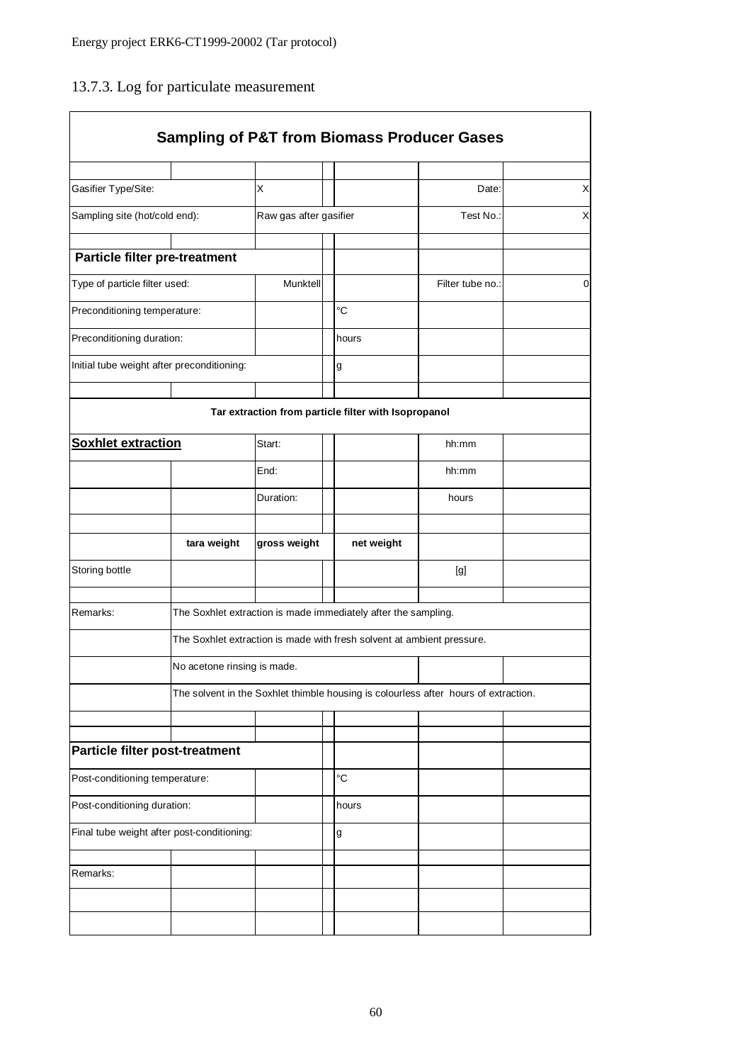## 13.7.3. Log for particulate measurement

| Sampling of P&T from Biomass Producer Gases | | | | | | |
|---|---|---|---|---|---|---|
| | | | | | | |
| Gasifier Type/Site: | | X | | | Date: | X |
| Sampling site (hot/cold end): | | Raw gas after gasifier | | | Test No.: | X |
| | | | | | | |
| **Particle filter pre-treatment** | | | | | | |
| Type of particle filter used: | | Munktell | | | Filter tube no.: | 0 |
| Preconditioning temperature: | | | | °C | | |
| Preconditioning duration: | | | | hours | | |
| Initial tube weight after preconditioning: | | | | g | | |
| | | | | | | |
| **Tar extraction from particle filter with Isopropanol** | | | | | | |
| **Soxhlet extraction** | | Start: | | | hh:mm | |
| | | End: | | | hh:mm | |
| | | Duration: | | | hours | |
| | | | | | | |
| | **tara weight** | **gross weight** | | **net weight** | | |
| Storing bottle | | | | | [g] | |
| | | | | | | |
| Remarks: | The Soxhlet extraction is made immediately after the sampling. | | | | | |
| | The Soxhlet extraction is made with fresh solvent at ambient pressure. | | | | | |
| | No acetone rinsing is made. | | | | | |
| | The solvent in the Soxhlet thimble housing is colourless after hours of extraction. | | | | | |
| | | | | | | |
| | | | | | | |
| **Particle filter post-treatment** | | | | | | |
| Post-conditioning temperature: | | | | °C | | |
| Post-conditioning duration: | | | | hours | | |
| Final tube weight after post-conditioning: | | | | g | | |
| | | | | | | |
| Remarks: | | | | | | |
| | | | | | | |
| | | | | | | |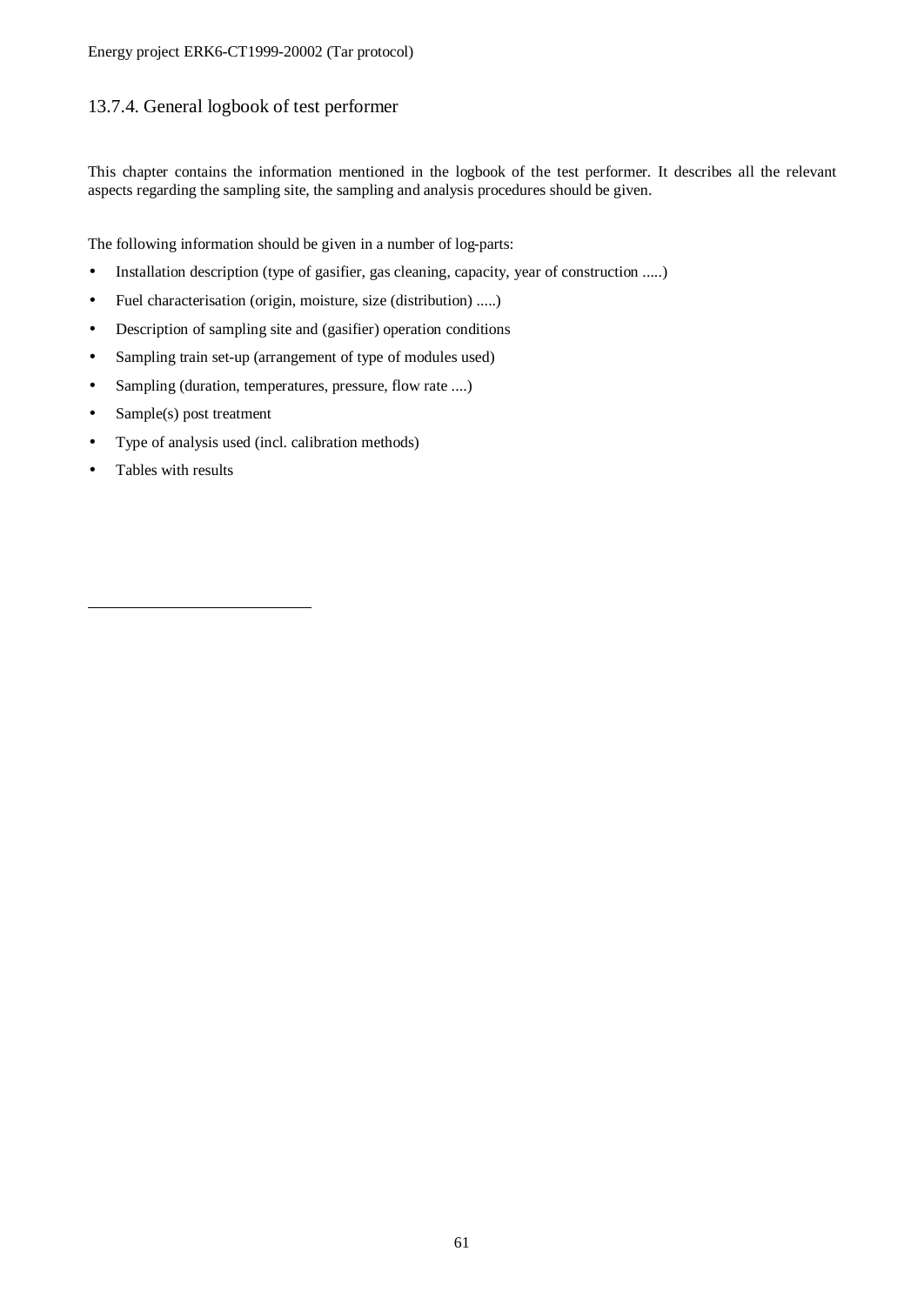### 13.7.4. General logbook of test performer

This chapter contains the information mentioned in the logbook of the test performer. It describes all the relevant aspects regarding the sampling site, the sampling and analysis procedures should be given.

The following information should be given in a number of log-parts:

- Installation description (type of gasifier, gas cleaning, capacity, year of construction .....)
- Fuel characterisation (origin, moisture, size (distribution) .....)
- Description of sampling site and (gasifier) operation conditions
- Sampling train set-up (arrangement of type of modules used)
- Sampling (duration, temperatures, pressure, flow rate ....)
- Sample(s) post treatment
- Type of analysis used (incl. calibration methods)
- Tables with results